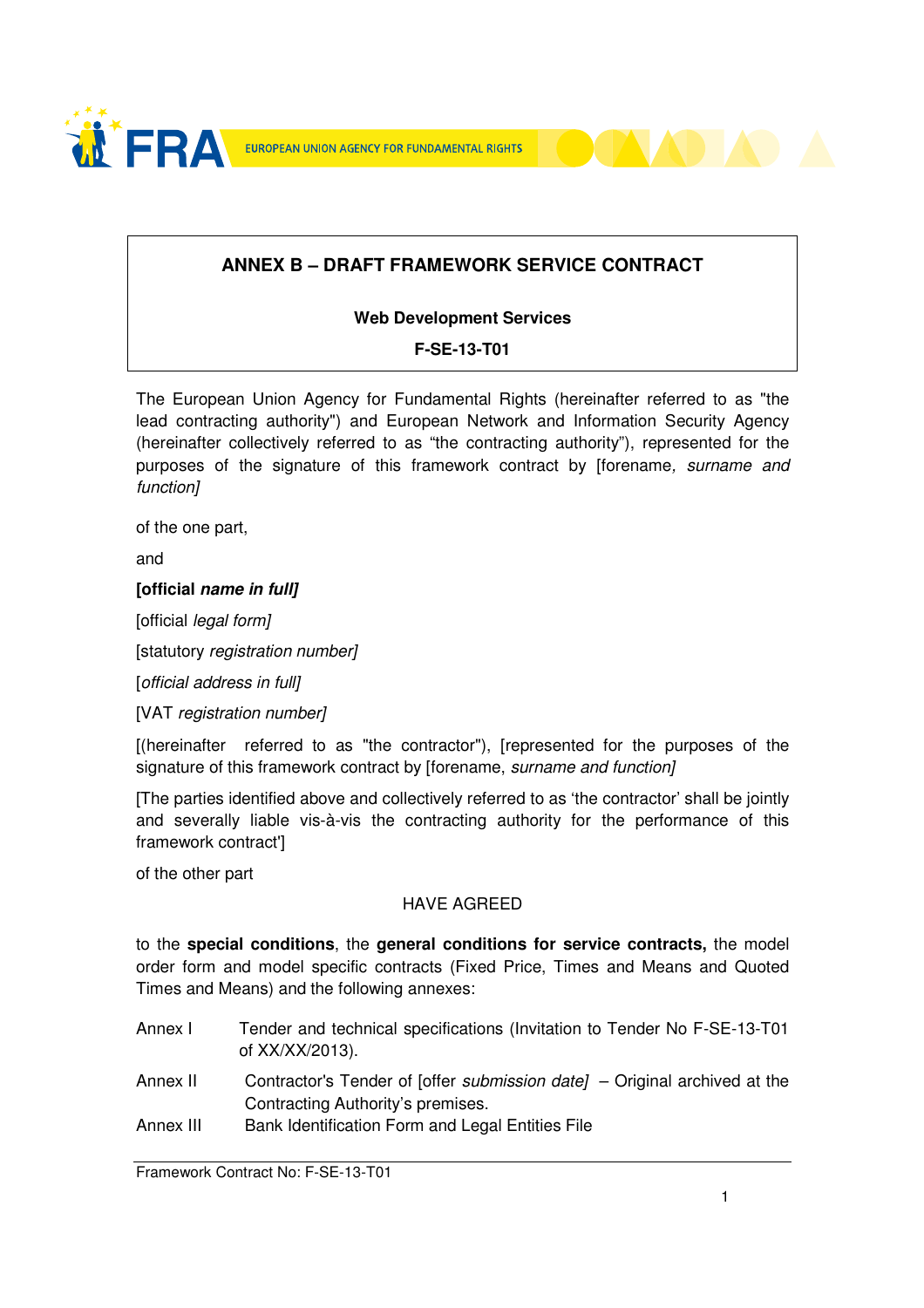**ANNEX B – DRAFT FRAMEWORK SERVICE CONTRACT**

**Web Development Services**

**F-SE-13-T01**

The European Union Agency for Fundamental Rights (hereinafter referred to as "the lead contracting authority") and European Network and Information Security Agency (hereinafter collectively referred to as “the contracting authority”), represented for the purposes of the signature of this framework contract by [forename*, surname and function]*

of the one part,

and

**[official *name in full]***

[official *legal form]*

[statutory *registration number]*

[*official address in full]*

[VAT *registration number]*

[(hereinafter referred to as "the contractor"), [represented for the purposes of the signature of this framework contract by [forename, *surname and function]*

[The parties identified above and collectively referred to as ‘the contractor’ shall be jointly and severally liable vis-à-vis the contracting authority for the performance of this framework contract']

of the other part

HAVE AGREED

to the **special conditions**, the **general conditions for service contracts,** the model order form and model specific contracts (Fixed Price, Times and Means and Quoted Times and Means) and the following annexes:

| | |
|---|---|
| Annex I | Tender and technical specifications (Invitation to Tender No F-SE-13-T01 of XX/XX/2013). |
| Annex II | Contractor's Tender of [offer *submission date]* – Original archived at the Contracting Authority’s premises. |
| Annex III | Bank Identification Form and Legal Entities File |

Framework Contract No: F-SE-13-T01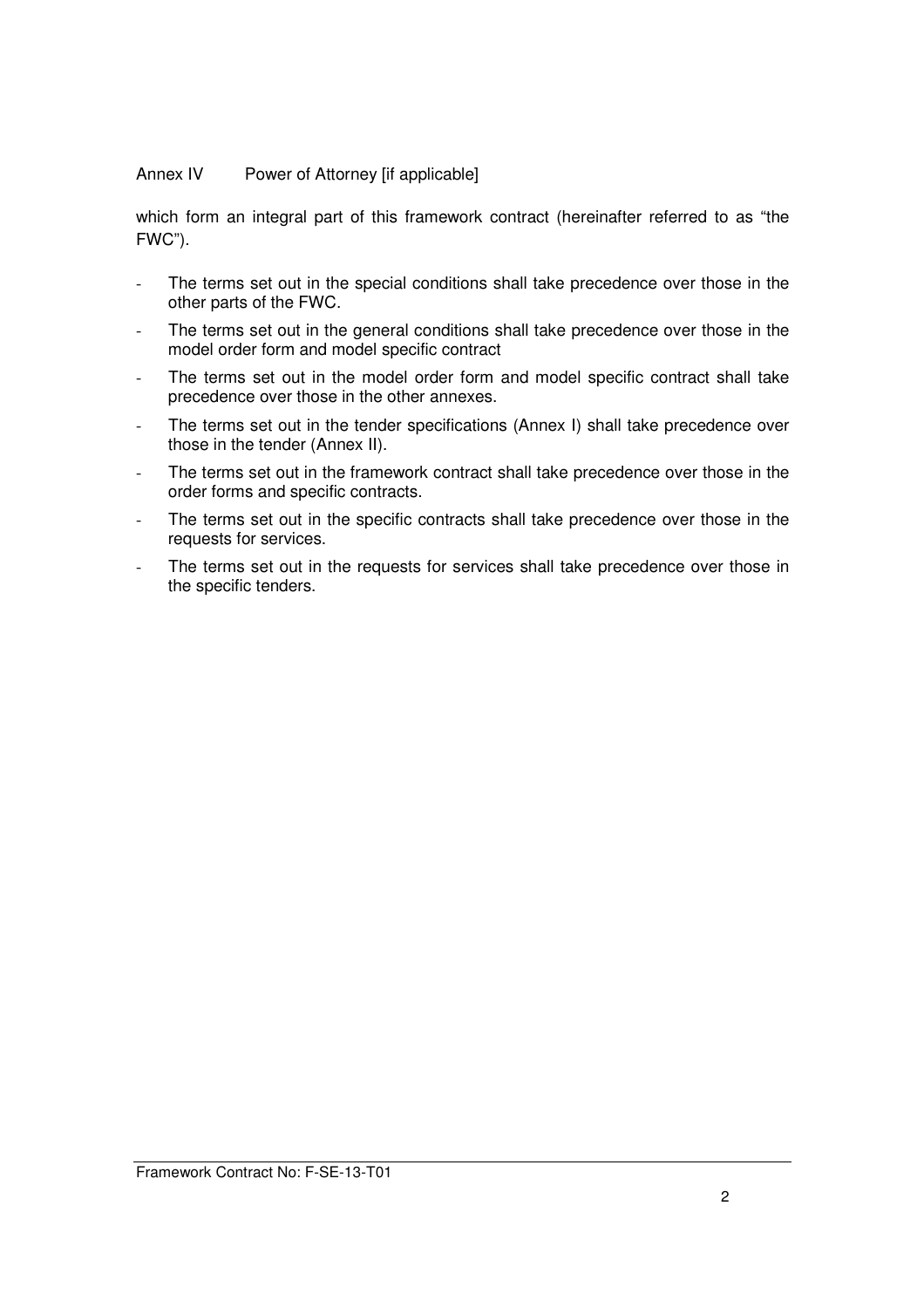Annex IV Power of Attorney [if applicable]

which form an integral part of this framework contract (hereinafter referred to as "the FWC").

- The terms set out in the special conditions shall take precedence over those in the other parts of the FWC.
- The terms set out in the general conditions shall take precedence over those in the model order form and model specific contract
- The terms set out in the model order form and model specific contract shall take precedence over those in the other annexes.
- The terms set out in the tender specifications (Annex I) shall take precedence over those in the tender (Annex II).
- The terms set out in the framework contract shall take precedence over those in the order forms and specific contracts.
- The terms set out in the specific contracts shall take precedence over those in the requests for services.
- The terms set out in the requests for services shall take precedence over those in the specific tenders.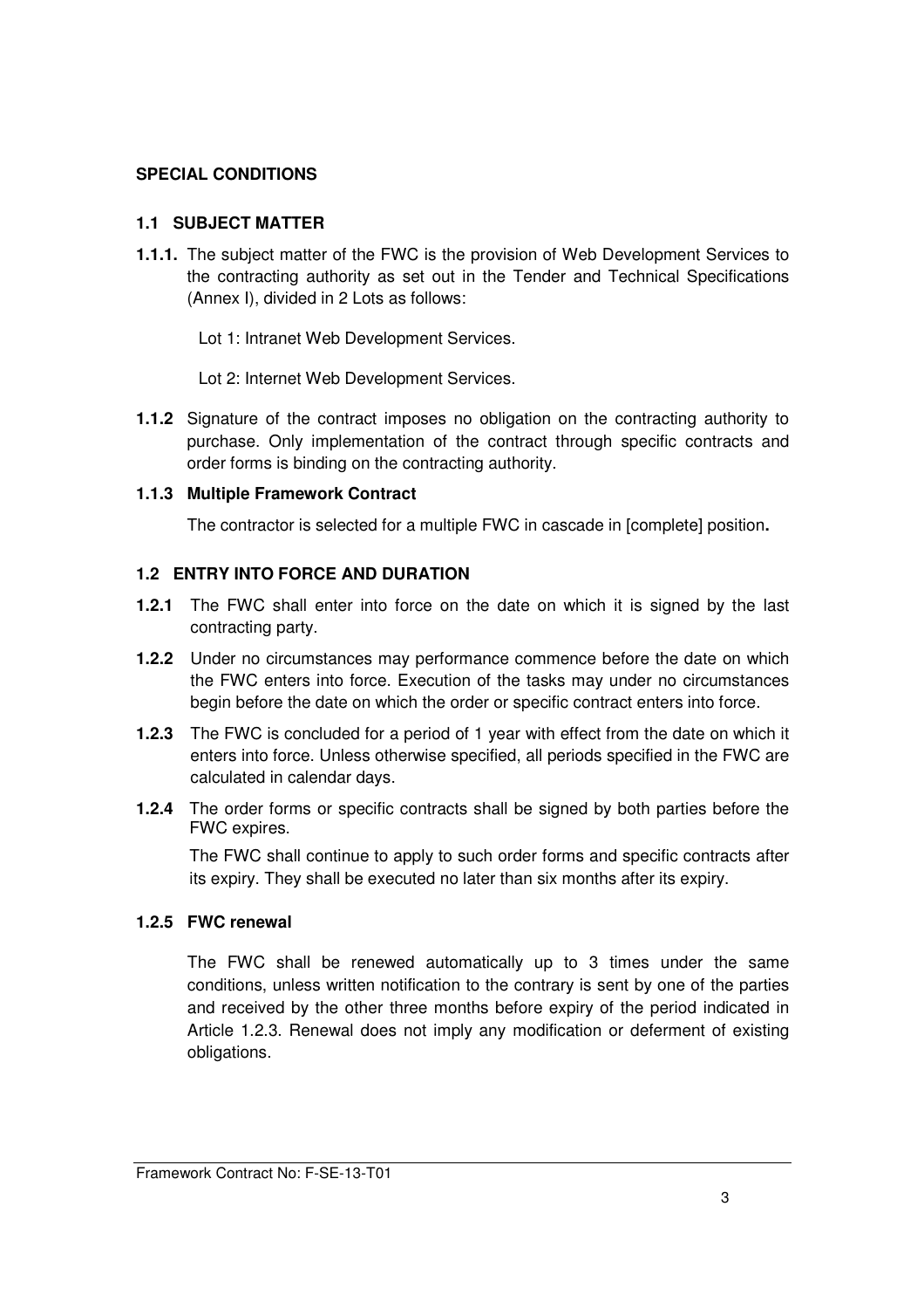# SPECIAL CONDITIONS

## 1.1 SUBJECT MATTER

**1.1.1.** The subject matter of the FWC is the provision of Web Development Services to the contracting authority as set out in the Tender and Technical Specifications (Annex I), divided in 2 Lots as follows:

Lot 1: Intranet Web Development Services.

Lot 2: Internet Web Development Services.

**1.1.2** Signature of the contract imposes no obligation on the contracting authority to purchase. Only implementation of the contract through specific contracts and order forms is binding on the contracting authority.

### 1.1.3 Multiple Framework Contract

The contractor is selected for a multiple FWC in cascade in [complete] position**.**

## 1.2 ENTRY INTO FORCE AND DURATION

**1.2.1** The FWC shall enter into force on the date on which it is signed by the last contracting party.

**1.2.2** Under no circumstances may performance commence before the date on which the FWC enters into force. Execution of the tasks may under no circumstances begin before the date on which the order or specific contract enters into force.

**1.2.3** The FWC is concluded for a period of 1 year with effect from the date on which it enters into force. Unless otherwise specified, all periods specified in the FWC are calculated in calendar days.

**1.2.4** The order forms or specific contracts shall be signed by both parties before the FWC expires.

The FWC shall continue to apply to such order forms and specific contracts after its expiry. They shall be executed no later than six months after its expiry.

### 1.2.5 FWC renewal

The FWC shall be renewed automatically up to 3 times under the same conditions, unless written notification to the contrary is sent by one of the parties and received by the other three months before expiry of the period indicated in Article 1.2.3. Renewal does not imply any modification or deferment of existing obligations.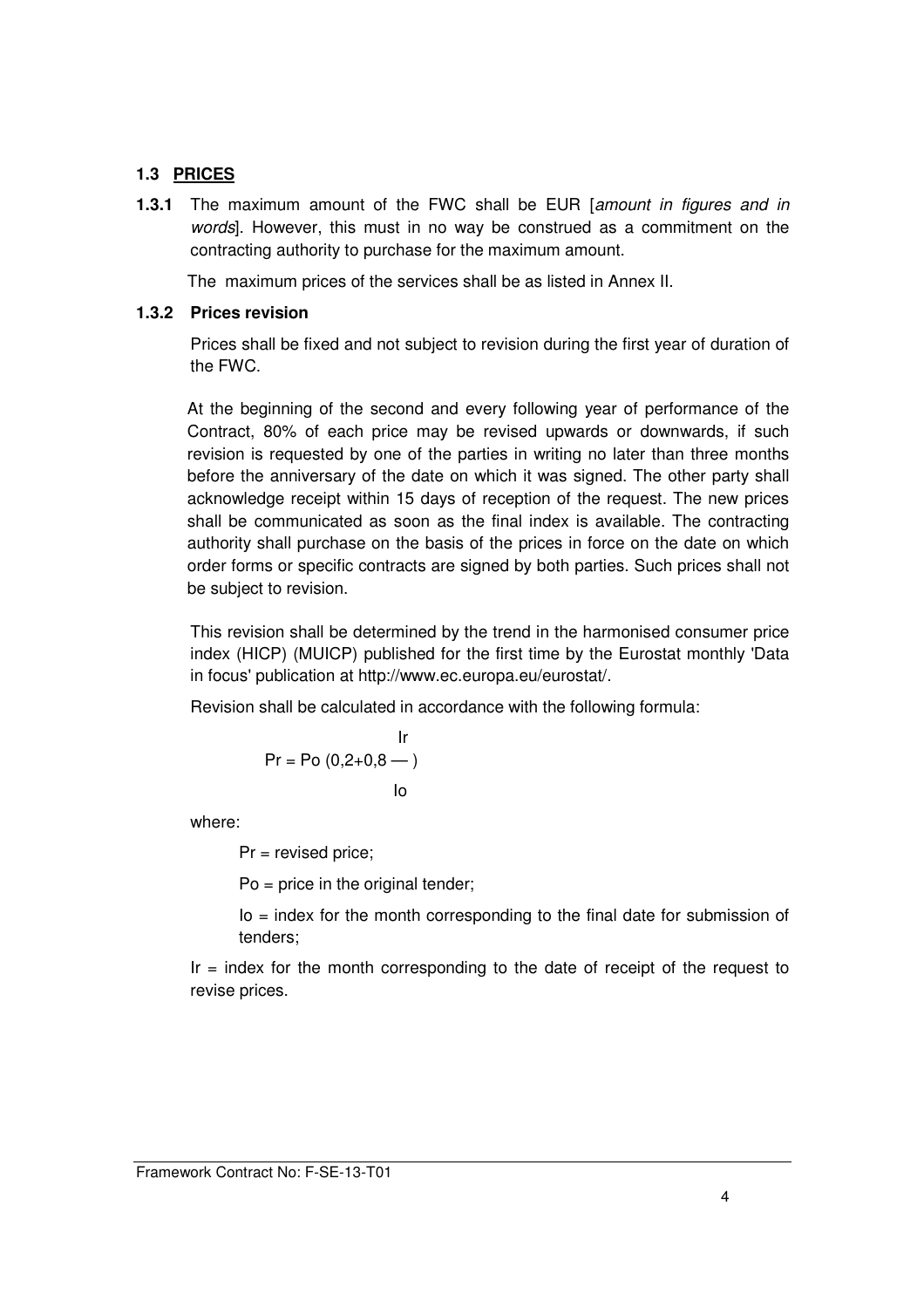### 1.3 PRICES

**1.3.1** The maximum amount of the FWC shall be EUR [*amount in figures and in words*]. However, this must in no way be construed as a commitment on the contracting authority to purchase for the maximum amount.

The maximum prices of the services shall be as listed in Annex II.

**1.3.2 Prices revision**

Prices shall be fixed and not subject to revision during the first year of duration of the FWC.

At the beginning of the second and every following year of performance of the Contract, 80% of each price may be revised upwards or downwards, if such revision is requested by one of the parties in writing no later than three months before the anniversary of the date on which it was signed. The other party shall acknowledge receipt within 15 days of reception of the request. The new prices shall be communicated as soon as the final index is available. The contracting authority shall purchase on the basis of the prices in force on the date on which order forms or specific contracts are signed by both parties. Such prices shall not be subject to revision.

This revision shall be determined by the trend in the harmonised consumer price index (HICP) (MUICP) published for the first time by the Eurostat monthly 'Data in focus' publication at http://www.ec.europa.eu/eurostat/.

Revision shall be calculated in accordance with the following formula:

$$Pr = Po \left(0{,}2 + 0{,}8 \frac{Ir}{Io}\right)$$

where:

$Pr$ = revised price;

$Po$ = price in the original tender;

$Io$ = index for the month corresponding to the final date for submission of tenders;

$Ir$ = index for the month corresponding to the date of receipt of the request to revise prices.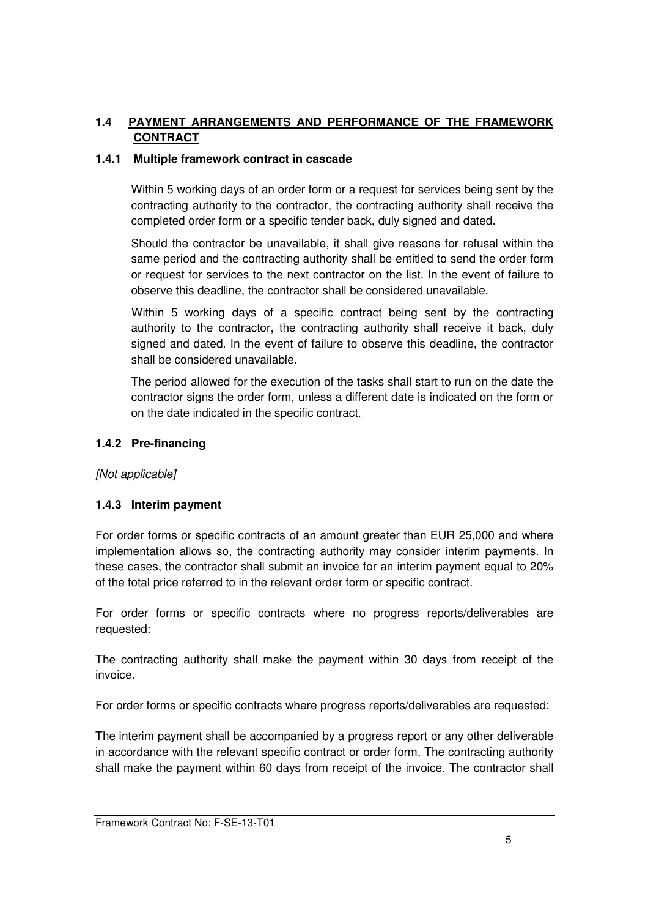## 1.4 PAYMENT ARRANGEMENTS AND PERFORMANCE OF THE FRAMEWORK CONTRACT

### 1.4.1 Multiple framework contract in cascade

Within 5 working days of an order form or a request for services being sent by the contracting authority to the contractor, the contracting authority shall receive the completed order form or a specific tender back, duly signed and dated.

Should the contractor be unavailable, it shall give reasons for refusal within the same period and the contracting authority shall be entitled to send the order form or request for services to the next contractor on the list. In the event of failure to observe this deadline, the contractor shall be considered unavailable.

Within 5 working days of a specific contract being sent by the contracting authority to the contractor, the contracting authority shall receive it back, duly signed and dated. In the event of failure to observe this deadline, the contractor shall be considered unavailable.

The period allowed for the execution of the tasks shall start to run on the date the contractor signs the order form, unless a different date is indicated on the form or on the date indicated in the specific contract.

### 1.4.2 Pre-financing

*[Not applicable]*

### 1.4.3 Interim payment

For order forms or specific contracts of an amount greater than EUR 25,000 and where implementation allows so, the contracting authority may consider interim payments. In these cases, the contractor shall submit an invoice for an interim payment equal to 20% of the total price referred to in the relevant order form or specific contract.

For order forms or specific contracts where no progress reports/deliverables are requested:

The contracting authority shall make the payment within 30 days from receipt of the invoice.

For order forms or specific contracts where progress reports/deliverables are requested:

The interim payment shall be accompanied by a progress report or any other deliverable in accordance with the relevant specific contract or order form. The contracting authority shall make the payment within 60 days from receipt of the invoice. The contractor shall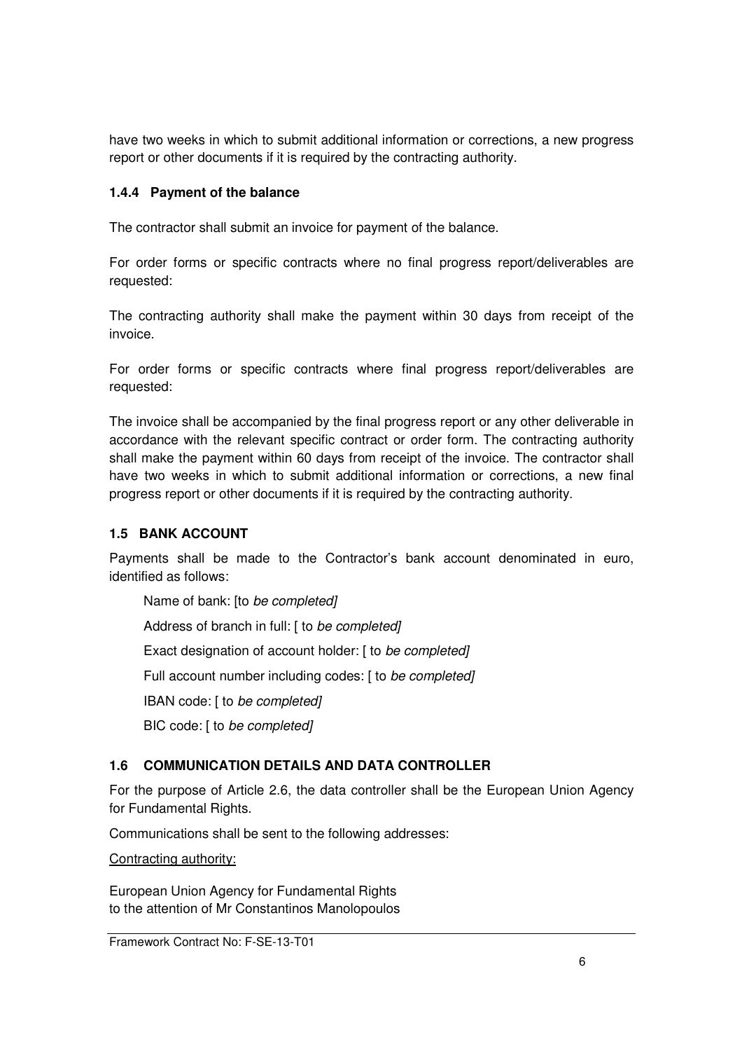have two weeks in which to submit additional information or corrections, a new progress report or other documents if it is required by the contracting authority.

### 1.4.4 Payment of the balance

The contractor shall submit an invoice for payment of the balance.

For order forms or specific contracts where no final progress report/deliverables are requested:

The contracting authority shall make the payment within 30 days from receipt of the invoice.

For order forms or specific contracts where final progress report/deliverables are requested:

The invoice shall be accompanied by the final progress report or any other deliverable in accordance with the relevant specific contract or order form. The contracting authority shall make the payment within 60 days from receipt of the invoice. The contractor shall have two weeks in which to submit additional information or corrections, a new final progress report or other documents if it is required by the contracting authority.

## 1.5 BANK ACCOUNT

Payments shall be made to the Contractor's bank account denominated in euro, identified as follows:

Name of bank: [to *be completed]*

Address of branch in full: [ to *be completed]*

Exact designation of account holder: [ to *be completed]*

Full account number including codes: [ to *be completed]*

IBAN code: [ to *be completed]*

BIC code: [ to *be completed]*

## 1.6 COMMUNICATION DETAILS AND DATA CONTROLLER

For the purpose of Article 2.6, the data controller shall be the European Union Agency for Fundamental Rights.

Communications shall be sent to the following addresses:

<u>Contracting authority:</u>

European Union Agency for Fundamental Rights
to the attention of Mr Constantinos Manolopoulos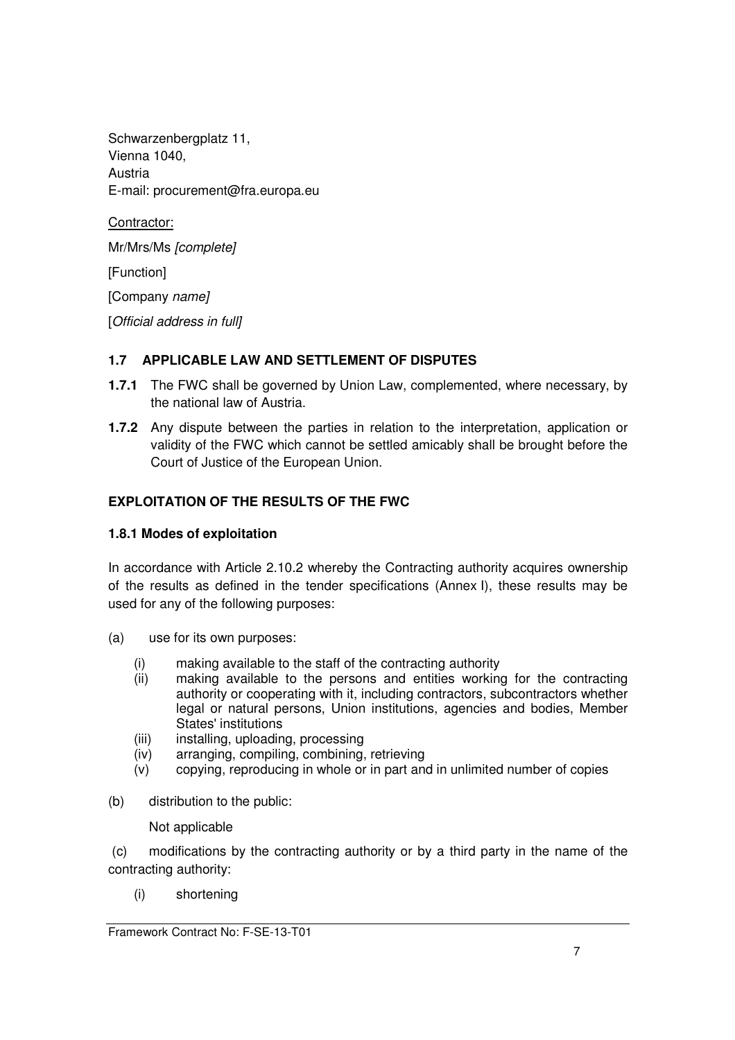Schwarzenbergplatz 11,
Vienna 1040,
Austria
E-mail: procurement@fra.europa.eu

Contractor:

Mr/Mrs/Ms *[complete]*

[Function]

[Company *name]*

[*Official address in full]*

### 1.7 APPLICABLE LAW AND SETTLEMENT OF DISPUTES

**1.7.1** The FWC shall be governed by Union Law, complemented, where necessary, by the national law of Austria.

**1.7.2** Any dispute between the parties in relation to the interpretation, application or validity of the FWC which cannot be settled amicably shall be brought before the Court of Justice of the European Union.

### EXPLOITATION OF THE RESULTS OF THE FWC

#### 1.8.1 Modes of exploitation

In accordance with Article 2.10.2 whereby the Contracting authority acquires ownership of the results as defined in the tender specifications (Annex I), these results may be used for any of the following purposes:

(a) use for its own purposes:

- (i) making available to the staff of the contracting authority
- (ii) making available to the persons and entities working for the contracting authority or cooperating with it, including contractors, subcontractors whether legal or natural persons, Union institutions, agencies and bodies, Member States' institutions
- (iii) installing, uploading, processing
- (iv) arranging, compiling, combining, retrieving
- (v) copying, reproducing in whole or in part and in unlimited number of copies

(b) distribution to the public:

Not applicable

(c) modifications by the contracting authority or by a third party in the name of the contracting authority:

- (i) shortening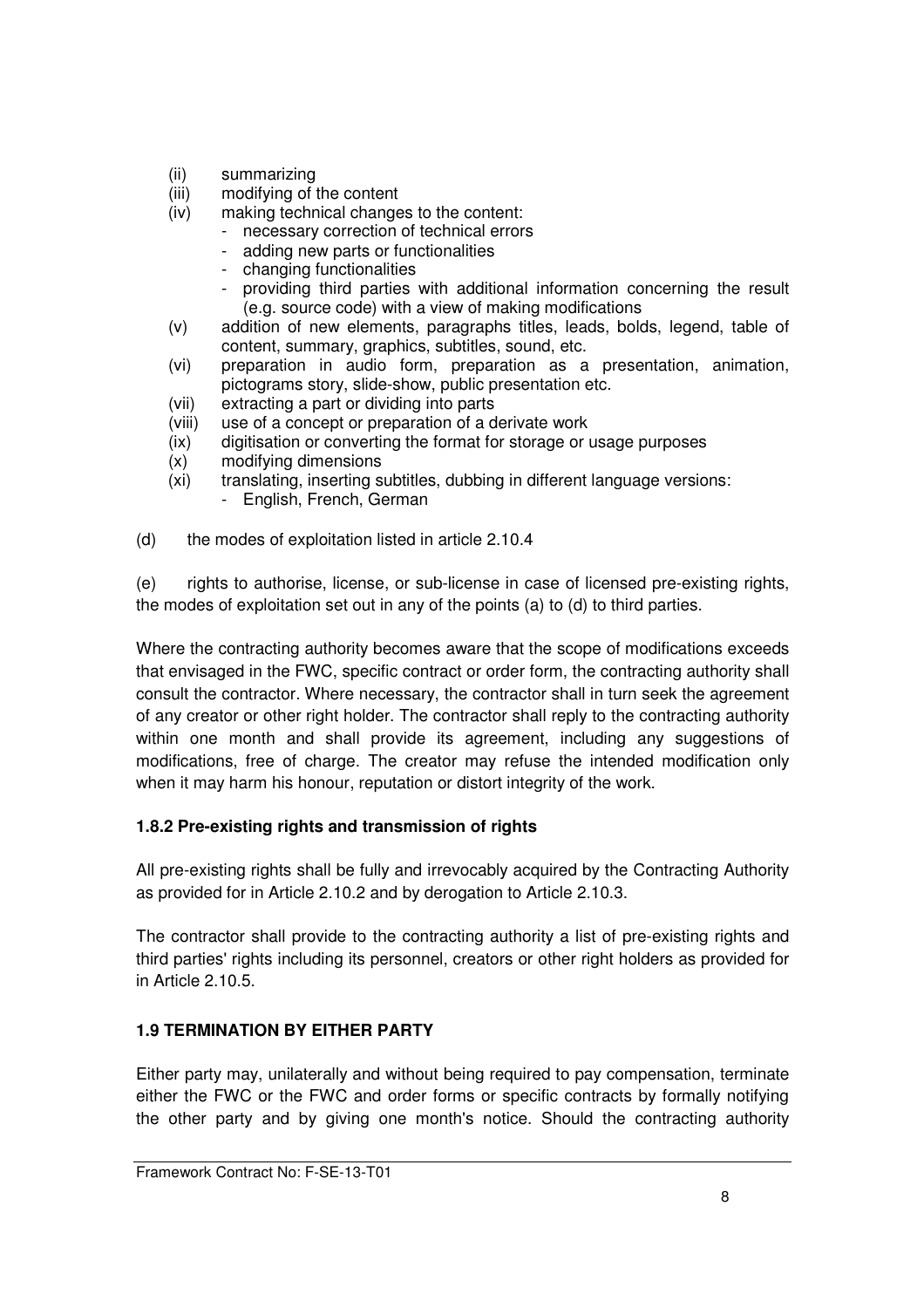(ii) summarizing
(iii) modifying of the content
(iv) making technical changes to the content:
   - necessary correction of technical errors
   - adding new parts or functionalities
   - changing functionalities
   - providing third parties with additional information concerning the result (e.g. source code) with a view of making modifications
(v) addition of new elements, paragraphs titles, leads, bolds, legend, table of content, summary, graphics, subtitles, sound, etc.
(vi) preparation in audio form, preparation as a presentation, animation, pictograms story, slide-show, public presentation etc.
(vii) extracting a part or dividing into parts
(viii) use of a concept or preparation of a derivate work
(ix) digitisation or converting the format for storage or usage purposes
(x) modifying dimensions
(xi) translating, inserting subtitles, dubbing in different language versions:
   - English, French, German

(d) the modes of exploitation listed in article 2.10.4

(e) rights to authorise, license, or sub-license in case of licensed pre-existing rights, the modes of exploitation set out in any of the points (a) to (d) to third parties.

Where the contracting authority becomes aware that the scope of modifications exceeds that envisaged in the FWC, specific contract or order form, the contracting authority shall consult the contractor. Where necessary, the contractor shall in turn seek the agreement of any creator or other right holder. The contractor shall reply to the contracting authority within one month and shall provide its agreement, including any suggestions of modifications, free of charge. The creator may refuse the intended modification only when it may harm his honour, reputation or distort integrity of the work.

**1.8.2 Pre-existing rights and transmission of rights**

All pre-existing rights shall be fully and irrevocably acquired by the Contracting Authority as provided for in Article 2.10.2 and by derogation to Article 2.10.3.

The contractor shall provide to the contracting authority a list of pre-existing rights and third parties' rights including its personnel, creators or other right holders as provided for in Article 2.10.5.

**1.9 TERMINATION BY EITHER PARTY**

Either party may, unilaterally and without being required to pay compensation, terminate either the FWC or the FWC and order forms or specific contracts by formally notifying the other party and by giving one month's notice. Should the contracting authority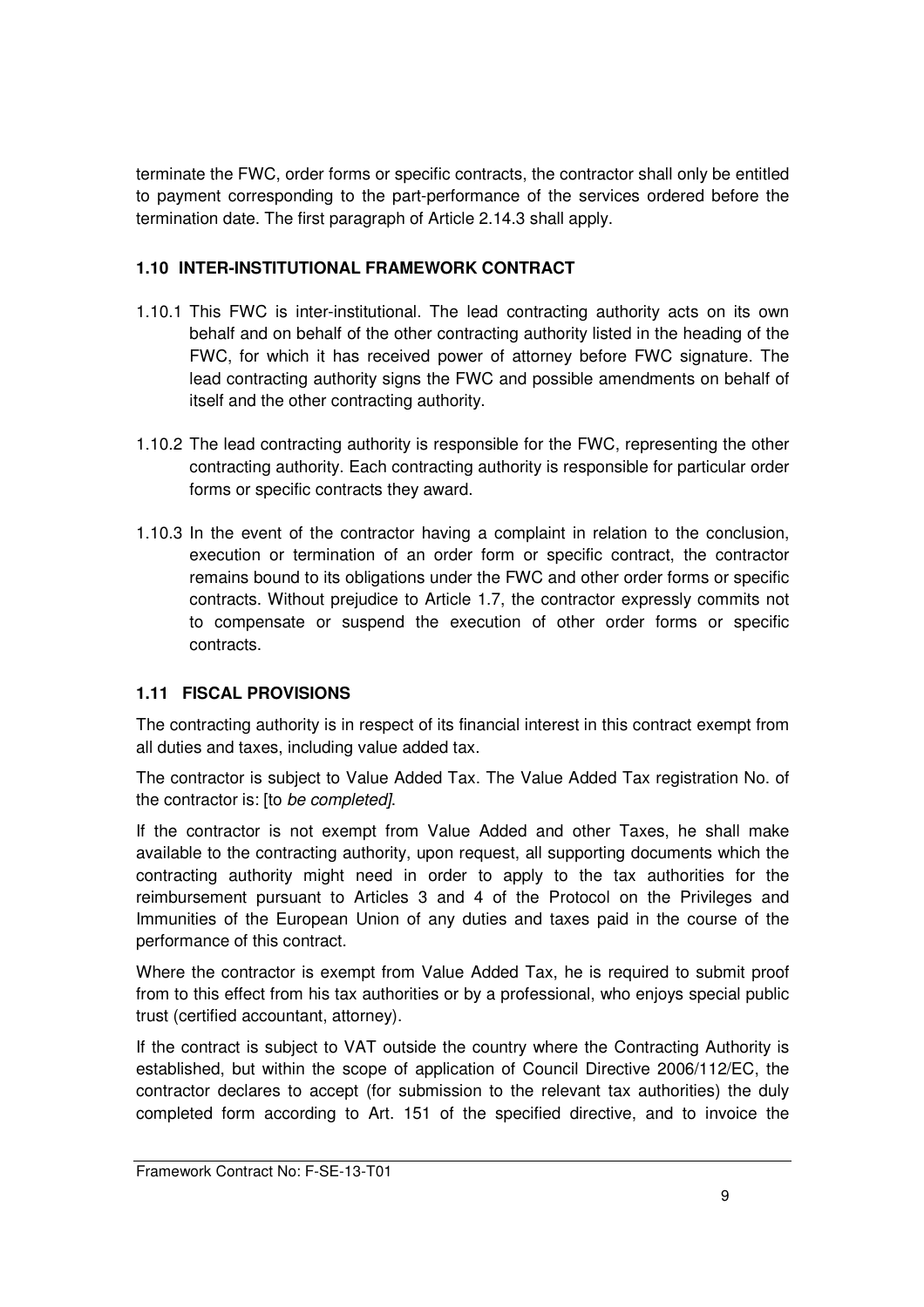terminate the FWC, order forms or specific contracts, the contractor shall only be entitled to payment corresponding to the part-performance of the services ordered before the termination date. The first paragraph of Article 2.14.3 shall apply.

### 1.10 INTER-INSTITUTIONAL FRAMEWORK CONTRACT

1.10.1 This FWC is inter-institutional. The lead contracting authority acts on its own behalf and on behalf of the other contracting authority listed in the heading of the FWC, for which it has received power of attorney before FWC signature. The lead contracting authority signs the FWC and possible amendments on behalf of itself and the other contracting authority.

1.10.2 The lead contracting authority is responsible for the FWC, representing the other contracting authority. Each contracting authority is responsible for particular order forms or specific contracts they award.

1.10.3 In the event of the contractor having a complaint in relation to the conclusion, execution or termination of an order form or specific contract, the contractor remains bound to its obligations under the FWC and other order forms or specific contracts. Without prejudice to Article 1.7, the contractor expressly commits not to compensate or suspend the execution of other order forms or specific contracts.

### 1.11 FISCAL PROVISIONS

The contracting authority is in respect of its financial interest in this contract exempt from all duties and taxes, including value added tax.

The contractor is subject to Value Added Tax. The Value Added Tax registration No. of the contractor is: [to *be completed]*.

If the contractor is not exempt from Value Added and other Taxes, he shall make available to the contracting authority, upon request, all supporting documents which the contracting authority might need in order to apply to the tax authorities for the reimbursement pursuant to Articles 3 and 4 of the Protocol on the Privileges and Immunities of the European Union of any duties and taxes paid in the course of the performance of this contract.

Where the contractor is exempt from Value Added Tax, he is required to submit proof from to this effect from his tax authorities or by a professional, who enjoys special public trust (certified accountant, attorney).

If the contract is subject to VAT outside the country where the Contracting Authority is established, but within the scope of application of Council Directive 2006/112/EC, the contractor declares to accept (for submission to the relevant tax authorities) the duly completed form according to Art. 151 of the specified directive, and to invoice the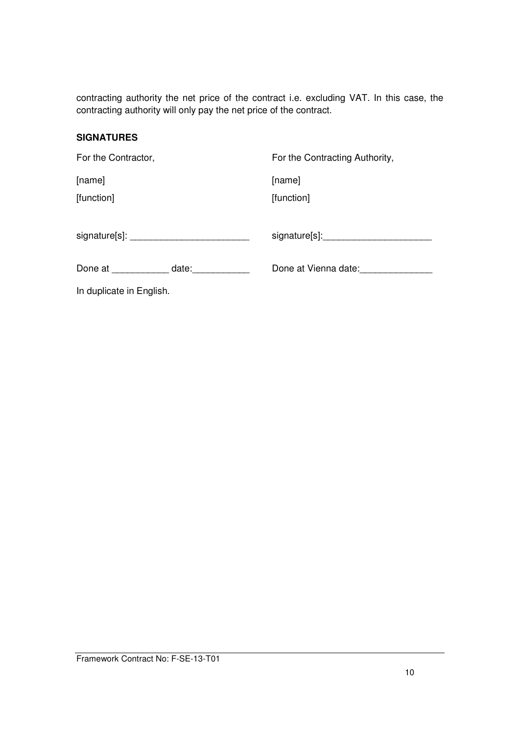contracting authority the net price of the contract i.e. excluding VAT. In this case, the contracting authority will only pay the net price of the contract.

**SIGNATURES**

| For the Contractor, | For the Contracting Authority, |
|---|---|
| [name] | [name] |
| [function] | [function] |
| signature[s]: _______________________ | signature[s]:_____________________ |
| Done at ___________ date:___________ | Done at Vienna date:______________ |

In duplicate in English.

Framework Contract No: F-SE-13-T01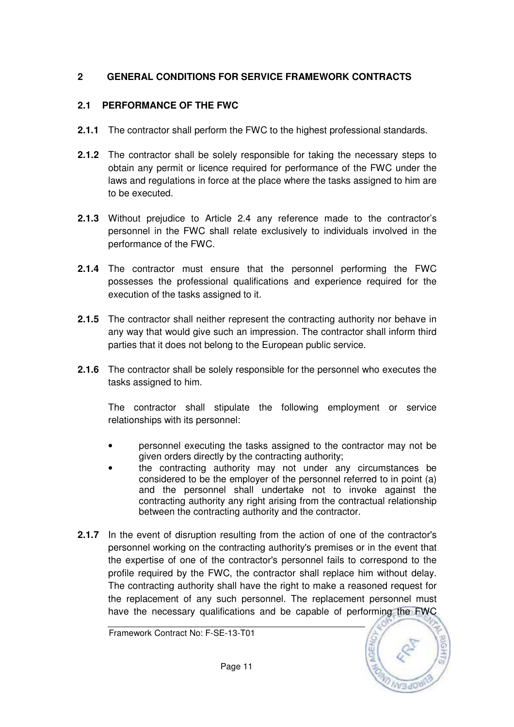## 2 GENERAL CONDITIONS FOR SERVICE FRAMEWORK CONTRACTS

### 2.1 PERFORMANCE OF THE FWC

**2.1.1** The contractor shall perform the FWC to the highest professional standards.

**2.1.2** The contractor shall be solely responsible for taking the necessary steps to obtain any permit or licence required for performance of the FWC under the laws and regulations in force at the place where the tasks assigned to him are to be executed.

**2.1.3** Without prejudice to Article 2.4 any reference made to the contractor's personnel in the FWC shall relate exclusively to individuals involved in the performance of the FWC.

**2.1.4** The contractor must ensure that the personnel performing the FWC possesses the professional qualifications and experience required for the execution of the tasks assigned to it.

**2.1.5** The contractor shall neither represent the contracting authority nor behave in any way that would give such an impression. The contractor shall inform third parties that it does not belong to the European public service.

**2.1.6** The contractor shall be solely responsible for the personnel who executes the tasks assigned to him.

The contractor shall stipulate the following employment or service relationships with its personnel:

- personnel executing the tasks assigned to the contractor may not be given orders directly by the contracting authority;
- the contracting authority may not under any circumstances be considered to be the employer of the personnel referred to in point (a) and the personnel shall undertake not to invoke against the contracting authority any right arising from the contractual relationship between the contracting authority and the contractor.

**2.1.7** In the event of disruption resulting from the action of one of the contractor's personnel working on the contracting authority's premises or in the event that the expertise of one of the contractor's personnel fails to correspond to the profile required by the FWC, the contractor shall replace him without delay. The contracting authority shall have the right to make a reasoned request for the replacement of any such personnel. The replacement personnel must have the necessary qualifications and be capable of performing the FWC

Framework Contract No: F-SE-13-T01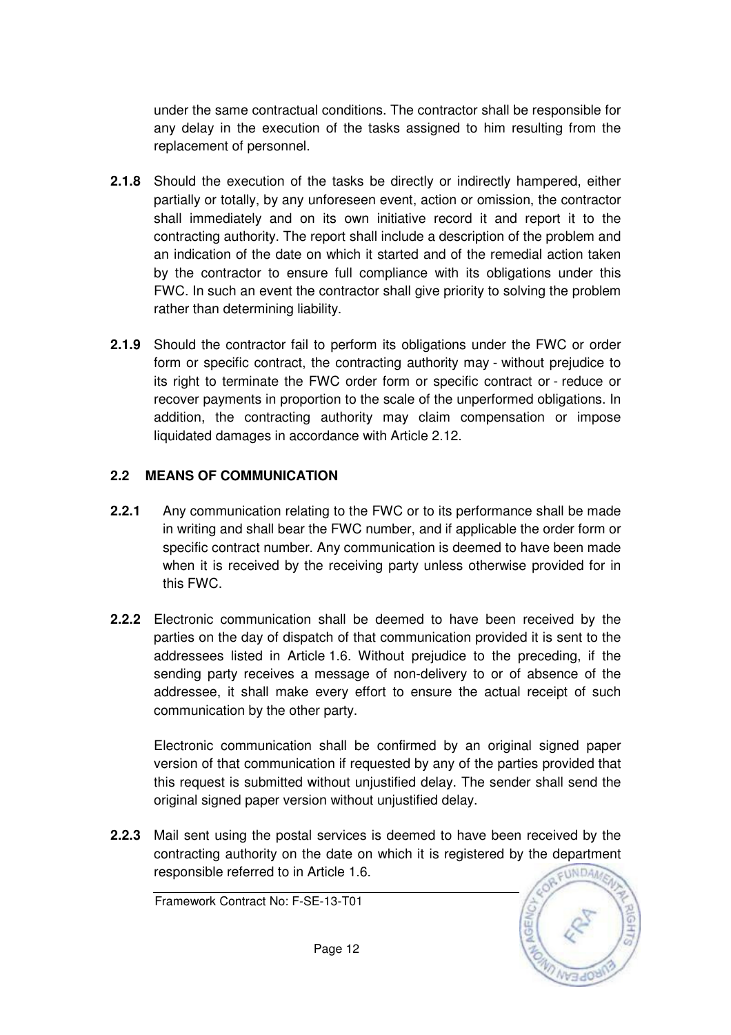under the same contractual conditions. The contractor shall be responsible for any delay in the execution of the tasks assigned to him resulting from the replacement of personnel.

**2.1.8** Should the execution of the tasks be directly or indirectly hampered, either partially or totally, by any unforeseen event, action or omission, the contractor shall immediately and on its own initiative record it and report it to the contracting authority. The report shall include a description of the problem and an indication of the date on which it started and of the remedial action taken by the contractor to ensure full compliance with its obligations under this FWC. In such an event the contractor shall give priority to solving the problem rather than determining liability.

**2.1.9** Should the contractor fail to perform its obligations under the FWC or order form or specific contract, the contracting authority may - without prejudice to its right to terminate the FWC order form or specific contract or - reduce or recover payments in proportion to the scale of the unperformed obligations. In addition, the contracting authority may claim compensation or impose liquidated damages in accordance with Article 2.12.

## 2.2 MEANS OF COMMUNICATION

**2.2.1** Any communication relating to the FWC or to its performance shall be made in writing and shall bear the FWC number, and if applicable the order form or specific contract number. Any communication is deemed to have been made when it is received by the receiving party unless otherwise provided for in this FWC.

**2.2.2** Electronic communication shall be deemed to have been received by the parties on the day of dispatch of that communication provided it is sent to the addressees listed in Article 1.6. Without prejudice to the preceding, if the sending party receives a message of non-delivery to or of absence of the addressee, it shall make every effort to ensure the actual receipt of such communication by the other party.

Electronic communication shall be confirmed by an original signed paper version of that communication if requested by any of the parties provided that this request is submitted without unjustified delay. The sender shall send the original signed paper version without unjustified delay.

**2.2.3** Mail sent using the postal services is deemed to have been received by the contracting authority on the date on which it is registered by the department responsible referred to in Article 1.6.

Framework Contract No: F-SE-13-T01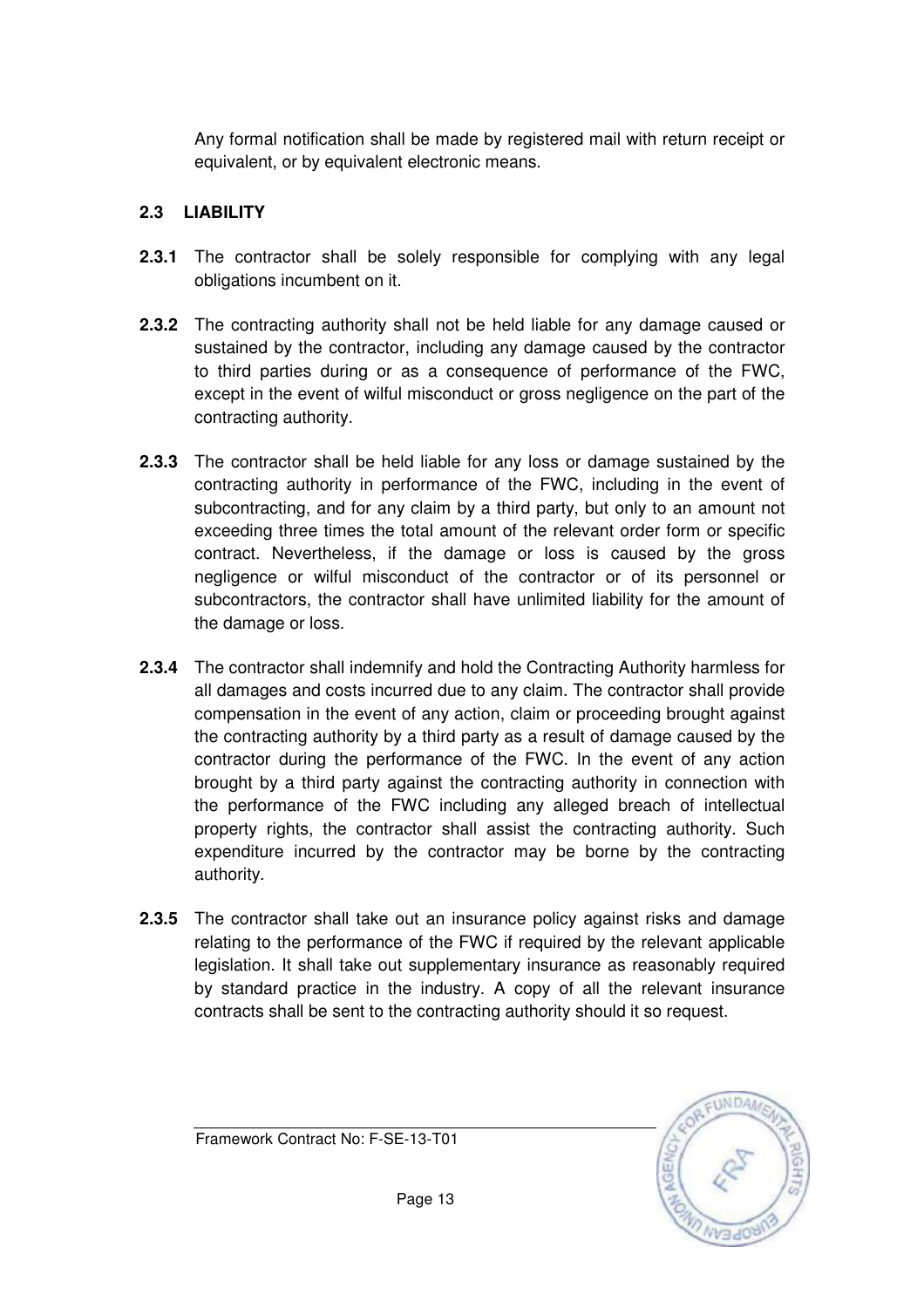Any formal notification shall be made by registered mail with return receipt or equivalent, or by equivalent electronic means.

### 2.3 LIABILITY

**2.3.1** The contractor shall be solely responsible for complying with any legal obligations incumbent on it.

**2.3.2** The contracting authority shall not be held liable for any damage caused or sustained by the contractor, including any damage caused by the contractor to third parties during or as a consequence of performance of the FWC, except in the event of wilful misconduct or gross negligence on the part of the contracting authority.

**2.3.3** The contractor shall be held liable for any loss or damage sustained by the contracting authority in performance of the FWC, including in the event of subcontracting, and for any claim by a third party, but only to an amount not exceeding three times the total amount of the relevant order form or specific contract. Nevertheless, if the damage or loss is caused by the gross negligence or wilful misconduct of the contractor or of its personnel or subcontractors, the contractor shall have unlimited liability for the amount of the damage or loss.

**2.3.4** The contractor shall indemnify and hold the Contracting Authority harmless for all damages and costs incurred due to any claim. The contractor shall provide compensation in the event of any action, claim or proceeding brought against the contracting authority by a third party as a result of damage caused by the contractor during the performance of the FWC. In the event of any action brought by a third party against the contracting authority in connection with the performance of the FWC including any alleged breach of intellectual property rights, the contractor shall assist the contracting authority. Such expenditure incurred by the contractor may be borne by the contracting authority.

**2.3.5** The contractor shall take out an insurance policy against risks and damage relating to the performance of the FWC if required by the relevant applicable legislation. It shall take out supplementary insurance as reasonably required by standard practice in the industry. A copy of all the relevant insurance contracts shall be sent to the contracting authority should it so request.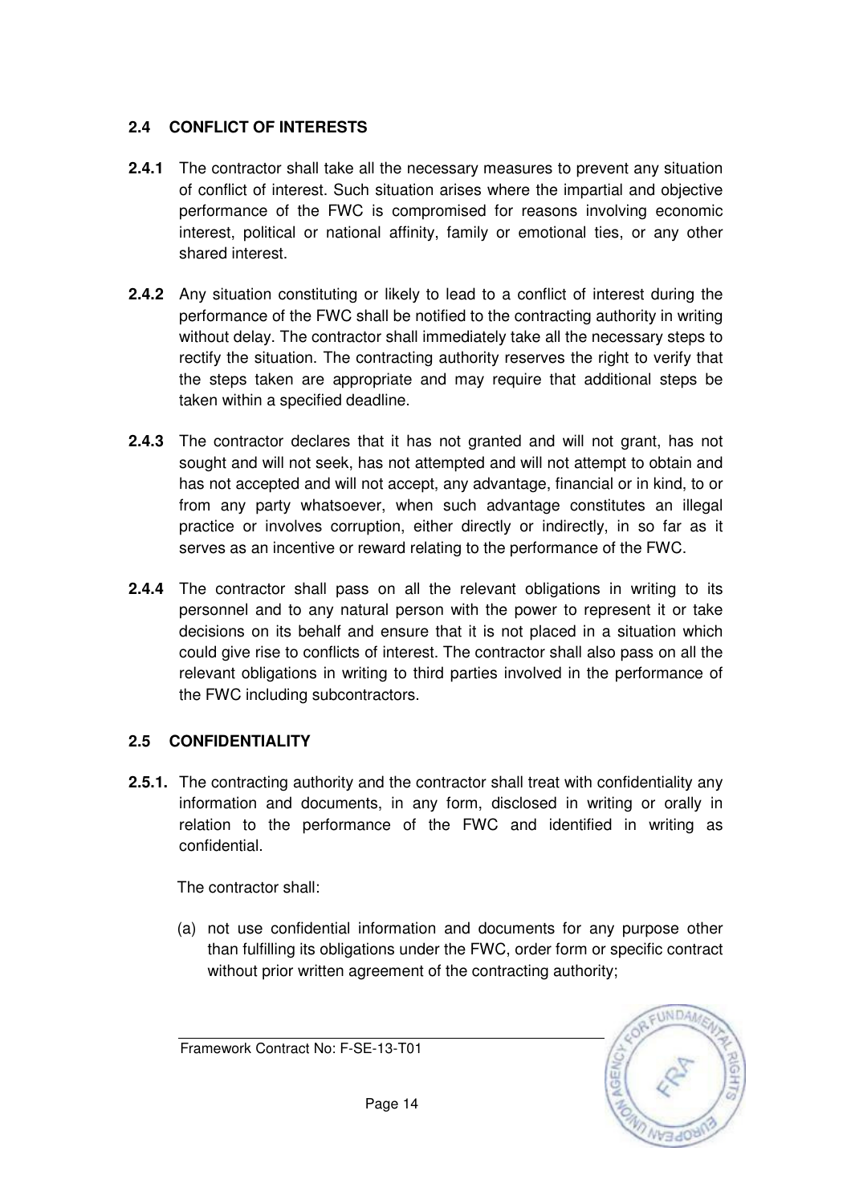## 2.4 CONFLICT OF INTERESTS

**2.4.1** The contractor shall take all the necessary measures to prevent any situation of conflict of interest. Such situation arises where the impartial and objective performance of the FWC is compromised for reasons involving economic interest, political or national affinity, family or emotional ties, or any other shared interest.

**2.4.2** Any situation constituting or likely to lead to a conflict of interest during the performance of the FWC shall be notified to the contracting authority in writing without delay. The contractor shall immediately take all the necessary steps to rectify the situation. The contracting authority reserves the right to verify that the steps taken are appropriate and may require that additional steps be taken within a specified deadline.

**2.4.3** The contractor declares that it has not granted and will not grant, has not sought and will not seek, has not attempted and will not attempt to obtain and has not accepted and will not accept, any advantage, financial or in kind, to or from any party whatsoever, when such advantage constitutes an illegal practice or involves corruption, either directly or indirectly, in so far as it serves as an incentive or reward relating to the performance of the FWC.

**2.4.4** The contractor shall pass on all the relevant obligations in writing to its personnel and to any natural person with the power to represent it or take decisions on its behalf and ensure that it is not placed in a situation which could give rise to conflicts of interest. The contractor shall also pass on all the relevant obligations in writing to third parties involved in the performance of the FWC including subcontractors.

## 2.5 CONFIDENTIALITY

**2.5.1.** The contracting authority and the contractor shall treat with confidentiality any information and documents, in any form, disclosed in writing or orally in relation to the performance of the FWC and identified in writing as confidential.

The contractor shall:

(a) not use confidential information and documents for any purpose other than fulfilling its obligations under the FWC, order form or specific contract without prior written agreement of the contracting authority;

Framework Contract No: F-SE-13-T01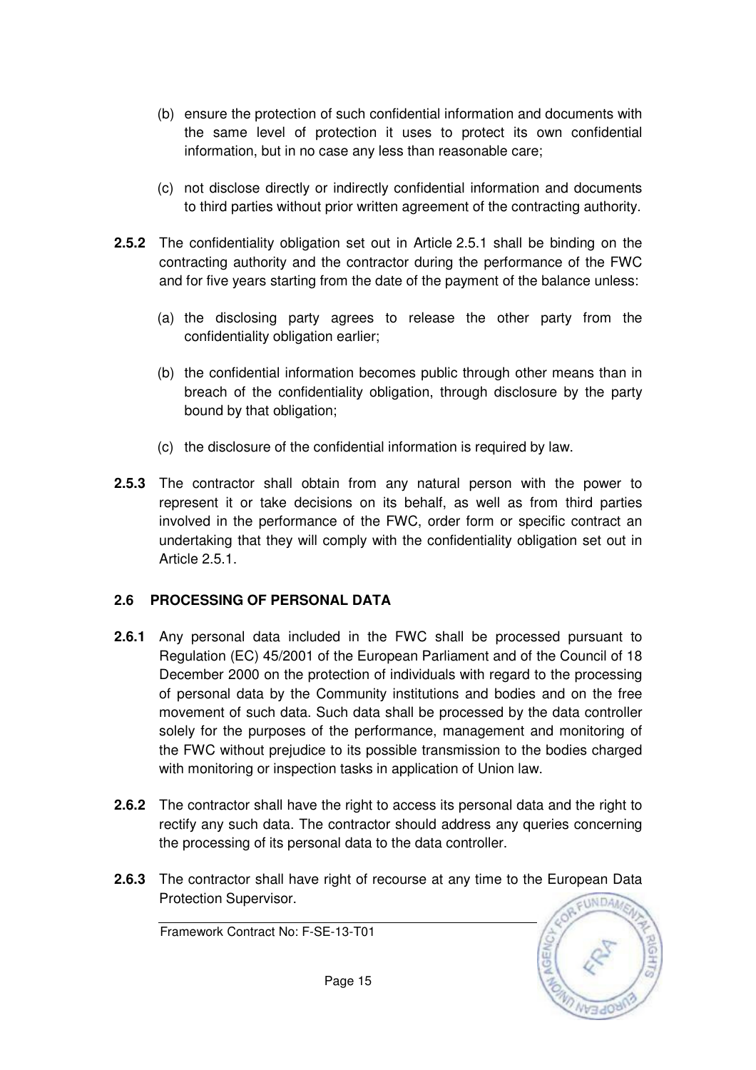(b) ensure the protection of such confidential information and documents with the same level of protection it uses to protect its own confidential information, but in no case any less than reasonable care;

(c) not disclose directly or indirectly confidential information and documents to third parties without prior written agreement of the contracting authority.

**2.5.2** The confidentiality obligation set out in Article 2.5.1 shall be binding on the contracting authority and the contractor during the performance of the FWC and for five years starting from the date of the payment of the balance unless:

(a) the disclosing party agrees to release the other party from the confidentiality obligation earlier;

(b) the confidential information becomes public through other means than in breach of the confidentiality obligation, through disclosure by the party bound by that obligation;

(c) the disclosure of the confidential information is required by law.

**2.5.3** The contractor shall obtain from any natural person with the power to represent it or take decisions on its behalf, as well as from third parties involved in the performance of the FWC, order form or specific contract an undertaking that they will comply with the confidentiality obligation set out in Article 2.5.1.

## 2.6 PROCESSING OF PERSONAL DATA

**2.6.1** Any personal data included in the FWC shall be processed pursuant to Regulation (EC) 45/2001 of the European Parliament and of the Council of 18 December 2000 on the protection of individuals with regard to the processing of personal data by the Community institutions and bodies and on the free movement of such data. Such data shall be processed by the data controller solely for the purposes of the performance, management and monitoring of the FWC without prejudice to its possible transmission to the bodies charged with monitoring or inspection tasks in application of Union law.

**2.6.2** The contractor shall have the right to access its personal data and the right to rectify any such data. The contractor should address any queries concerning the processing of its personal data to the data controller.

**2.6.3** The contractor shall have right of recourse at any time to the European Data Protection Supervisor.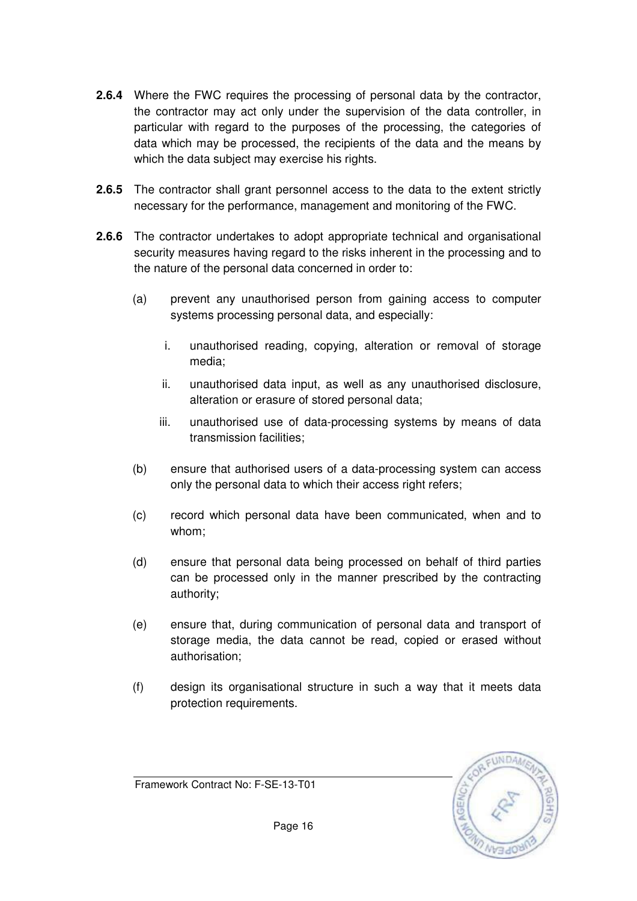**2.6.4** Where the FWC requires the processing of personal data by the contractor, the contractor may act only under the supervision of the data controller, in particular with regard to the purposes of the processing, the categories of data which may be processed, the recipients of the data and the means by which the data subject may exercise his rights.

**2.6.5** The contractor shall grant personnel access to the data to the extent strictly necessary for the performance, management and monitoring of the FWC.

**2.6.6** The contractor undertakes to adopt appropriate technical and organisational security measures having regard to the risks inherent in the processing and to the nature of the personal data concerned in order to:

(a) prevent any unauthorised person from gaining access to computer systems processing personal data, and especially:

  i. unauthorised reading, copying, alteration or removal of storage media;

  ii. unauthorised data input, as well as any unauthorised disclosure, alteration or erasure of stored personal data;

  iii. unauthorised use of data-processing systems by means of data transmission facilities;

(b) ensure that authorised users of a data-processing system can access only the personal data to which their access right refers;

(c) record which personal data have been communicated, when and to whom;

(d) ensure that personal data being processed on behalf of third parties can be processed only in the manner prescribed by the contracting authority;

(e) ensure that, during communication of personal data and transport of storage media, the data cannot be read, copied or erased without authorisation;

(f) design its organisational structure in such a way that it meets data protection requirements.

Framework Contract No: F-SE-13-T01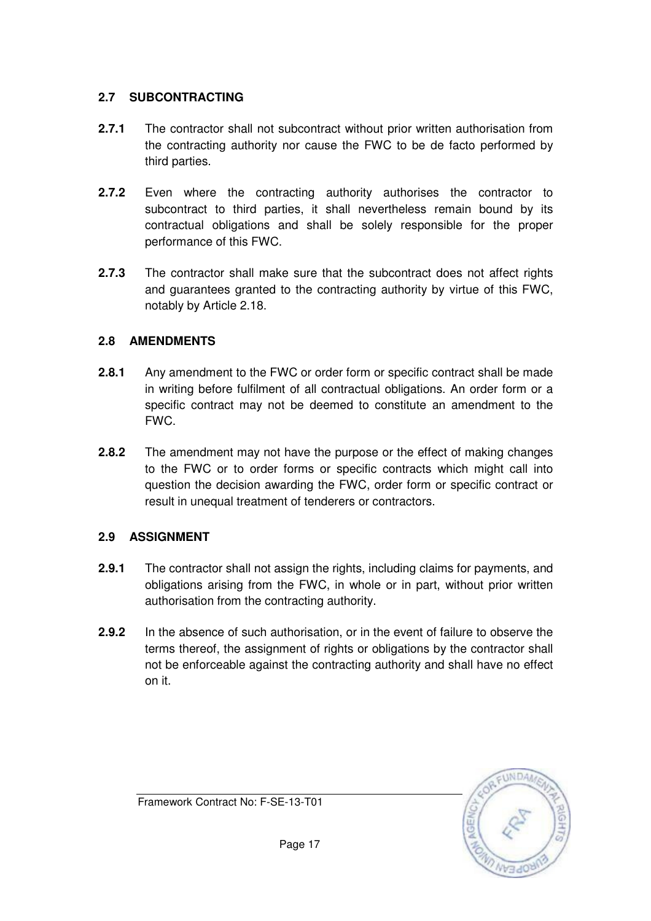## 2.7 SUBCONTRACTING

**2.7.1** The contractor shall not subcontract without prior written authorisation from the contracting authority nor cause the FWC to be de facto performed by third parties.

**2.7.2** Even where the contracting authority authorises the contractor to subcontract to third parties, it shall nevertheless remain bound by its contractual obligations and shall be solely responsible for the proper performance of this FWC.

**2.7.3** The contractor shall make sure that the subcontract does not affect rights and guarantees granted to the contracting authority by virtue of this FWC, notably by Article 2.18.

## 2.8 AMENDMENTS

**2.8.1** Any amendment to the FWC or order form or specific contract shall be made in writing before fulfilment of all contractual obligations. An order form or a specific contract may not be deemed to constitute an amendment to the FWC.

**2.8.2** The amendment may not have the purpose or the effect of making changes to the FWC or to order forms or specific contracts which might call into question the decision awarding the FWC, order form or specific contract or result in unequal treatment of tenderers or contractors.

## 2.9 ASSIGNMENT

**2.9.1** The contractor shall not assign the rights, including claims for payments, and obligations arising from the FWC, in whole or in part, without prior written authorisation from the contracting authority.

**2.9.2** In the absence of such authorisation, or in the event of failure to observe the terms thereof, the assignment of rights or obligations by the contractor shall not be enforceable against the contracting authority and shall have no effect on it.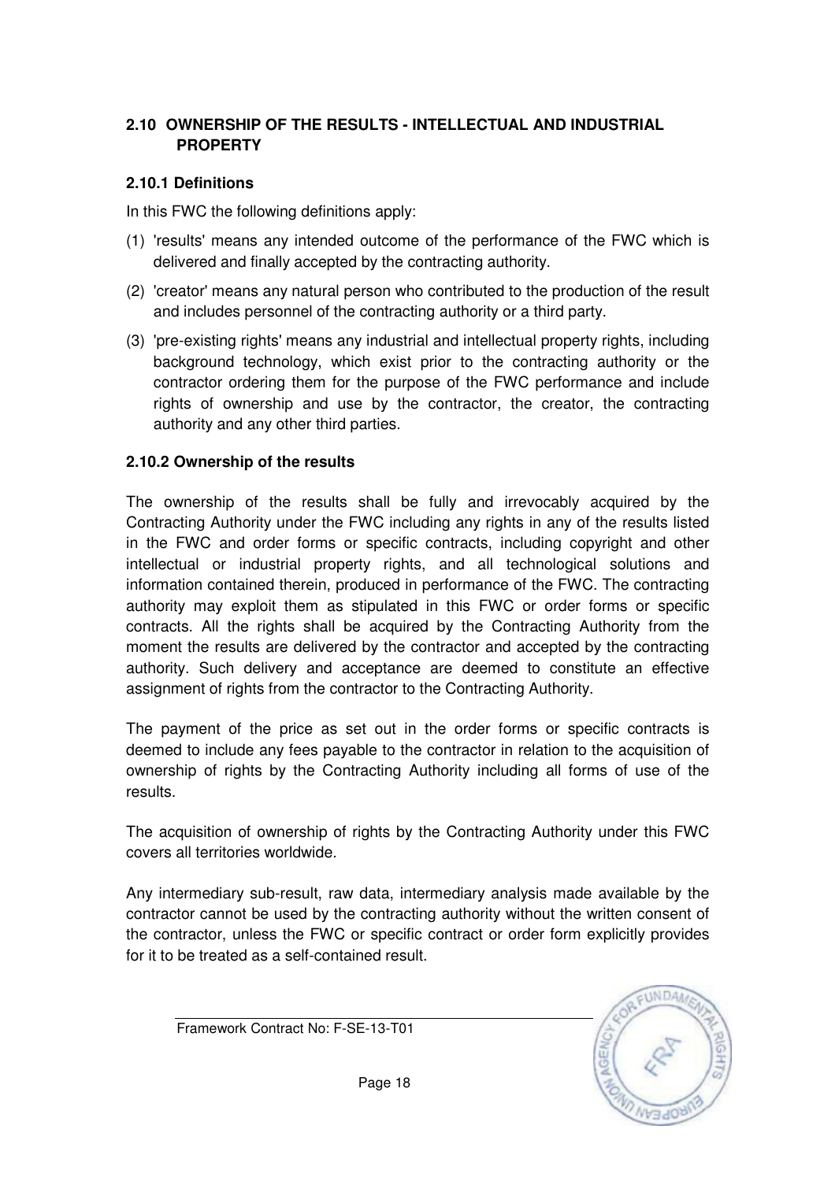## 2.10 OWNERSHIP OF THE RESULTS - INTELLECTUAL AND INDUSTRIAL PROPERTY

### 2.10.1 Definitions

In this FWC the following definitions apply:

(1) 'results' means any intended outcome of the performance of the FWC which is delivered and finally accepted by the contracting authority.

(2) 'creator' means any natural person who contributed to the production of the result and includes personnel of the contracting authority or a third party.

(3) 'pre-existing rights' means any industrial and intellectual property rights, including background technology, which exist prior to the contracting authority or the contractor ordering them for the purpose of the FWC performance and include rights of ownership and use by the contractor, the creator, the contracting authority and any other third parties.

### 2.10.2 Ownership of the results

The ownership of the results shall be fully and irrevocably acquired by the Contracting Authority under the FWC including any rights in any of the results listed in the FWC and order forms or specific contracts, including copyright and other intellectual or industrial property rights, and all technological solutions and information contained therein, produced in performance of the FWC. The contracting authority may exploit them as stipulated in this FWC or order forms or specific contracts. All the rights shall be acquired by the Contracting Authority from the moment the results are delivered by the contractor and accepted by the contracting authority. Such delivery and acceptance are deemed to constitute an effective assignment of rights from the contractor to the Contracting Authority.

The payment of the price as set out in the order forms or specific contracts is deemed to include any fees payable to the contractor in relation to the acquisition of ownership of rights by the Contracting Authority including all forms of use of the results.

The acquisition of ownership of rights by the Contracting Authority under this FWC covers all territories worldwide.

Any intermediary sub-result, raw data, intermediary analysis made available by the contractor cannot be used by the contracting authority without the written consent of the contractor, unless the FWC or specific contract or order form explicitly provides for it to be treated as a self-contained result.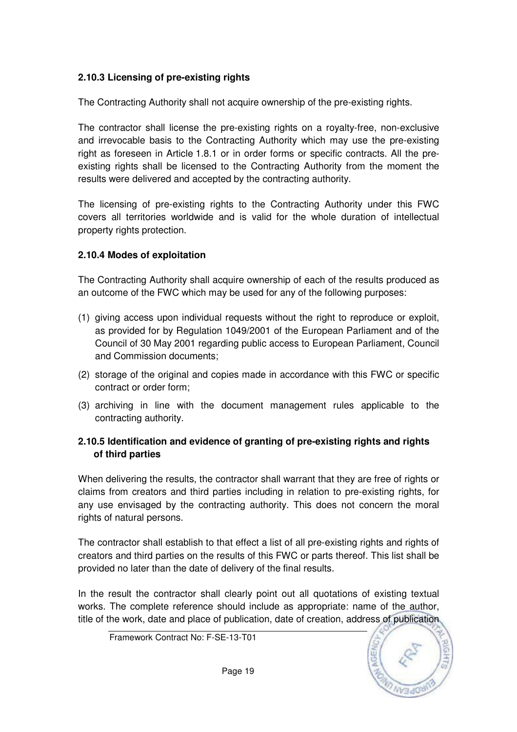**2.10.3 Licensing of pre-existing rights**

The Contracting Authority shall not acquire ownership of the pre-existing rights.

The contractor shall license the pre-existing rights on a royalty-free, non-exclusive and irrevocable basis to the Contracting Authority which may use the pre-existing right as foreseen in Article 1.8.1 or in order forms or specific contracts. All the pre-existing rights shall be licensed to the Contracting Authority from the moment the results were delivered and accepted by the contracting authority.

The licensing of pre-existing rights to the Contracting Authority under this FWC covers all territories worldwide and is valid for the whole duration of intellectual property rights protection.

**2.10.4 Modes of exploitation**

The Contracting Authority shall acquire ownership of each of the results produced as an outcome of the FWC which may be used for any of the following purposes:

(1) giving access upon individual requests without the right to reproduce or exploit, as provided for by Regulation 1049/2001 of the European Parliament and of the Council of 30 May 2001 regarding public access to European Parliament, Council and Commission documents;

(2) storage of the original and copies made in accordance with this FWC or specific contract or order form;

(3) archiving in line with the document management rules applicable to the contracting authority.

**2.10.5 Identification and evidence of granting of pre-existing rights and rights of third parties**

When delivering the results, the contractor shall warrant that they are free of rights or claims from creators and third parties including in relation to pre-existing rights, for any use envisaged by the contracting authority. This does not concern the moral rights of natural persons.

The contractor shall establish to that effect a list of all pre-existing rights and rights of creators and third parties on the results of this FWC or parts thereof. This list shall be provided no later than the date of delivery of the final results.

In the result the contractor shall clearly point out all quotations of existing textual works. The complete reference should include as appropriate: name of the author, title of the work, date and place of publication, date of creation, address of publication

Framework Contract No: F-SE-13-T01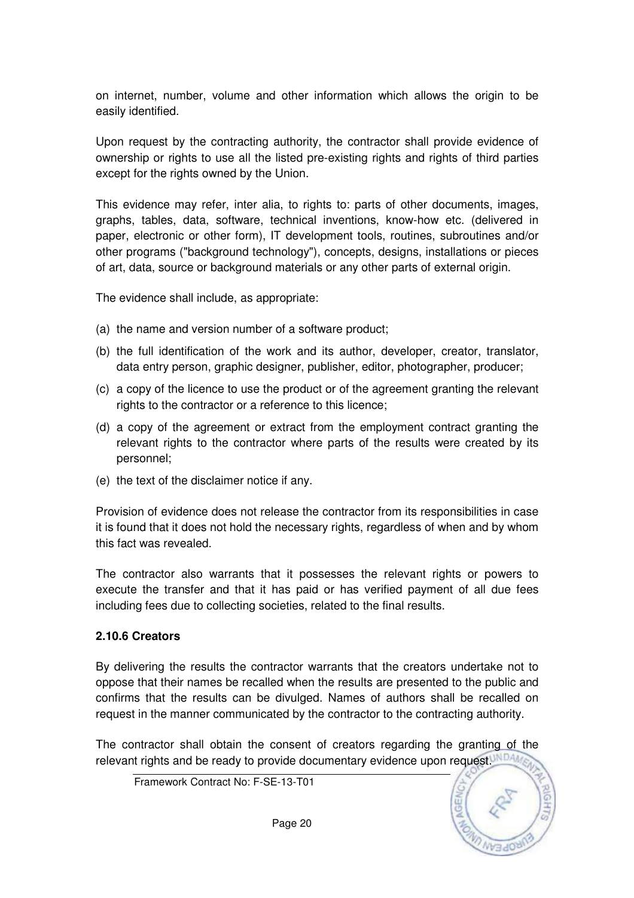on internet, number, volume and other information which allows the origin to be easily identified.

Upon request by the contracting authority, the contractor shall provide evidence of ownership or rights to use all the listed pre-existing rights and rights of third parties except for the rights owned by the Union.

This evidence may refer, inter alia, to rights to: parts of other documents, images, graphs, tables, data, software, technical inventions, know-how etc. (delivered in paper, electronic or other form), IT development tools, routines, subroutines and/or other programs ("background technology"), concepts, designs, installations or pieces of art, data, source or background materials or any other parts of external origin.

The evidence shall include, as appropriate:

(a) the name and version number of a software product;

(b) the full identification of the work and its author, developer, creator, translator, data entry person, graphic designer, publisher, editor, photographer, producer;

(c) a copy of the licence to use the product or of the agreement granting the relevant rights to the contractor or a reference to this licence;

(d) a copy of the agreement or extract from the employment contract granting the relevant rights to the contractor where parts of the results were created by its personnel;

(e) the text of the disclaimer notice if any.

Provision of evidence does not release the contractor from its responsibilities in case it is found that it does not hold the necessary rights, regardless of when and by whom this fact was revealed.

The contractor also warrants that it possesses the relevant rights or powers to execute the transfer and that it has paid or has verified payment of all due fees including fees due to collecting societies, related to the final results.

**2.10.6 Creators**

By delivering the results the contractor warrants that the creators undertake not to oppose that their names be recalled when the results are presented to the public and confirms that the results can be divulged. Names of authors shall be recalled on request in the manner communicated by the contractor to the contracting authority.

The contractor shall obtain the consent of creators regarding the granting of the relevant rights and be ready to provide documentary evidence upon request.

Framework Contract No: F-SE-13-T01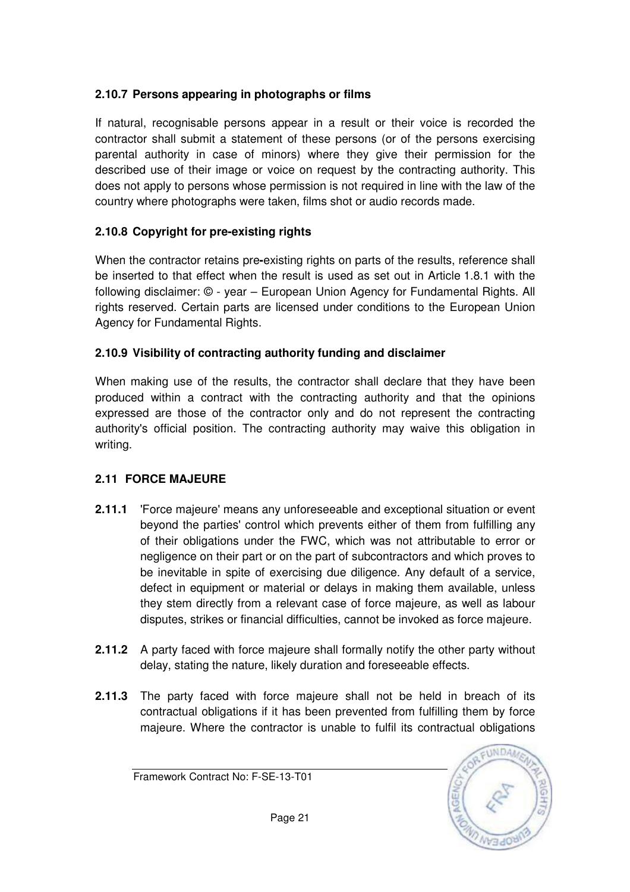#### 2.10.7 Persons appearing in photographs or films

If natural, recognisable persons appear in a result or their voice is recorded the contractor shall submit a statement of these persons (or of the persons exercising parental authority in case of minors) where they give their permission for the described use of their image or voice on request by the contracting authority. This does not apply to persons whose permission is not required in line with the law of the country where photographs were taken, films shot or audio records made.

#### 2.10.8 Copyright for pre-existing rights

When the contractor retains pre-existing rights on parts of the results, reference shall be inserted to that effect when the result is used as set out in Article 1.8.1 with the following disclaimer: © - year – European Union Agency for Fundamental Rights. All rights reserved. Certain parts are licensed under conditions to the European Union Agency for Fundamental Rights.

#### 2.10.9 Visibility of contracting authority funding and disclaimer

When making use of the results, the contractor shall declare that they have been produced within a contract with the contracting authority and that the opinions expressed are those of the contractor only and do not represent the contracting authority's official position. The contracting authority may waive this obligation in writing.

### 2.11 FORCE MAJEURE

**2.11.1** 'Force majeure' means any unforeseeable and exceptional situation or event beyond the parties' control which prevents either of them from fulfilling any of their obligations under the FWC, which was not attributable to error or negligence on their part or on the part of subcontractors and which proves to be inevitable in spite of exercising due diligence. Any default of a service, defect in equipment or material or delays in making them available, unless they stem directly from a relevant case of force majeure, as well as labour disputes, strikes or financial difficulties, cannot be invoked as force majeure.

**2.11.2** A party faced with force majeure shall formally notify the other party without delay, stating the nature, likely duration and foreseeable effects.

**2.11.3** The party faced with force majeure shall not be held in breach of its contractual obligations if it has been prevented from fulfilling them by force majeure. Where the contractor is unable to fulfil its contractual obligations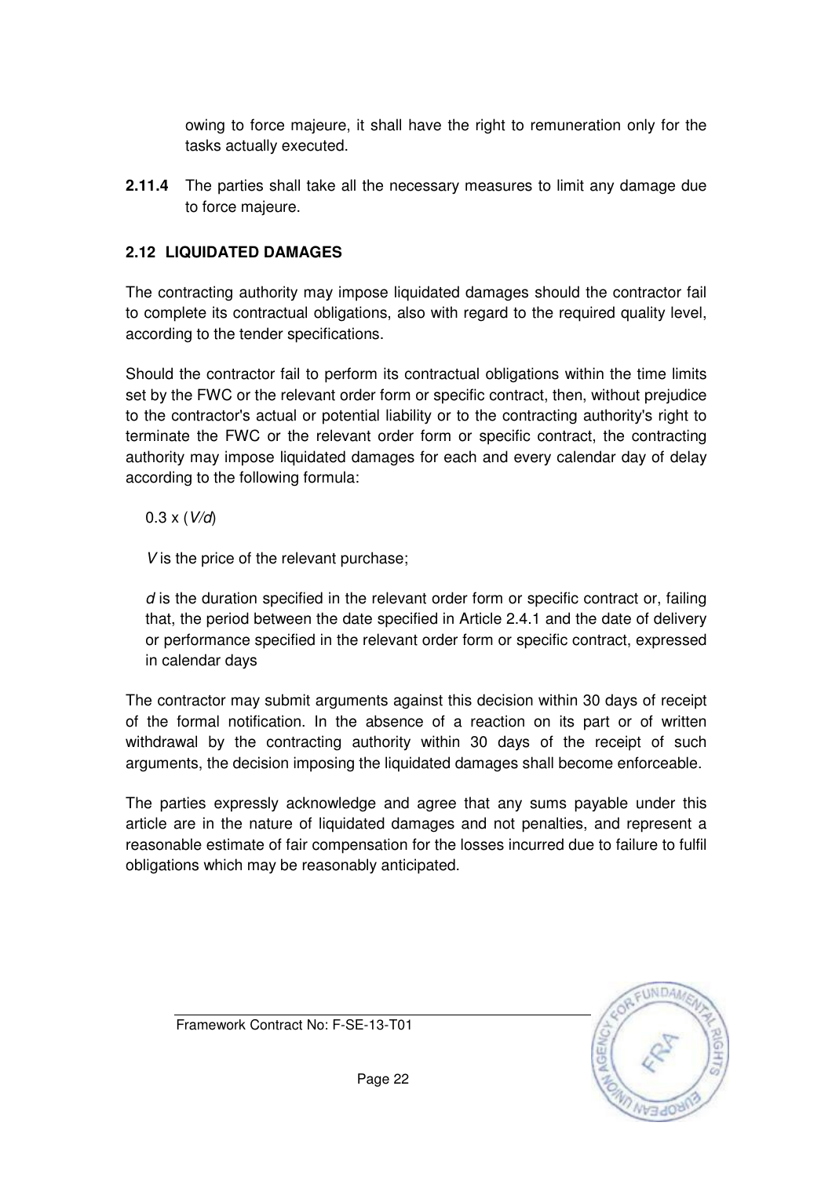owing to force majeure, it shall have the right to remuneration only for the tasks actually executed.

**2.11.4** The parties shall take all the necessary measures to limit any damage due to force majeure.

### 2.12 LIQUIDATED DAMAGES

The contracting authority may impose liquidated damages should the contractor fail to complete its contractual obligations, also with regard to the required quality level, according to the tender specifications.

Should the contractor fail to perform its contractual obligations within the time limits set by the FWC or the relevant order form or specific contract, then, without prejudice to the contractor's actual or potential liability or to the contracting authority's right to terminate the FWC or the relevant order form or specific contract, the contracting authority may impose liquidated damages for each and every calendar day of delay according to the following formula:

$0.3 \times (V/d)$

$V$ is the price of the relevant purchase;

$d$ is the duration specified in the relevant order form or specific contract or, failing that, the period between the date specified in Article 2.4.1 and the date of delivery or performance specified in the relevant order form or specific contract, expressed in calendar days

The contractor may submit arguments against this decision within 30 days of receipt of the formal notification. In the absence of a reaction on its part or of written withdrawal by the contracting authority within 30 days of the receipt of such arguments, the decision imposing the liquidated damages shall become enforceable.

The parties expressly acknowledge and agree that any sums payable under this article are in the nature of liquidated damages and not penalties, and represent a reasonable estimate of fair compensation for the losses incurred due to failure to fulfil obligations which may be reasonably anticipated.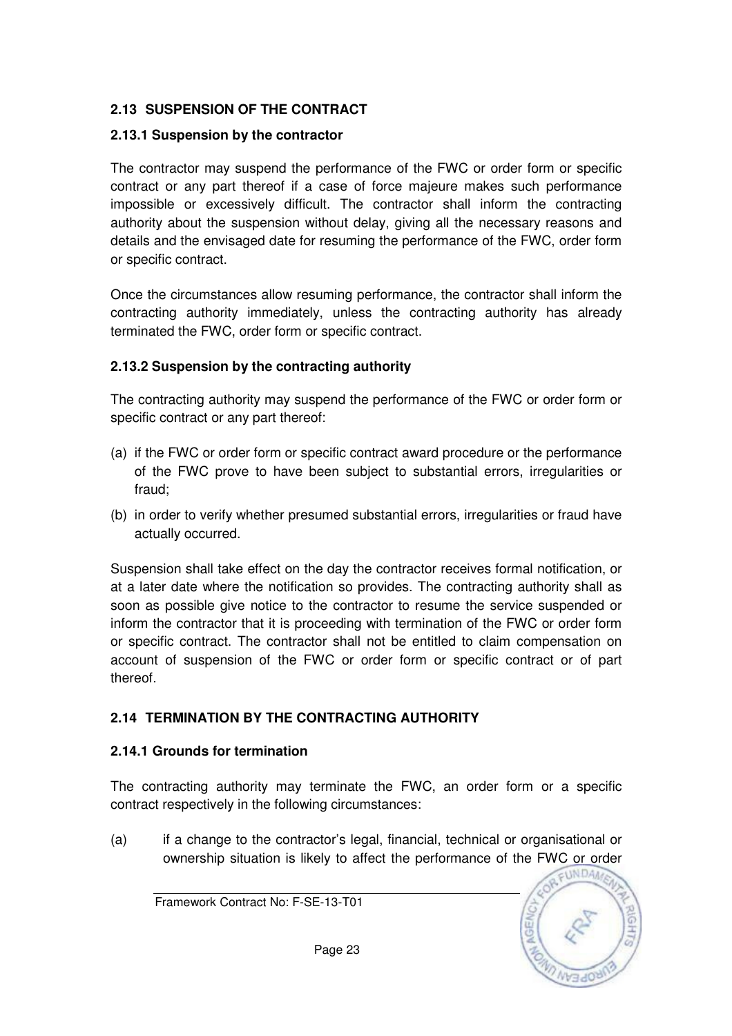## 2.13 SUSPENSION OF THE CONTRACT

### 2.13.1 Suspension by the contractor

The contractor may suspend the performance of the FWC or order form or specific contract or any part thereof if a case of force majeure makes such performance impossible or excessively difficult. The contractor shall inform the contracting authority about the suspension without delay, giving all the necessary reasons and details and the envisaged date for resuming the performance of the FWC, order form or specific contract.

Once the circumstances allow resuming performance, the contractor shall inform the contracting authority immediately, unless the contracting authority has already terminated the FWC, order form or specific contract.

### 2.13.2 Suspension by the contracting authority

The contracting authority may suspend the performance of the FWC or order form or specific contract or any part thereof:

(a) if the FWC or order form or specific contract award procedure or the performance of the FWC prove to have been subject to substantial errors, irregularities or fraud;

(b) in order to verify whether presumed substantial errors, irregularities or fraud have actually occurred.

Suspension shall take effect on the day the contractor receives formal notification, or at a later date where the notification so provides. The contracting authority shall as soon as possible give notice to the contractor to resume the service suspended or inform the contractor that it is proceeding with termination of the FWC or order form or specific contract. The contractor shall not be entitled to claim compensation on account of suspension of the FWC or order form or specific contract or of part thereof.

## 2.14 TERMINATION BY THE CONTRACTING AUTHORITY

### 2.14.1 Grounds for termination

The contracting authority may terminate the FWC, an order form or a specific contract respectively in the following circumstances:

(a) if a change to the contractor's legal, financial, technical or organisational or ownership situation is likely to affect the performance of the FWC or order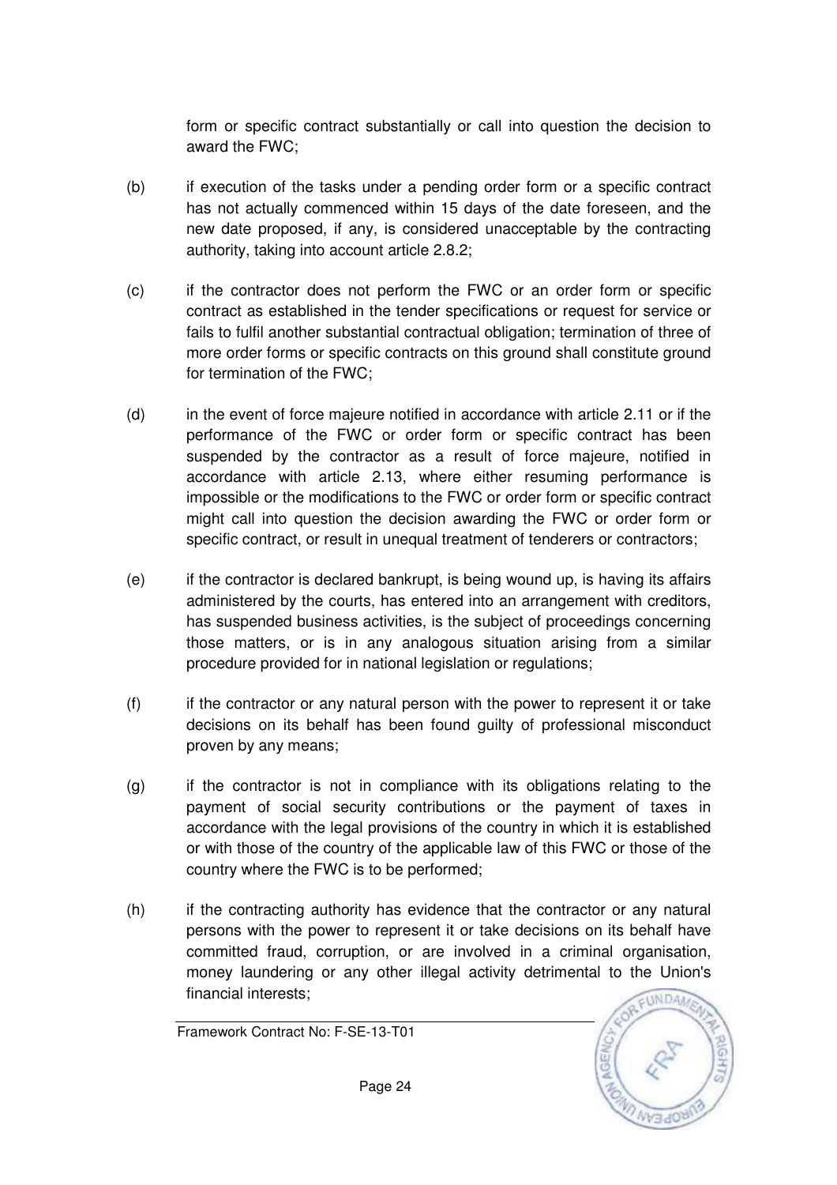form or specific contract substantially or call into question the decision to award the FWC;

(b) if execution of the tasks under a pending order form or a specific contract has not actually commenced within 15 days of the date foreseen, and the new date proposed, if any, is considered unacceptable by the contracting authority, taking into account article 2.8.2;

(c) if the contractor does not perform the FWC or an order form or specific contract as established in the tender specifications or request for service or fails to fulfil another substantial contractual obligation; termination of three of more order forms or specific contracts on this ground shall constitute ground for termination of the FWC;

(d) in the event of force majeure notified in accordance with article 2.11 or if the performance of the FWC or order form or specific contract has been suspended by the contractor as a result of force majeure, notified in accordance with article 2.13, where either resuming performance is impossible or the modifications to the FWC or order form or specific contract might call into question the decision awarding the FWC or order form or specific contract, or result in unequal treatment of tenderers or contractors;

(e) if the contractor is declared bankrupt, is being wound up, is having its affairs administered by the courts, has entered into an arrangement with creditors, has suspended business activities, is the subject of proceedings concerning those matters, or is in any analogous situation arising from a similar procedure provided for in national legislation or regulations;

(f) if the contractor or any natural person with the power to represent it or take decisions on its behalf has been found guilty of professional misconduct proven by any means;

(g) if the contractor is not in compliance with its obligations relating to the payment of social security contributions or the payment of taxes in accordance with the legal provisions of the country in which it is established or with those of the country of the applicable law of this FWC or those of the country where the FWC is to be performed;

(h) if the contracting authority has evidence that the contractor or any natural persons with the power to represent it or take decisions on its behalf have committed fraud, corruption, or are involved in a criminal organisation, money laundering or any other illegal activity detrimental to the Union's financial interests;

Framework Contract No: F-SE-13-T01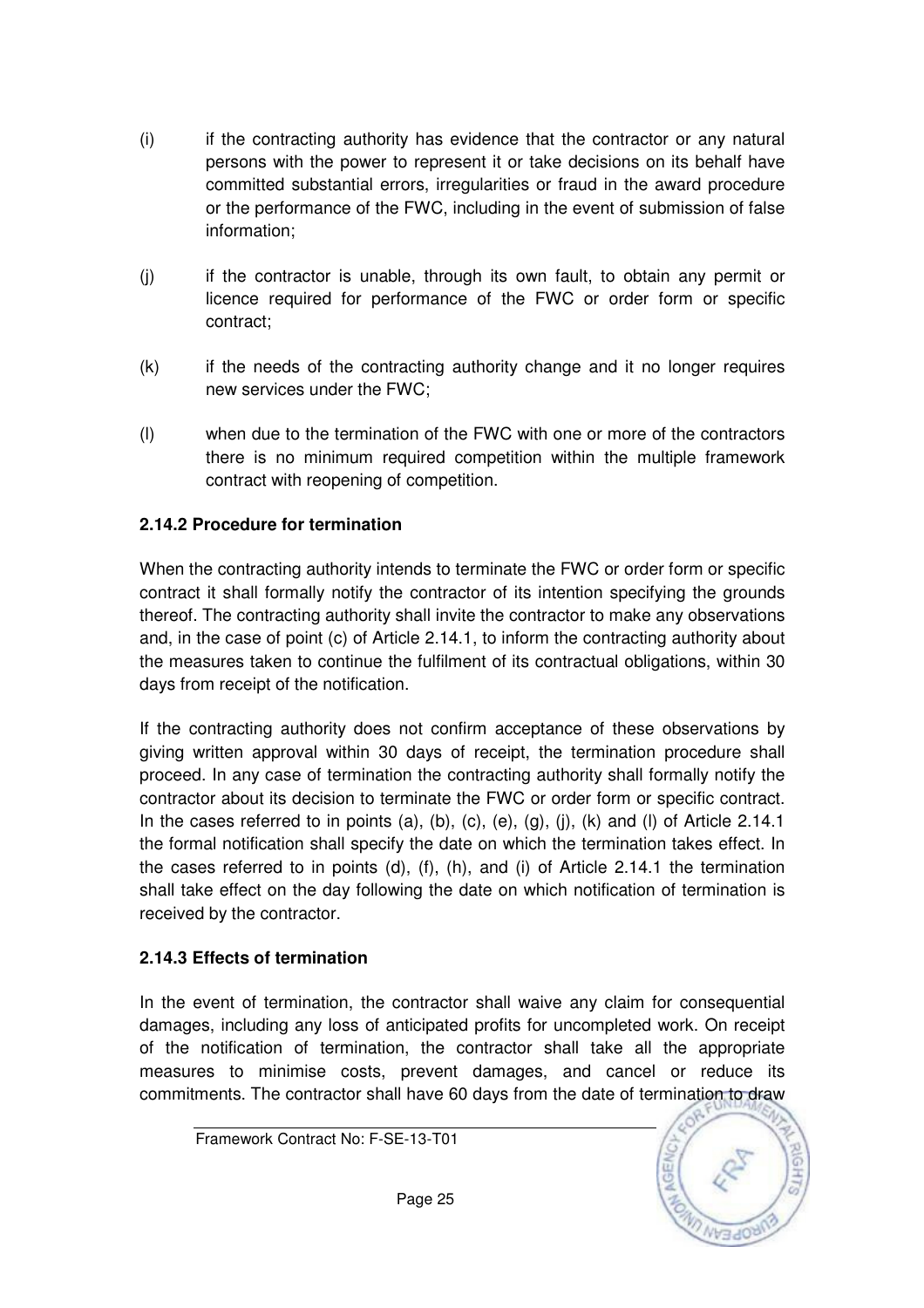(i) if the contracting authority has evidence that the contractor or any natural persons with the power to represent it or take decisions on its behalf have committed substantial errors, irregularities or fraud in the award procedure or the performance of the FWC, including in the event of submission of false information;

(j) if the contractor is unable, through its own fault, to obtain any permit or licence required for performance of the FWC or order form or specific contract;

(k) if the needs of the contracting authority change and it no longer requires new services under the FWC;

(l) when due to the termination of the FWC with one or more of the contractors there is no minimum required competition within the multiple framework contract with reopening of competition.

**2.14.2 Procedure for termination**

When the contracting authority intends to terminate the FWC or order form or specific contract it shall formally notify the contractor of its intention specifying the grounds thereof. The contracting authority shall invite the contractor to make any observations and, in the case of point (c) of Article 2.14.1, to inform the contracting authority about the measures taken to continue the fulfilment of its contractual obligations, within 30 days from receipt of the notification.

If the contracting authority does not confirm acceptance of these observations by giving written approval within 30 days of receipt, the termination procedure shall proceed. In any case of termination the contracting authority shall formally notify the contractor about its decision to terminate the FWC or order form or specific contract. In the cases referred to in points (a), (b), (c), (e), (g), (j), (k) and (l) of Article 2.14.1 the formal notification shall specify the date on which the termination takes effect. In the cases referred to in points (d), (f), (h), and (i) of Article 2.14.1 the termination shall take effect on the day following the date on which notification of termination is received by the contractor.

**2.14.3 Effects of termination**

In the event of termination, the contractor shall waive any claim for consequential damages, including any loss of anticipated profits for uncompleted work. On receipt of the notification of termination, the contractor shall take all the appropriate measures to minimise costs, prevent damages, and cancel or reduce its commitments. The contractor shall have 60 days from the date of termination to draw

Framework Contract No: F-SE-13-T01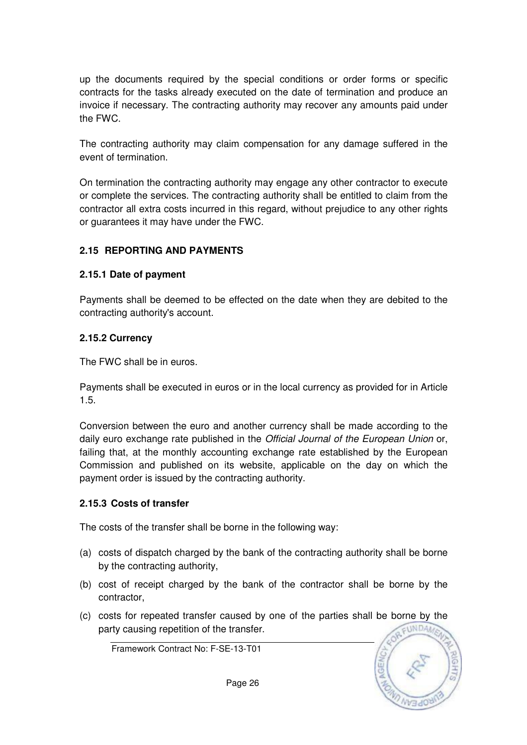up the documents required by the special conditions or order forms or specific contracts for the tasks already executed on the date of termination and produce an invoice if necessary. The contracting authority may recover any amounts paid under the FWC.

The contracting authority may claim compensation for any damage suffered in the event of termination.

On termination the contracting authority may engage any other contractor to execute or complete the services. The contracting authority shall be entitled to claim from the contractor all extra costs incurred in this regard, without prejudice to any other rights or guarantees it may have under the FWC.

## 2.15 REPORTING AND PAYMENTS

### 2.15.1 Date of payment

Payments shall be deemed to be effected on the date when they are debited to the contracting authority's account.

### 2.15.2 Currency

The FWC shall be in euros.

Payments shall be executed in euros or in the local currency as provided for in Article 1.5.

Conversion between the euro and another currency shall be made according to the daily euro exchange rate published in the *Official Journal of the European Union* or, failing that, at the monthly accounting exchange rate established by the European Commission and published on its website, applicable on the day on which the payment order is issued by the contracting authority.

### 2.15.3 Costs of transfer

The costs of the transfer shall be borne in the following way:

(a) costs of dispatch charged by the bank of the contracting authority shall be borne by the contracting authority,

(b) cost of receipt charged by the bank of the contractor shall be borne by the contractor,

(c) costs for repeated transfer caused by one of the parties shall be borne by the party causing repetition of the transfer.

Framework Contract No: F-SE-13-T01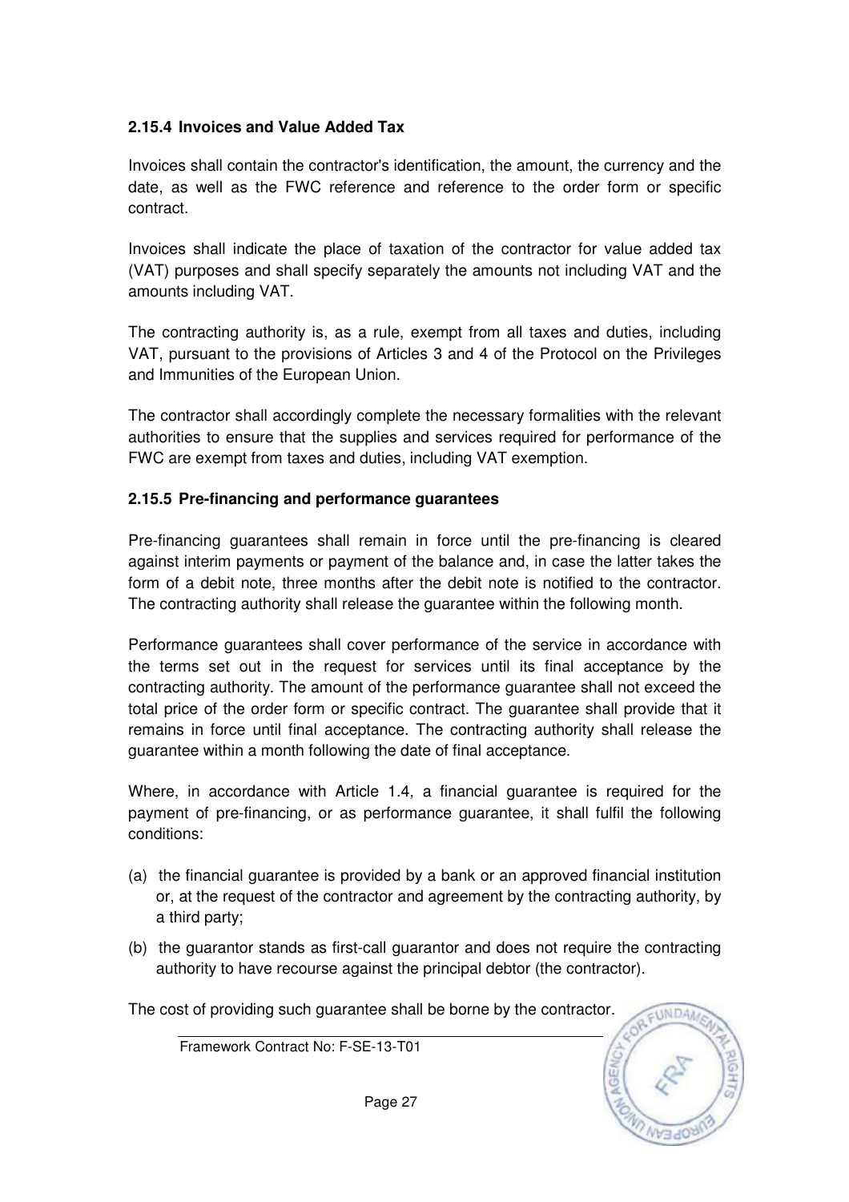### 2.15.4 Invoices and Value Added Tax

Invoices shall contain the contractor's identification, the amount, the currency and the date, as well as the FWC reference and reference to the order form or specific contract.

Invoices shall indicate the place of taxation of the contractor for value added tax (VAT) purposes and shall specify separately the amounts not including VAT and the amounts including VAT.

The contracting authority is, as a rule, exempt from all taxes and duties, including VAT, pursuant to the provisions of Articles 3 and 4 of the Protocol on the Privileges and Immunities of the European Union.

The contractor shall accordingly complete the necessary formalities with the relevant authorities to ensure that the supplies and services required for performance of the FWC are exempt from taxes and duties, including VAT exemption.

### 2.15.5 Pre-financing and performance guarantees

Pre-financing guarantees shall remain in force until the pre-financing is cleared against interim payments or payment of the balance and, in case the latter takes the form of a debit note, three months after the debit note is notified to the contractor. The contracting authority shall release the guarantee within the following month.

Performance guarantees shall cover performance of the service in accordance with the terms set out in the request for services until its final acceptance by the contracting authority. The amount of the performance guarantee shall not exceed the total price of the order form or specific contract. The guarantee shall provide that it remains in force until final acceptance. The contracting authority shall release the guarantee within a month following the date of final acceptance.

Where, in accordance with Article 1.4*,* a financial guarantee is required for the payment of pre-financing, or as performance guarantee, it shall fulfil the following conditions:

(a) the financial guarantee is provided by a bank or an approved financial institution or, at the request of the contractor and agreement by the contracting authority, by a third party;

(b) the guarantor stands as first-call guarantor and does not require the contracting authority to have recourse against the principal debtor (the contractor).

The cost of providing such guarantee shall be borne by the contractor.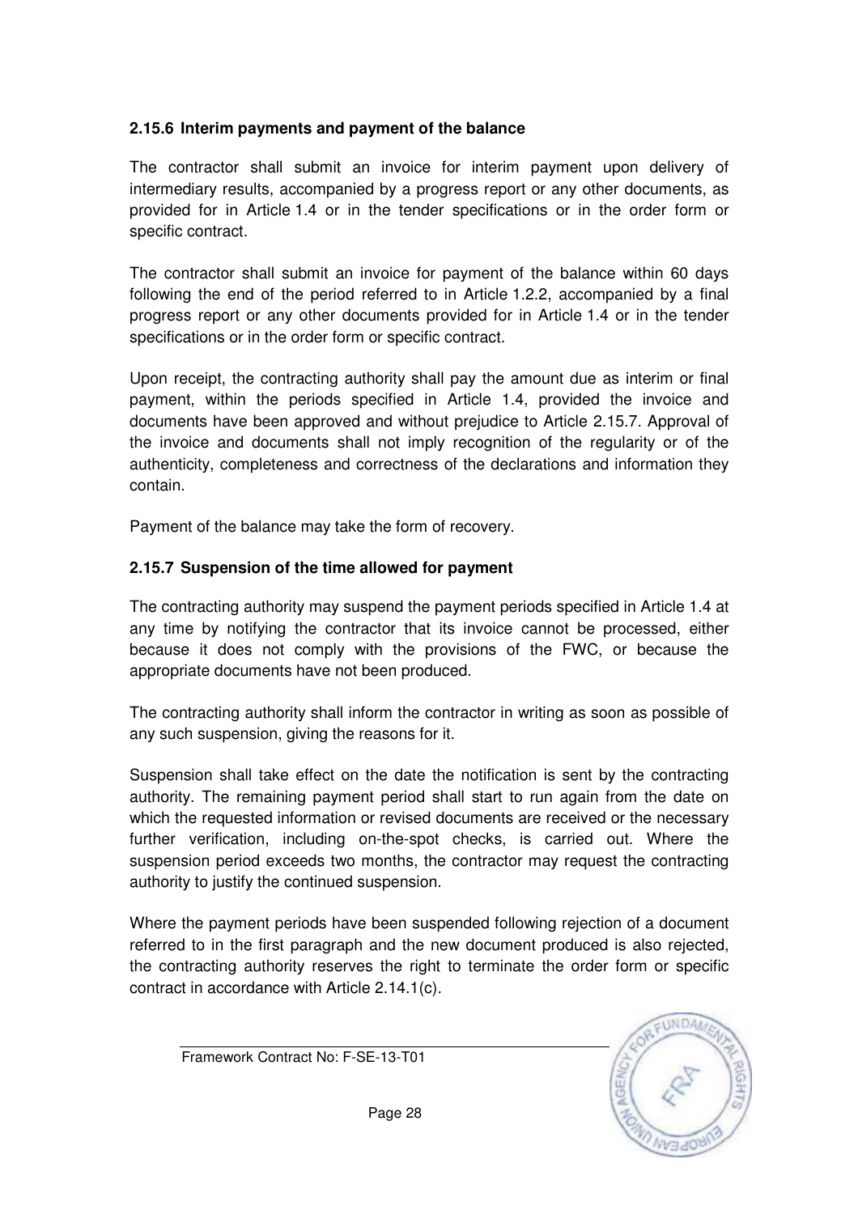#### 2.15.6 Interim payments and payment of the balance

The contractor shall submit an invoice for interim payment upon delivery of intermediary results, accompanied by a progress report or any other documents, as provided for in Article 1.4 or in the tender specifications or in the order form or specific contract.

The contractor shall submit an invoice for payment of the balance within 60 days following the end of the period referred to in Article 1.2.2, accompanied by a final progress report or any other documents provided for in Article 1.4 or in the tender specifications or in the order form or specific contract.

Upon receipt, the contracting authority shall pay the amount due as interim or final payment, within the periods specified in Article 1.4, provided the invoice and documents have been approved and without prejudice to Article 2.15.7. Approval of the invoice and documents shall not imply recognition of the regularity or of the authenticity, completeness and correctness of the declarations and information they contain.

Payment of the balance may take the form of recovery.

#### 2.15.7 Suspension of the time allowed for payment

The contracting authority may suspend the payment periods specified in Article 1.4 at any time by notifying the contractor that its invoice cannot be processed, either because it does not comply with the provisions of the FWC, or because the appropriate documents have not been produced.

The contracting authority shall inform the contractor in writing as soon as possible of any such suspension, giving the reasons for it.

Suspension shall take effect on the date the notification is sent by the contracting authority. The remaining payment period shall start to run again from the date on which the requested information or revised documents are received or the necessary further verification, including on-the-spot checks, is carried out. Where the suspension period exceeds two months, the contractor may request the contracting authority to justify the continued suspension.

Where the payment periods have been suspended following rejection of a document referred to in the first paragraph and the new document produced is also rejected, the contracting authority reserves the right to terminate the order form or specific contract in accordance with Article 2.14.1(c).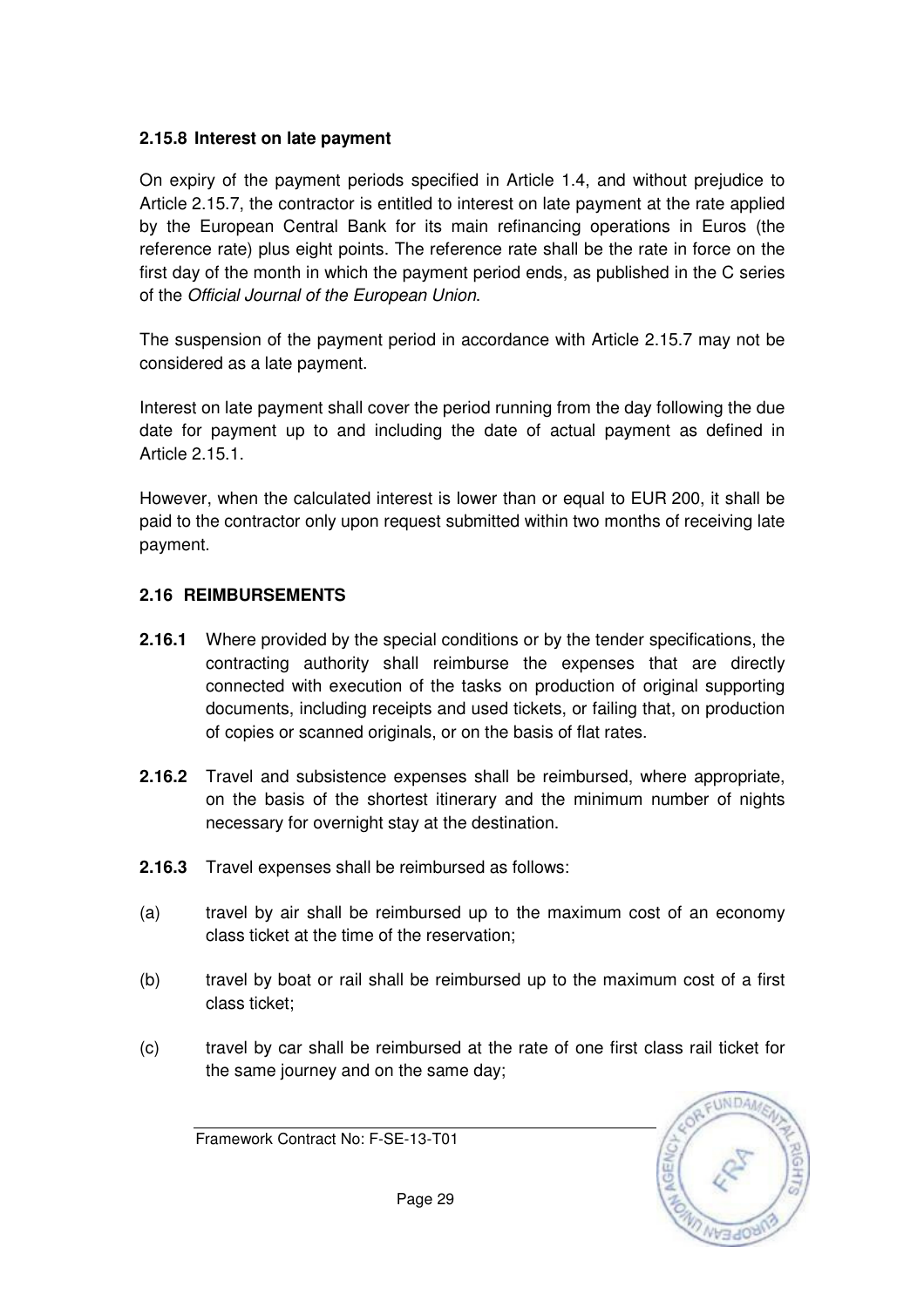### 2.15.8 Interest on late payment

On expiry of the payment periods specified in Article 1.4, and without prejudice to Article 2.15.7, the contractor is entitled to interest on late payment at the rate applied by the European Central Bank for its main refinancing operations in Euros (the reference rate) plus eight points. The reference rate shall be the rate in force on the first day of the month in which the payment period ends, as published in the C series of the *Official Journal of the European Union.*

The suspension of the payment period in accordance with Article 2.15.7 may not be considered as a late payment.

Interest on late payment shall cover the period running from the day following the due date for payment up to and including the date of actual payment as defined in Article 2.15.1.

However, when the calculated interest is lower than or equal to EUR 200, it shall be paid to the contractor only upon request submitted within two months of receiving late payment.

## 2.16 REIMBURSEMENTS

**2.16.1** Where provided by the special conditions or by the tender specifications, the contracting authority shall reimburse the expenses that are directly connected with execution of the tasks on production of original supporting documents, including receipts and used tickets, or failing that, on production of copies or scanned originals, or on the basis of flat rates.

**2.16.2** Travel and subsistence expenses shall be reimbursed, where appropriate, on the basis of the shortest itinerary and the minimum number of nights necessary for overnight stay at the destination.

**2.16.3** Travel expenses shall be reimbursed as follows:

(a) travel by air shall be reimbursed up to the maximum cost of an economy class ticket at the time of the reservation;

(b) travel by boat or rail shall be reimbursed up to the maximum cost of a first class ticket;

(c) travel by car shall be reimbursed at the rate of one first class rail ticket for the same journey and on the same day;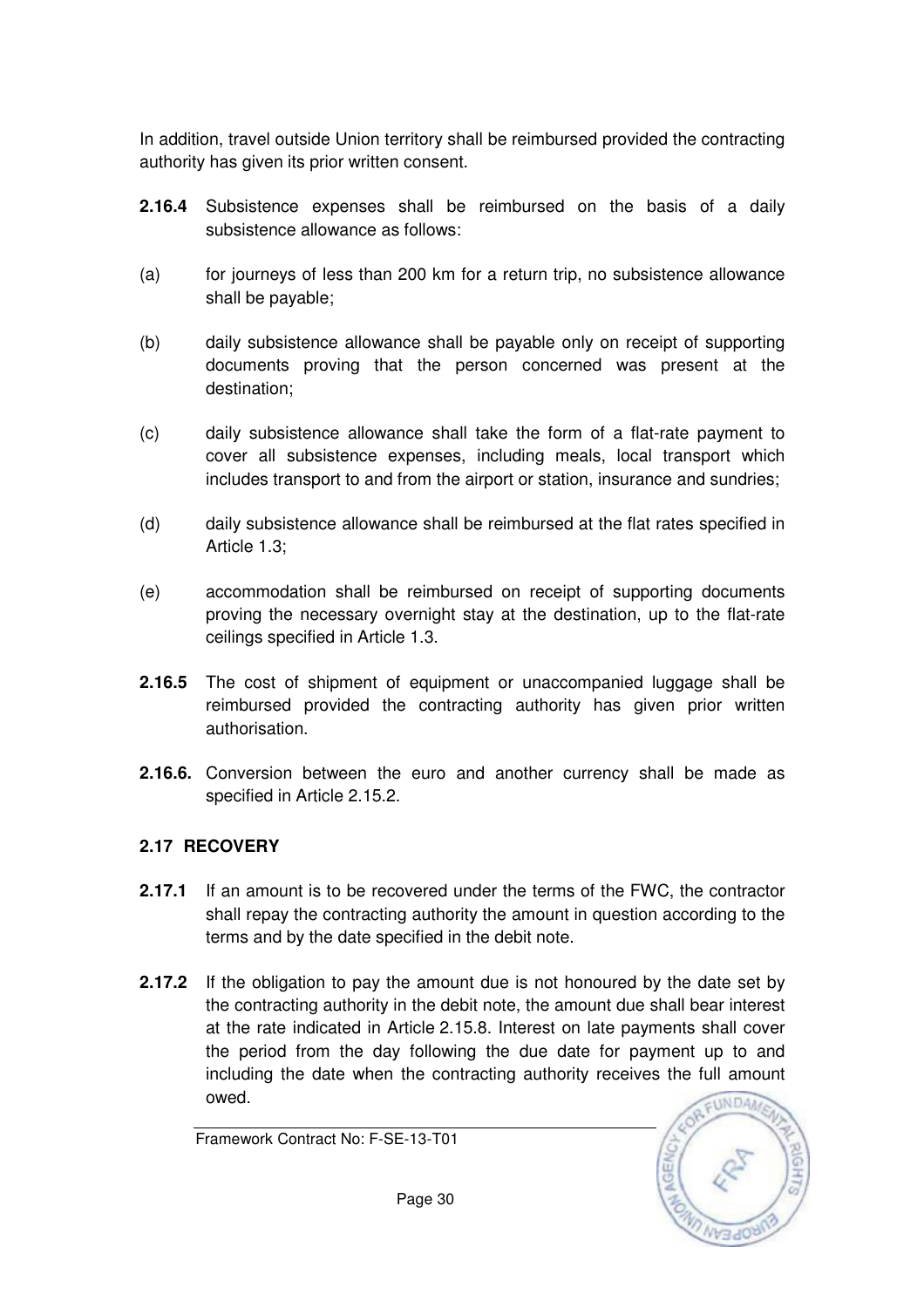In addition, travel outside Union territory shall be reimbursed provided the contracting authority has given its prior written consent.

**2.16.4** Subsistence expenses shall be reimbursed on the basis of a daily subsistence allowance as follows:

(a) for journeys of less than 200 km for a return trip, no subsistence allowance shall be payable;

(b) daily subsistence allowance shall be payable only on receipt of supporting documents proving that the person concerned was present at the destination;

(c) daily subsistence allowance shall take the form of a flat-rate payment to cover all subsistence expenses, including meals, local transport which includes transport to and from the airport or station, insurance and sundries;

(d) daily subsistence allowance shall be reimbursed at the flat rates specified in Article 1.3;

(e) accommodation shall be reimbursed on receipt of supporting documents proving the necessary overnight stay at the destination, up to the flat-rate ceilings specified in Article 1.3.

**2.16.5** The cost of shipment of equipment or unaccompanied luggage shall be reimbursed provided the contracting authority has given prior written authorisation.

**2.16.6.** Conversion between the euro and another currency shall be made as specified in Article 2.15.2.

## 2.17 RECOVERY

**2.17.1** If an amount is to be recovered under the terms of the FWC, the contractor shall repay the contracting authority the amount in question according to the terms and by the date specified in the debit note.

**2.17.2** If the obligation to pay the amount due is not honoured by the date set by the contracting authority in the debit note, the amount due shall bear interest at the rate indicated in Article 2.15.8. Interest on late payments shall cover the period from the day following the due date for payment up to and including the date when the contracting authority receives the full amount owed.

Framework Contract No: F-SE-13-T01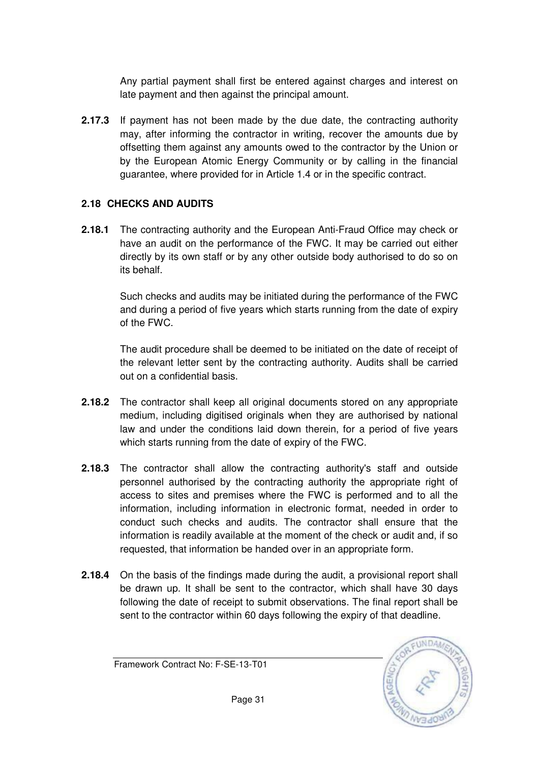Any partial payment shall first be entered against charges and interest on late payment and then against the principal amount.

**2.17.3** If payment has not been made by the due date, the contracting authority may, after informing the contractor in writing, recover the amounts due by offsetting them against any amounts owed to the contractor by the Union or by the European Atomic Energy Community or by calling in the financial guarantee, where provided for in Article 1.4 or in the specific contract.

## 2.18 CHECKS AND AUDITS

**2.18.1** The contracting authority and the European Anti-Fraud Office may check or have an audit on the performance of the FWC. It may be carried out either directly by its own staff or by any other outside body authorised to do so on its behalf.

Such checks and audits may be initiated during the performance of the FWC and during a period of five years which starts running from the date of expiry of the FWC.

The audit procedure shall be deemed to be initiated on the date of receipt of the relevant letter sent by the contracting authority. Audits shall be carried out on a confidential basis.

**2.18.2** The contractor shall keep all original documents stored on any appropriate medium, including digitised originals when they are authorised by national law and under the conditions laid down therein, for a period of five years which starts running from the date of expiry of the FWC.

**2.18.3** The contractor shall allow the contracting authority's staff and outside personnel authorised by the contracting authority the appropriate right of access to sites and premises where the FWC is performed and to all the information, including information in electronic format, needed in order to conduct such checks and audits. The contractor shall ensure that the information is readily available at the moment of the check or audit and, if so requested, that information be handed over in an appropriate form.

**2.18.4** On the basis of the findings made during the audit, a provisional report shall be drawn up. It shall be sent to the contractor, which shall have 30 days following the date of receipt to submit observations. The final report shall be sent to the contractor within 60 days following the expiry of that deadline.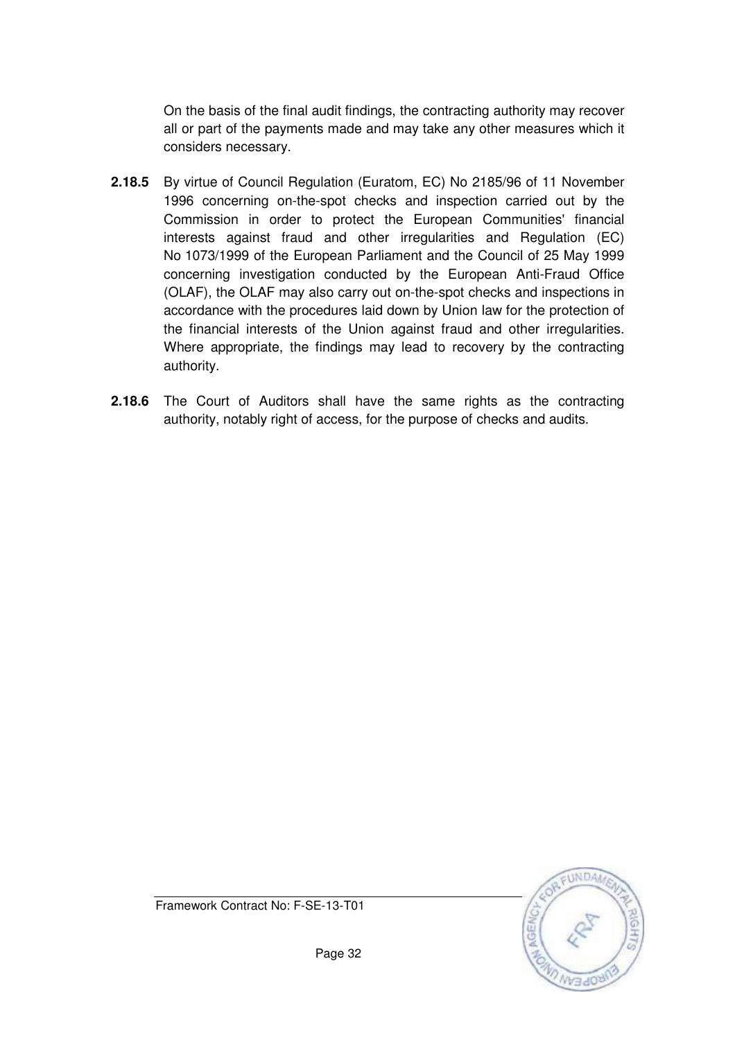On the basis of the final audit findings, the contracting authority may recover all or part of the payments made and may take any other measures which it considers necessary.

**2.18.5** By virtue of Council Regulation (Euratom, EC) No 2185/96 of 11 November 1996 concerning on-the-spot checks and inspection carried out by the Commission in order to protect the European Communities' financial interests against fraud and other irregularities and Regulation (EC) No 1073/1999 of the European Parliament and the Council of 25 May 1999 concerning investigation conducted by the European Anti-Fraud Office (OLAF), the OLAF may also carry out on-the-spot checks and inspections in accordance with the procedures laid down by Union law for the protection of the financial interests of the Union against fraud and other irregularities. Where appropriate, the findings may lead to recovery by the contracting authority.

**2.18.6** The Court of Auditors shall have the same rights as the contracting authority, notably right of access, for the purpose of checks and audits.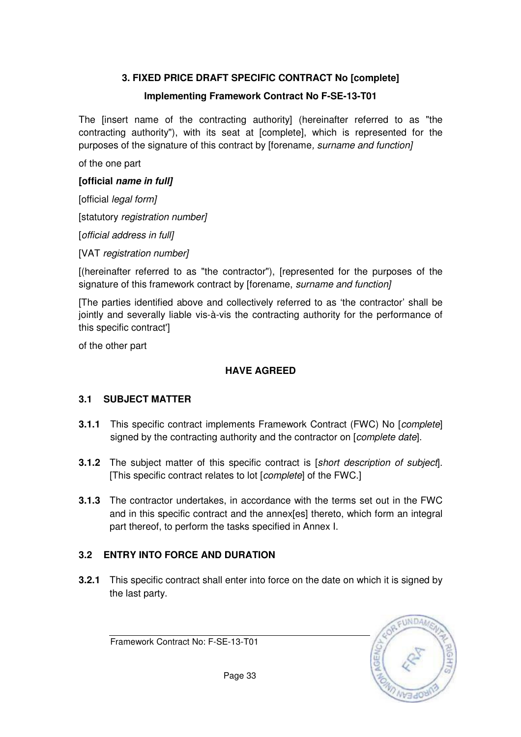## 3. FIXED PRICE DRAFT SPECIFIC CONTRACT No [complete]

### Implementing Framework Contract No F-SE-13-T01

The [insert name of the contracting authority] (hereinafter referred to as "the contracting authority"), with its seat at [complete], which is represented for the purposes of the signature of this contract by [forename, *surname and function]*

of the one part

**[official *name in full]***

[official *legal form]*

[statutory *registration number]*

[*official address in full]*

[VAT *registration number]*

[(hereinafter referred to as "the contractor"), [represented for the purposes of the signature of this framework contract by [forename, *surname and function]*

[The parties identified above and collectively referred to as 'the contractor' shall be jointly and severally liable vis-à-vis the contracting authority for the performance of this specific contract']

of the other part

**HAVE AGREED**

### 3.1 SUBJECT MATTER

**3.1.1** This specific contract implements Framework Contract (FWC) No [*complete*] signed by the contracting authority and the contractor on [*complete date*].

**3.1.2** The subject matter of this specific contract is [*short description of subject*]. [This specific contract relates to lot [*complete*] of the FWC.]

**3.1.3** The contractor undertakes, in accordance with the terms set out in the FWC and in this specific contract and the annex[es] thereto, which form an integral part thereof, to perform the tasks specified in Annex I.

### 3.2 ENTRY INTO FORCE AND DURATION

**3.2.1** This specific contract shall enter into force on the date on which it is signed by the last party.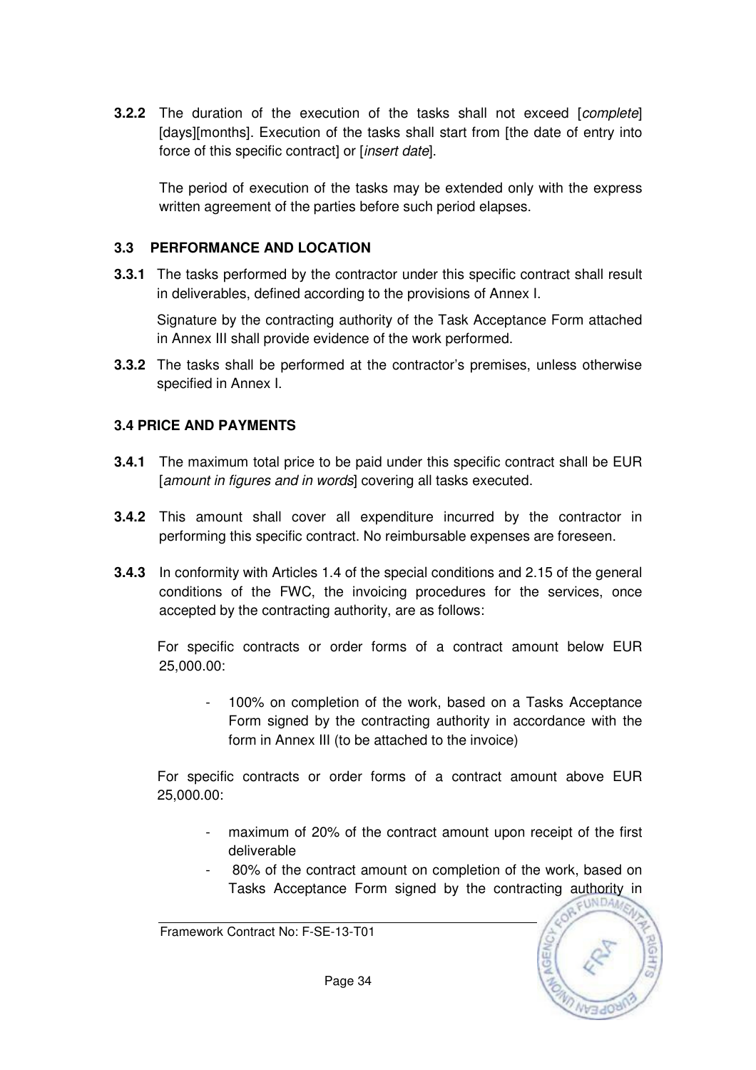**3.2.2** The duration of the execution of the tasks shall not exceed [*complete*] [days][months]. Execution of the tasks shall start from [the date of entry into force of this specific contract] or [*insert date*].

The period of execution of the tasks may be extended only with the express written agreement of the parties before such period elapses.

### 3.3 PERFORMANCE AND LOCATION

**3.3.1** The tasks performed by the contractor under this specific contract shall result in deliverables, defined according to the provisions of Annex I.

Signature by the contracting authority of the Task Acceptance Form attached in Annex III shall provide evidence of the work performed.

**3.3.2** The tasks shall be performed at the contractor's premises, unless otherwise specified in Annex I.

### 3.4 PRICE AND PAYMENTS

**3.4.1** The maximum total price to be paid under this specific contract shall be EUR [*amount in figures and in words*] covering all tasks executed.

**3.4.2** This amount shall cover all expenditure incurred by the contractor in performing this specific contract. No reimbursable expenses are foreseen.

**3.4.3** In conformity with Articles 1.4 of the special conditions and 2.15 of the general conditions of the FWC, the invoicing procedures for the services, once accepted by the contracting authority, are as follows:

For specific contracts or order forms of a contract amount below EUR 25,000.00:

- 100% on completion of the work, based on a Tasks Acceptance Form signed by the contracting authority in accordance with the form in Annex III (to be attached to the invoice)

For specific contracts or order forms of a contract amount above EUR 25,000.00:

- maximum of 20% of the contract amount upon receipt of the first deliverable
- 80% of the contract amount on completion of the work, based on Tasks Acceptance Form signed by the contracting authority in

Framework Contract No: F-SE-13-T01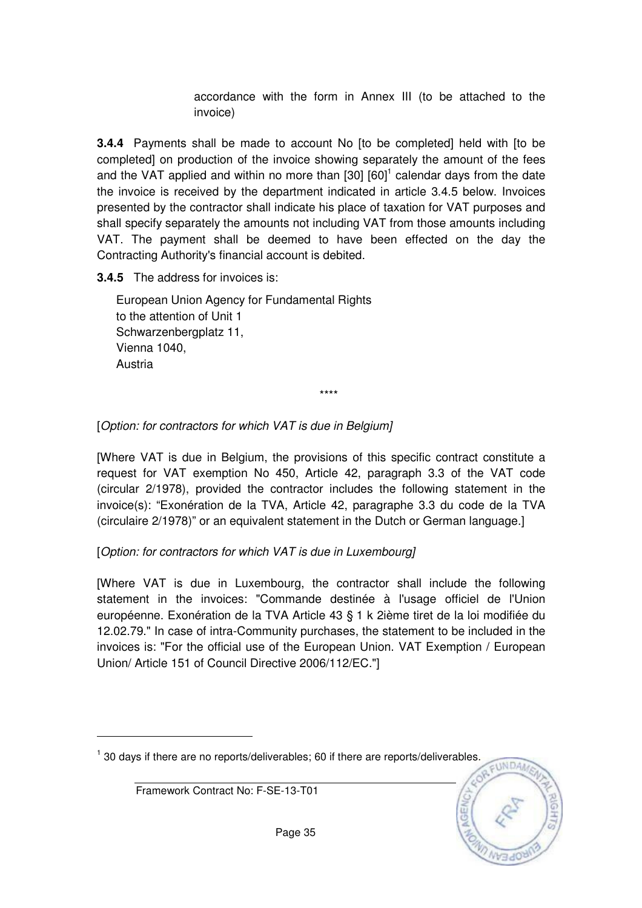accordance with the form in Annex III (to be attached to the invoice)

**3.4.4** Payments shall be made to account No [to be completed] held with [to be completed] on production of the invoice showing separately the amount of the fees and the VAT applied and within no more than [30] [60][1] calendar days from the date the invoice is received by the department indicated in article 3.4.5 below. Invoices presented by the contractor shall indicate his place of taxation for VAT purposes and shall specify separately the amounts not including VAT from those amounts including VAT. The payment shall be deemed to have been effected on the day the Contracting Authority's financial account is debited.

**3.4.5** The address for invoices is:

European Union Agency for Fundamental Rights
to the attention of Unit 1
Schwarzenbergplatz 11,
Vienna 1040,
Austria

\*\*\*\*

[*Option: for contractors for which VAT is due in Belgium]*

[Where VAT is due in Belgium, the provisions of this specific contract constitute a request for VAT exemption No 450, Article 42, paragraph 3.3 of the VAT code (circular 2/1978), provided the contractor includes the following statement in the invoice(s): "Exonération de la TVA, Article 42, paragraphe 3.3 du code de la TVA (circulaire 2/1978)" or an equivalent statement in the Dutch or German language.]

[*Option: for contractors for which VAT is due in Luxembourg]*

[Where VAT is due in Luxembourg, the contractor shall include the following statement in the invoices: "Commande destinée à l'usage officiel de l'Union européenne. Exonération de la TVA Article 43 § 1 k 2ième tiret de la loi modifiée du 12.02.79." In case of intra-Community purchases, the statement to be included in the invoices is: "For the official use of the European Union. VAT Exemption / European Union/ Article 151 of Council Directive 2006/112/EC."]

---

[1] 30 days if there are no reports/deliverables; 60 if there are reports/deliverables.

Framework Contract No: F-SE-13-T01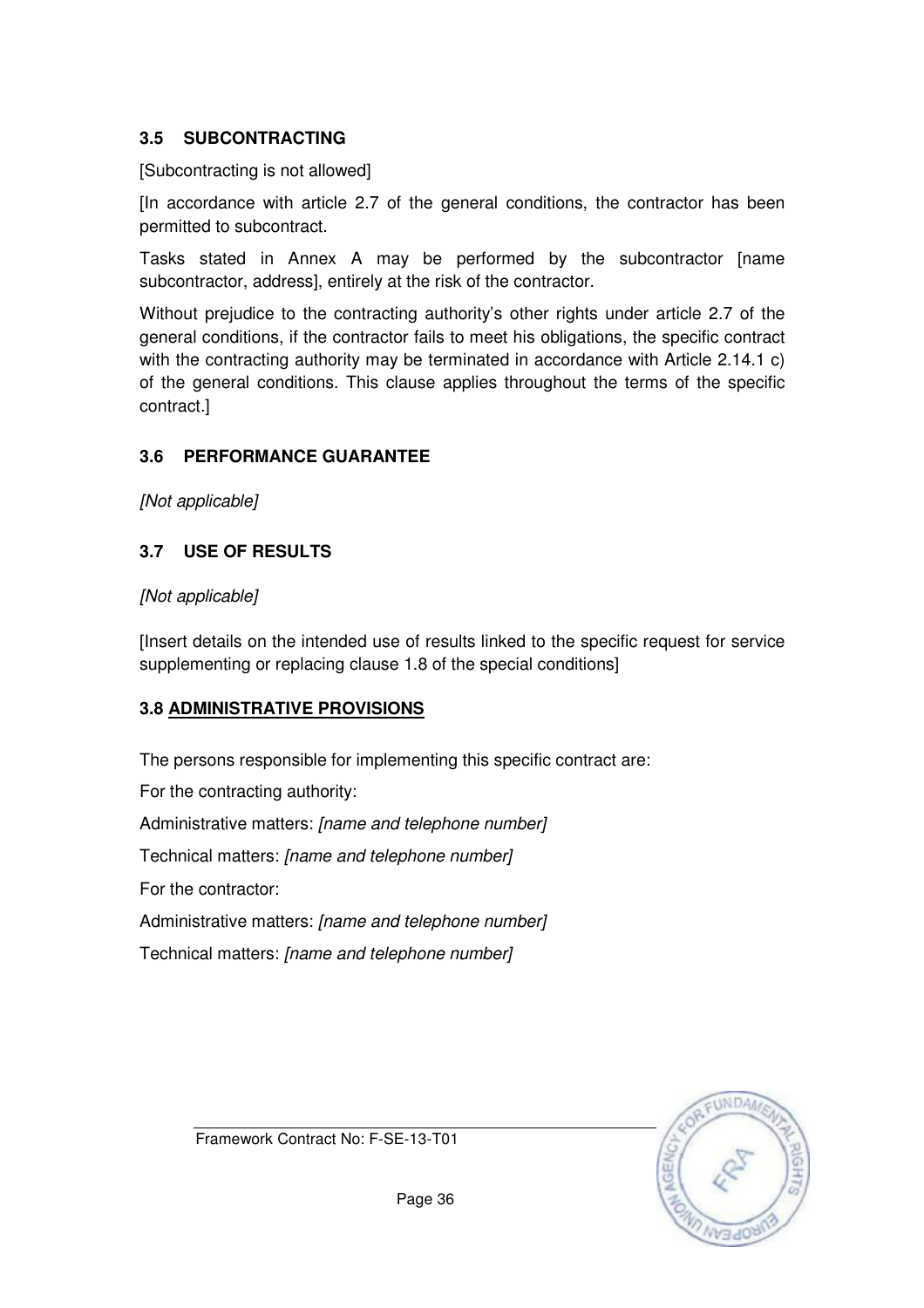### 3.5 SUBCONTRACTING

[Subcontracting is not allowed]

[In accordance with article 2.7 of the general conditions, the contractor has been permitted to subcontract.

Tasks stated in Annex A may be performed by the subcontractor [name subcontractor, address], entirely at the risk of the contractor.

Without prejudice to the contracting authority's other rights under article 2.7 of the general conditions, if the contractor fails to meet his obligations, the specific contract with the contracting authority may be terminated in accordance with Article 2.14.1 c) of the general conditions. This clause applies throughout the terms of the specific contract.]

### 3.6 PERFORMANCE GUARANTEE

*[Not applicable]*

### 3.7 USE OF RESULTS

*[Not applicable]*

[Insert details on the intended use of results linked to the specific request for service supplementing or replacing clause 1.8 of the special conditions]

### 3.8 ADMINISTRATIVE PROVISIONS

The persons responsible for implementing this specific contract are:

For the contracting authority:

Administrative matters: *[name and telephone number]*

Technical matters: *[name and telephone number]*

For the contractor:

Administrative matters: *[name and telephone number]*

Technical matters: *[name and telephone number]*

Framework Contract No: F-SE-13-T01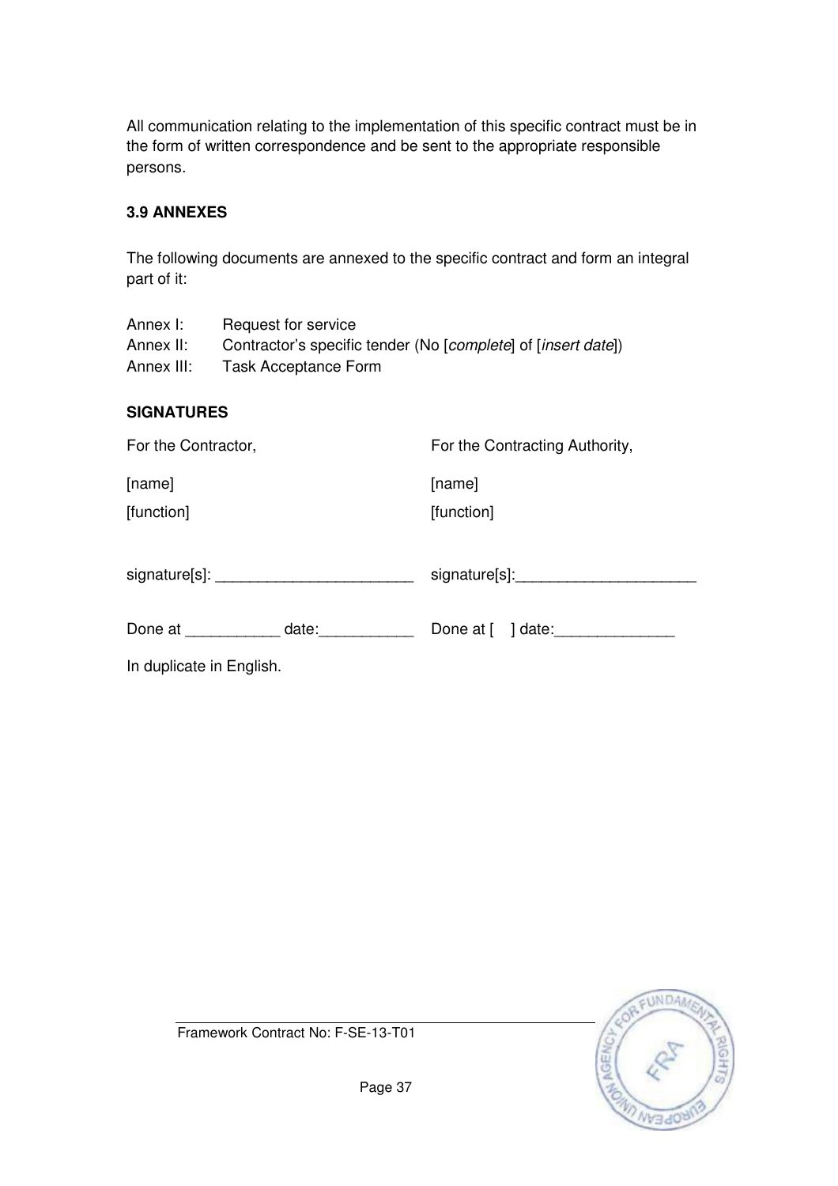All communication relating to the implementation of this specific contract must be in the form of written correspondence and be sent to the appropriate responsible persons.

### 3.9 ANNEXES

The following documents are annexed to the specific contract and form an integral part of it:

Annex I: Request for service
Annex II: Contractor's specific tender (No [*complete*] of [*insert date*])
Annex III: Task Acceptance Form

### SIGNATURES

| For the Contractor, | For the Contracting Authority, |
|---|---|
| [name] | [name] |
| [function] | [function] |
| signature[s]: _______________________ | signature[s]:_____________________ |
| Done at ___________ date:___________ | Done at [ ] date:______________ |

In duplicate in English.

Framework Contract No: F-SE-13-T01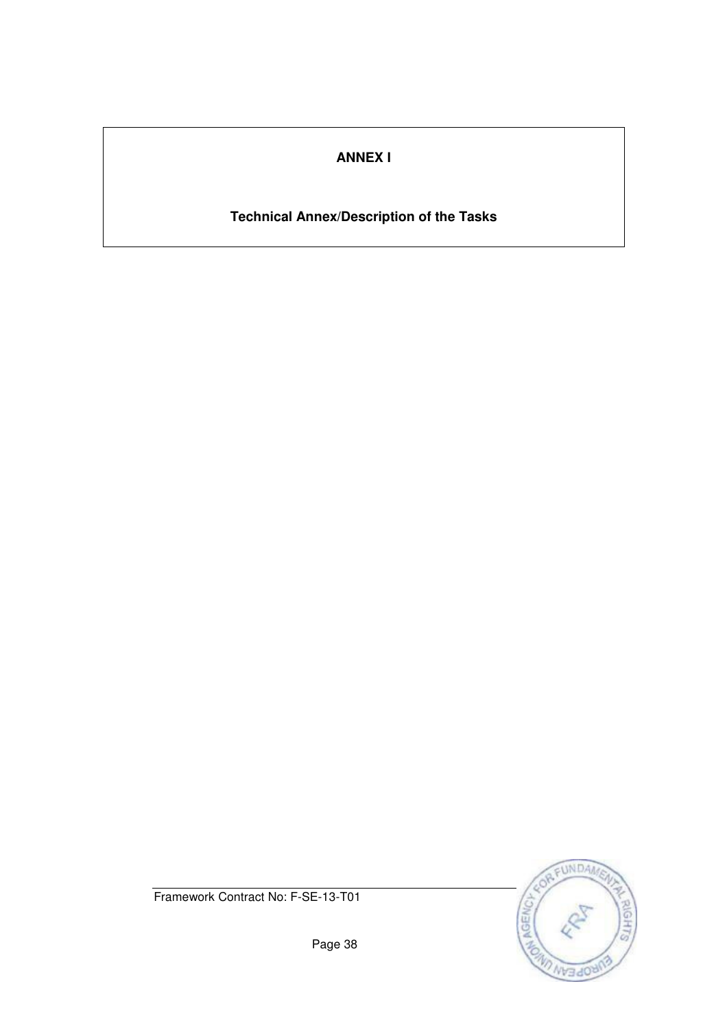**ANNEX I**

**Technical Annex/Description of the Tasks**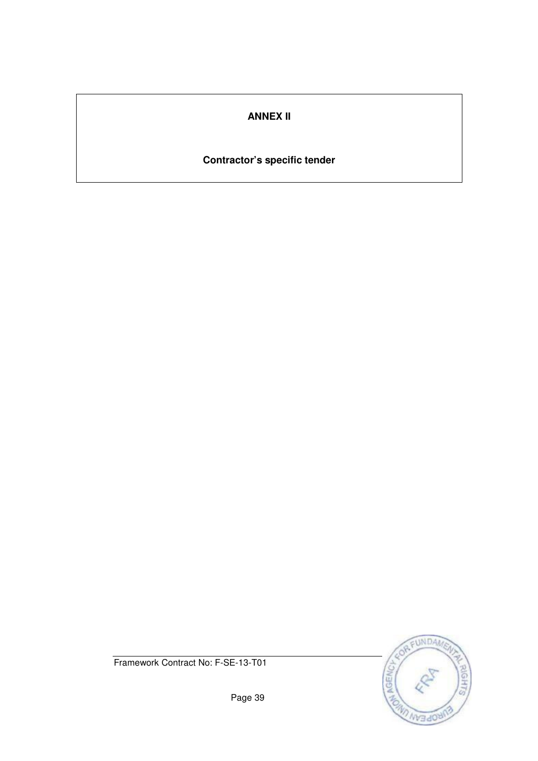# ANNEX II

## Contractor's specific tender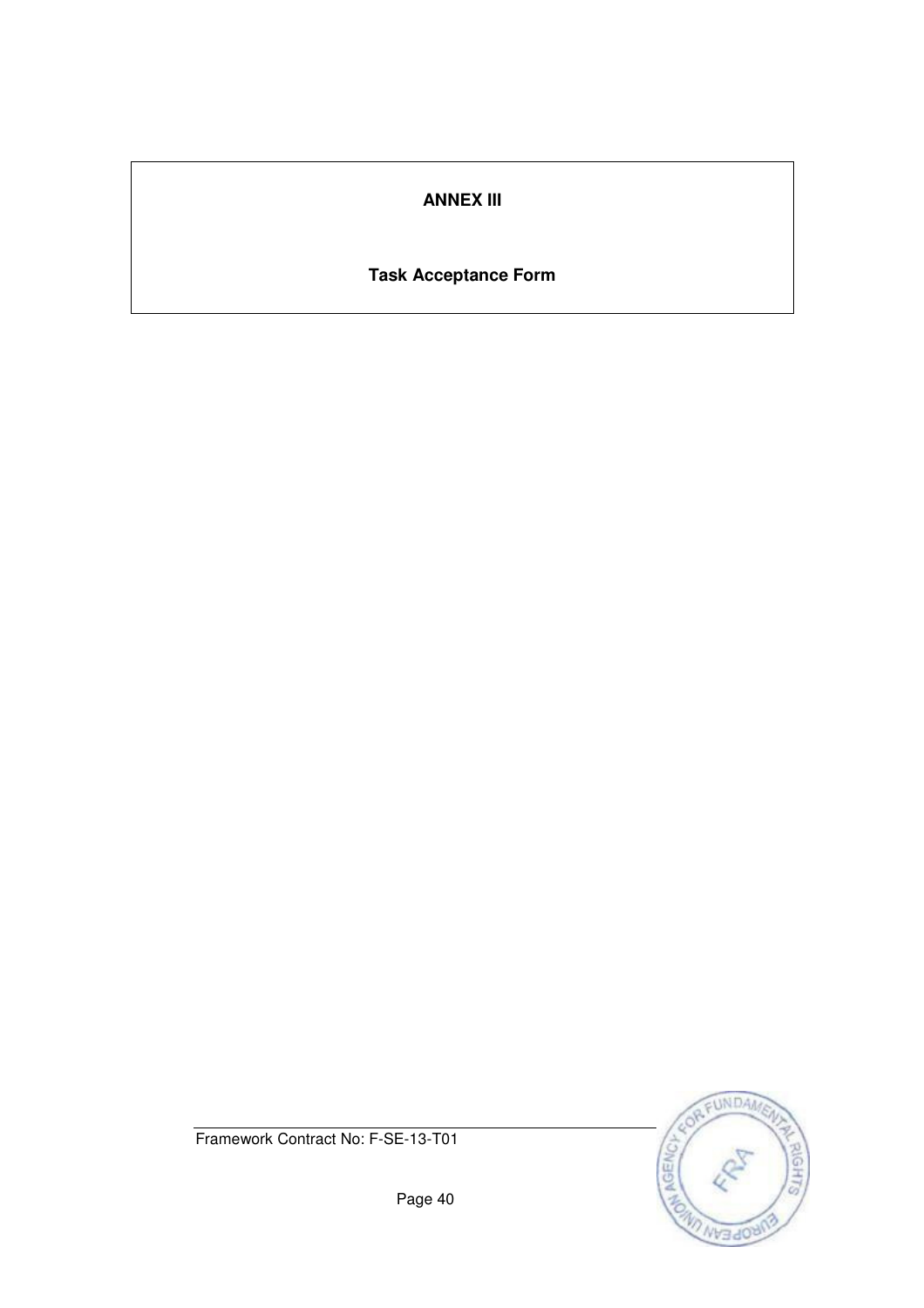**ANNEX III**

**Task Acceptance Form**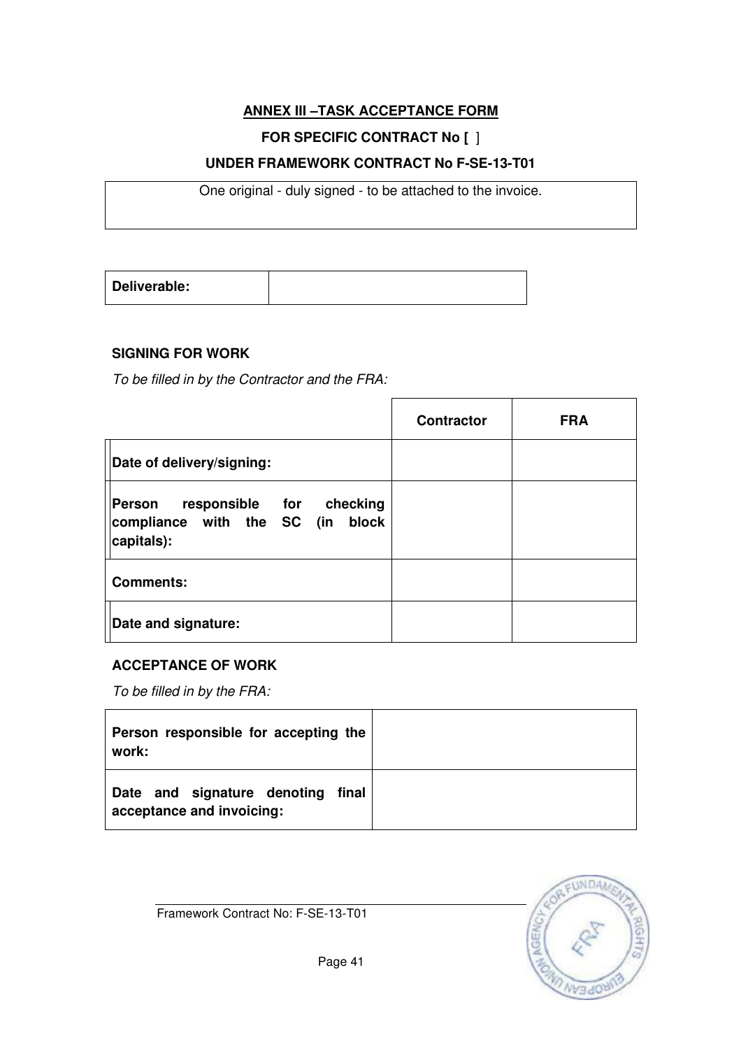## ANNEX III –TASK ACCEPTANCE FORM

**FOR SPECIFIC CONTRACT No [ ]**

**UNDER FRAMEWORK CONTRACT No F-SE-13-T01**

| One original - duly signed - to be attached to the invoice. |
|---|

| **Deliverable:** | |
|---|---|

**SIGNING FOR WORK**

*To be filled in by the Contractor and the FRA:*

| | **Contractor** | **FRA** |
|---|---|---|
| **Date of delivery/signing:** | | |
| **Person responsible for checking compliance with the SC (in block capitals):** | | |
| **Comments:** | | |
| **Date and signature:** | | |

**ACCEPTANCE OF WORK**

*To be filled in by the FRA:*

| **Person responsible for accepting the work:** | |
|---|---|
| **Date and signature denoting final acceptance and invoicing:** | |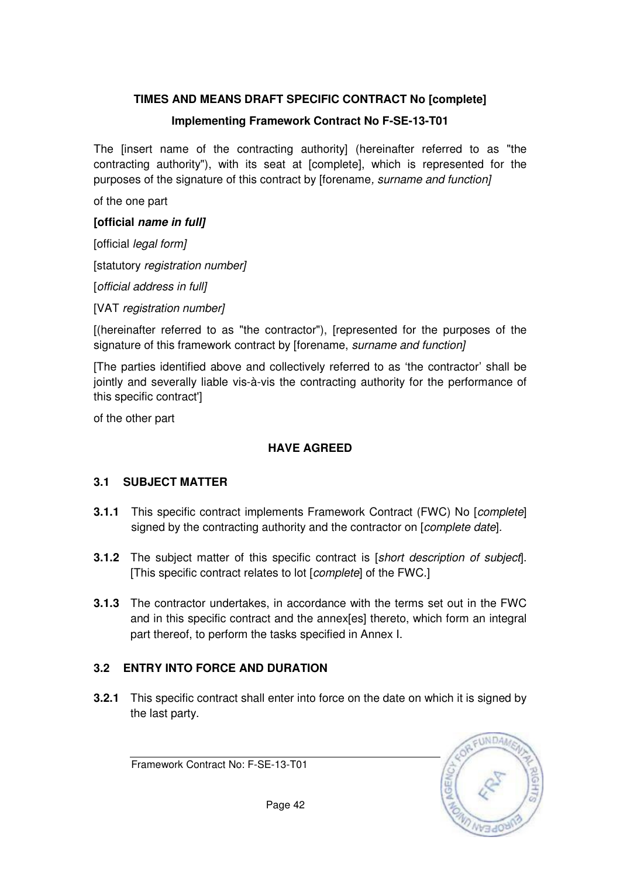**TIMES AND MEANS DRAFT SPECIFIC CONTRACT No [complete]**

**Implementing Framework Contract No F-SE-13-T01**

The [insert name of the contracting authority] (hereinafter referred to as "the contracting authority"), with its seat at [complete], which is represented for the purposes of the signature of this contract by [forename*, surname and function]*

of the one part

**[official *name in full]***

[official *legal form]*

[statutory *registration number]*

[*official address in full]*

[VAT *registration number]*

[(hereinafter referred to as "the contractor"), [represented for the purposes of the signature of this framework contract by [forename, *surname and function]*

[The parties identified above and collectively referred to as 'the contractor' shall be jointly and severally liable vis-à-vis the contracting authority for the performance of this specific contract']

of the other part

**HAVE AGREED**

## 3.1 SUBJECT MATTER

**3.1.1** This specific contract implements Framework Contract (FWC) No [*complete*] signed by the contracting authority and the contractor on [*complete date*].

**3.1.2** The subject matter of this specific contract is [*short description of subject*]. [This specific contract relates to lot [*complete*] of the FWC.]

**3.1.3** The contractor undertakes, in accordance with the terms set out in the FWC and in this specific contract and the annex[es] thereto, which form an integral part thereof, to perform the tasks specified in Annex I.

## 3.2 ENTRY INTO FORCE AND DURATION

**3.2.1** This specific contract shall enter into force on the date on which it is signed by the last party.

Framework Contract No: F-SE-13-T01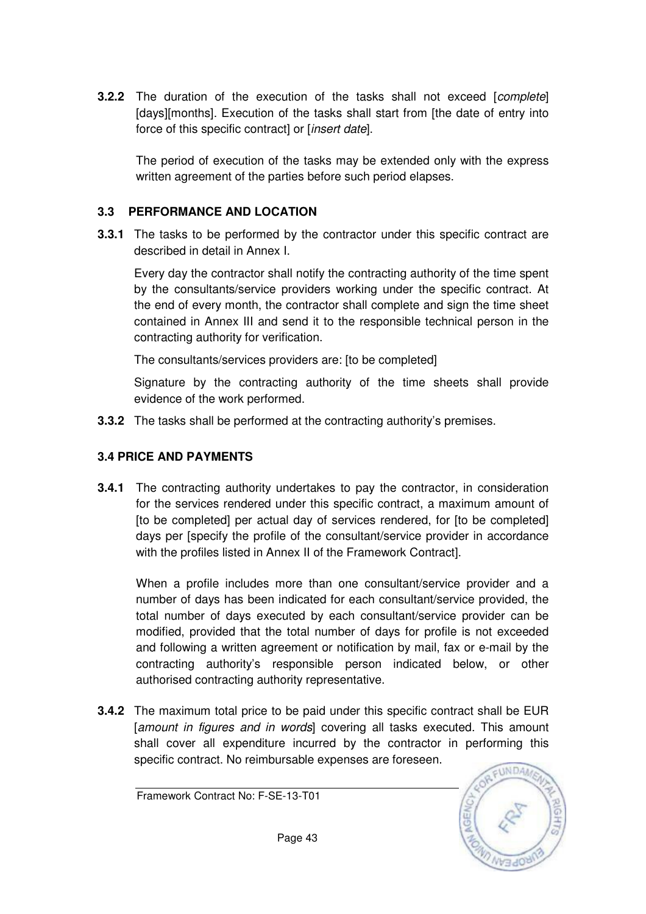**3.2.2** The duration of the execution of the tasks shall not exceed [*complete*] [days][months]. Execution of the tasks shall start from [the date of entry into force of this specific contract] or [*insert date*].

The period of execution of the tasks may be extended only with the express written agreement of the parties before such period elapses.

### 3.3 PERFORMANCE AND LOCATION

**3.3.1** The tasks to be performed by the contractor under this specific contract are described in detail in Annex I.

Every day the contractor shall notify the contracting authority of the time spent by the consultants/service providers working under the specific contract. At the end of every month, the contractor shall complete and sign the time sheet contained in Annex III and send it to the responsible technical person in the contracting authority for verification.

The consultants/services providers are: [to be completed]

Signature by the contracting authority of the time sheets shall provide evidence of the work performed.

**3.3.2** The tasks shall be performed at the contracting authority's premises.

### 3.4 PRICE AND PAYMENTS

**3.4.1** The contracting authority undertakes to pay the contractor, in consideration for the services rendered under this specific contract, a maximum amount of [to be completed] per actual day of services rendered, for [to be completed] days per [specify the profile of the consultant/service provider in accordance with the profiles listed in Annex II of the Framework Contract].

When a profile includes more than one consultant/service provider and a number of days has been indicated for each consultant/service provided, the total number of days executed by each consultant/service provider can be modified, provided that the total number of days for profile is not exceeded and following a written agreement or notification by mail, fax or e-mail by the contracting authority's responsible person indicated below, or other authorised contracting authority representative.

**3.4.2** The maximum total price to be paid under this specific contract shall be EUR [*amount in figures and in words*] covering all tasks executed. This amount shall cover all expenditure incurred by the contractor in performing this specific contract. No reimbursable expenses are foreseen.

Framework Contract No: F-SE-13-T01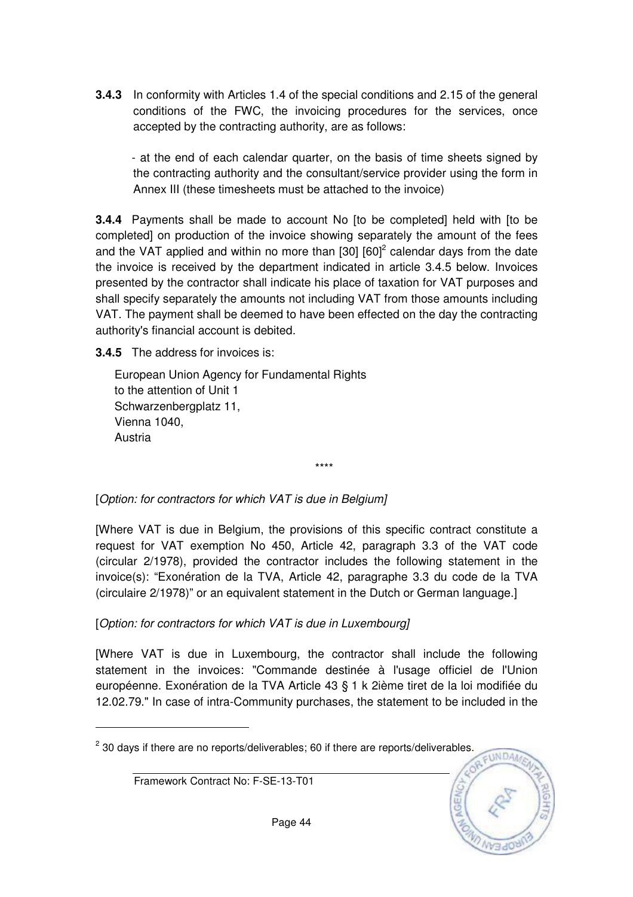**3.4.3** In conformity with Articles 1.4 of the special conditions and 2.15 of the general conditions of the FWC, the invoicing procedures for the services, once accepted by the contracting authority, are as follows:

- at the end of each calendar quarter, on the basis of time sheets signed by the contracting authority and the consultant/service provider using the form in Annex III (these timesheets must be attached to the invoice)

**3.4.4** Payments shall be made to account No [to be completed] held with [to be completed] on production of the invoice showing separately the amount of the fees and the VAT applied and within no more than [30] [60][2] calendar days from the date the invoice is received by the department indicated in article 3.4.5 below. Invoices presented by the contractor shall indicate his place of taxation for VAT purposes and shall specify separately the amounts not including VAT from those amounts including VAT. The payment shall be deemed to have been effected on the day the contracting authority's financial account is debited.

**3.4.5** The address for invoices is:

European Union Agency for Fundamental Rights
to the attention of Unit 1
Schwarzenbergplatz 11,
Vienna 1040,
Austria

****

[*Option: for contractors for which VAT is due in Belgium]*

[Where VAT is due in Belgium, the provisions of this specific contract constitute a request for VAT exemption No 450, Article 42, paragraph 3.3 of the VAT code (circular 2/1978), provided the contractor includes the following statement in the invoice(s): "Exonération de la TVA, Article 42, paragraphe 3.3 du code de la TVA (circulaire 2/1978)" or an equivalent statement in the Dutch or German language.]

[*Option: for contractors for which VAT is due in Luxembourg]*

[Where VAT is due in Luxembourg, the contractor shall include the following statement in the invoices: "Commande destinée à l'usage officiel de l'Union européenne. Exonération de la TVA Article 43 § 1 k 2ième tiret de la loi modifiée du 12.02.79." In case of intra-Community purchases, the statement to be included in the

---

[2] 30 days if there are no reports/deliverables; 60 if there are reports/deliverables.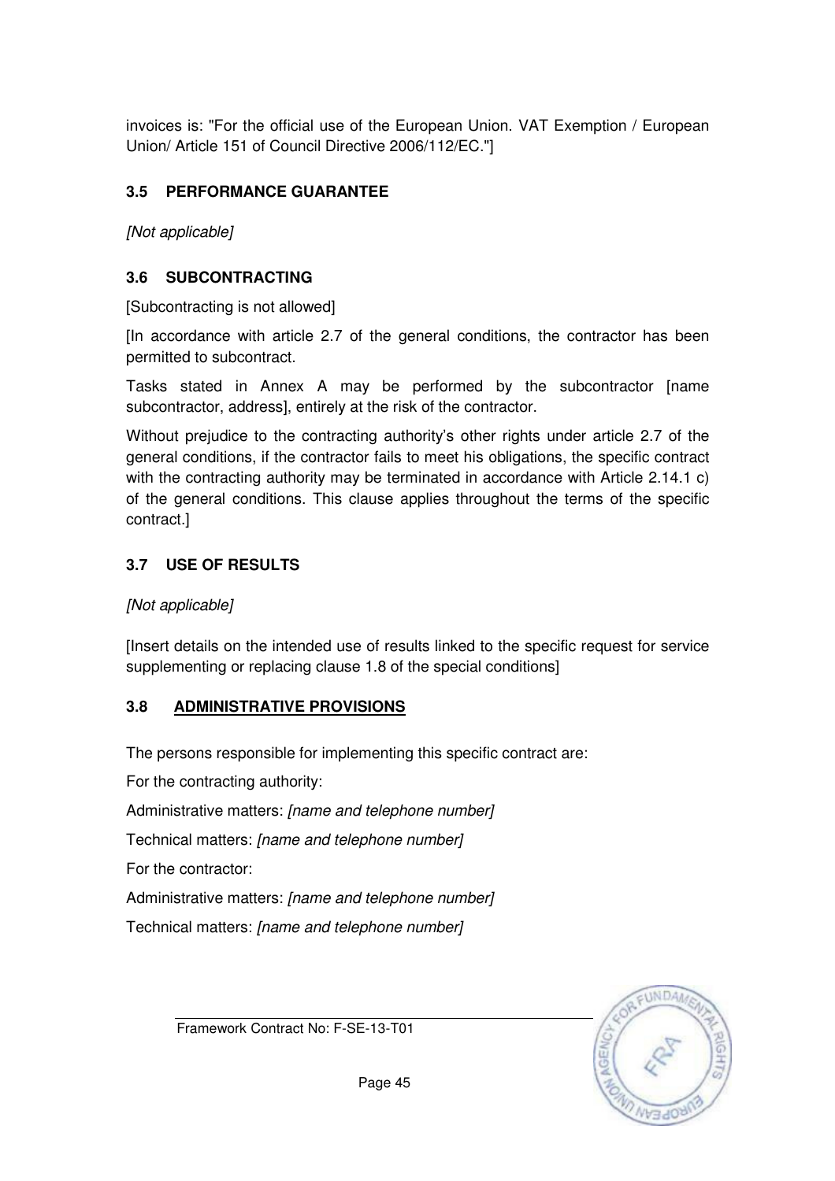invoices is: "For the official use of the European Union. VAT Exemption / European Union/ Article 151 of Council Directive 2006/112/EC."]

### 3.5 PERFORMANCE GUARANTEE

*[Not applicable]*

### 3.6 SUBCONTRACTING

[Subcontracting is not allowed]

[In accordance with article 2.7 of the general conditions, the contractor has been permitted to subcontract.

Tasks stated in Annex A may be performed by the subcontractor [name subcontractor, address], entirely at the risk of the contractor.

Without prejudice to the contracting authority's other rights under article 2.7 of the general conditions, if the contractor fails to meet his obligations, the specific contract with the contracting authority may be terminated in accordance with Article 2.14.1 c) of the general conditions. This clause applies throughout the terms of the specific contract.]

### 3.7 USE OF RESULTS

*[Not applicable]*

[Insert details on the intended use of results linked to the specific request for service supplementing or replacing clause 1.8 of the special conditions]

### 3.8 ADMINISTRATIVE PROVISIONS

The persons responsible for implementing this specific contract are:

For the contracting authority:

Administrative matters: *[name and telephone number]*

Technical matters: *[name and telephone number]*

For the contractor:

Administrative matters: *[name and telephone number]*

Technical matters: *[name and telephone number]*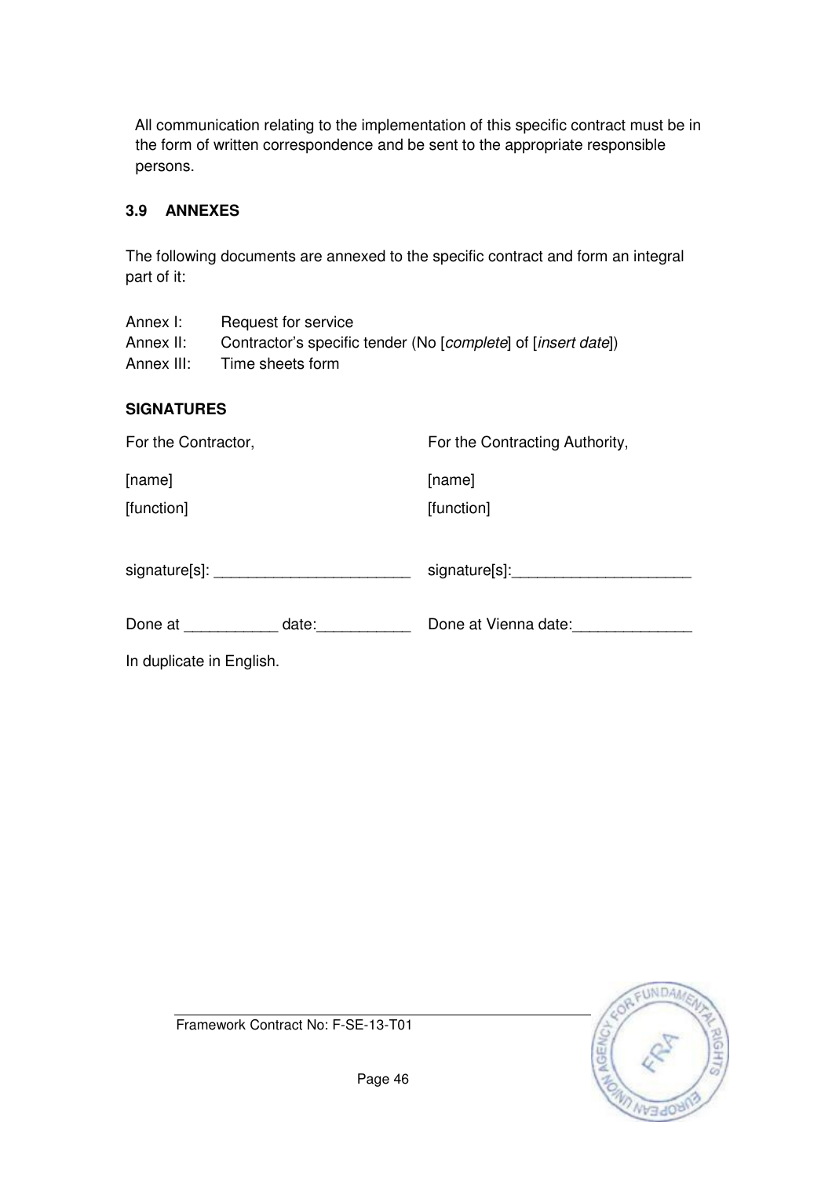All communication relating to the implementation of this specific contract must be in the form of written correspondence and be sent to the appropriate responsible persons.

### 3.9 ANNEXES

The following documents are annexed to the specific contract and form an integral part of it:

Annex I: Request for service
Annex II: Contractor's specific tender (No [*complete*] of [*insert date*])
Annex III: Time sheets form

**SIGNATURES**

| For the Contractor, | For the Contracting Authority, |
|---|---|
| [name] | [name] |
| [function] | [function] |
| signature[s]: _______________________ | signature[s]:_____________________ |
| Done at ___________ date:___________ | Done at Vienna date:______________ |

In duplicate in English.

Framework Contract No: F-SE-13-T01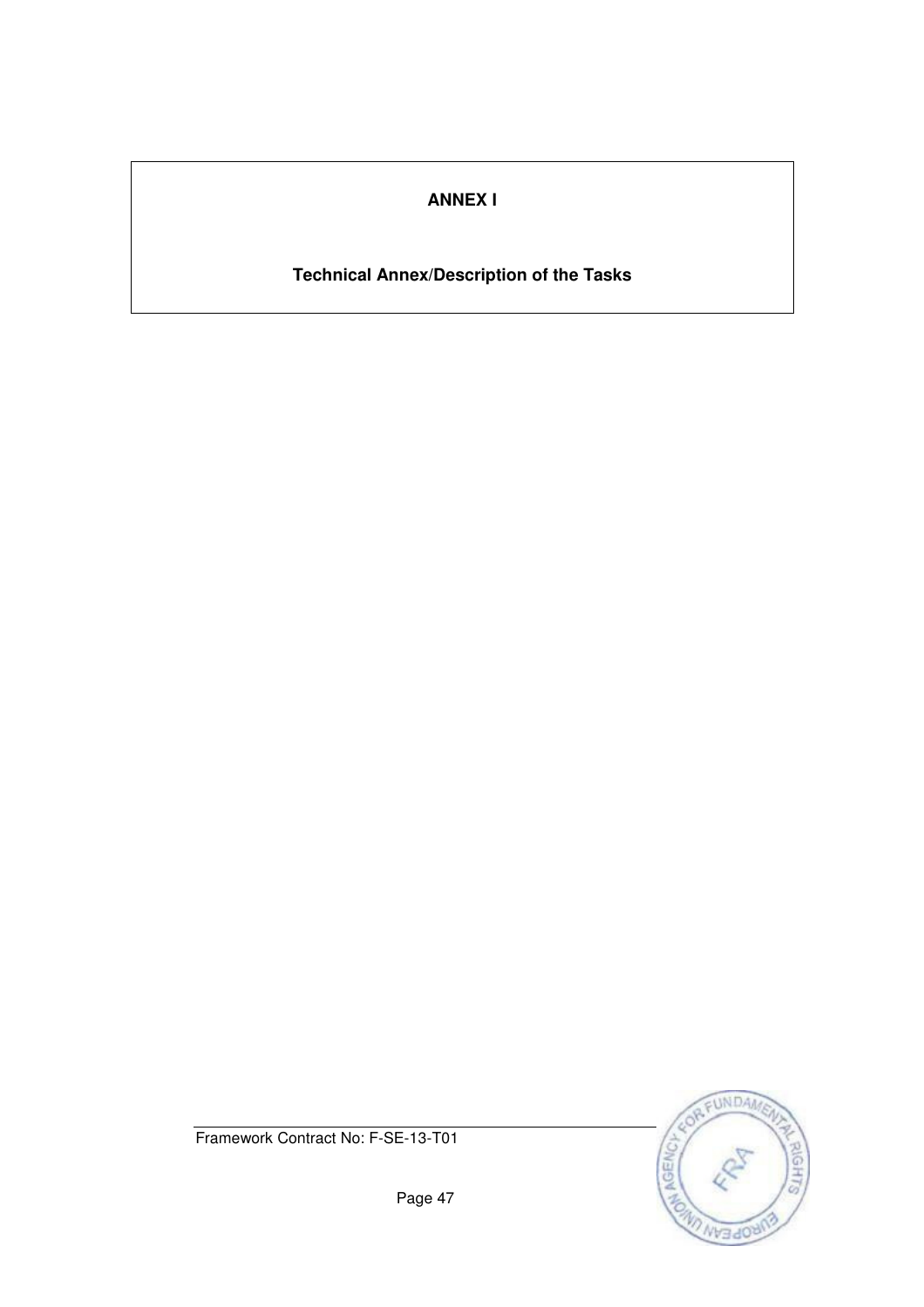**ANNEX I**

**Technical Annex/Description of the Tasks**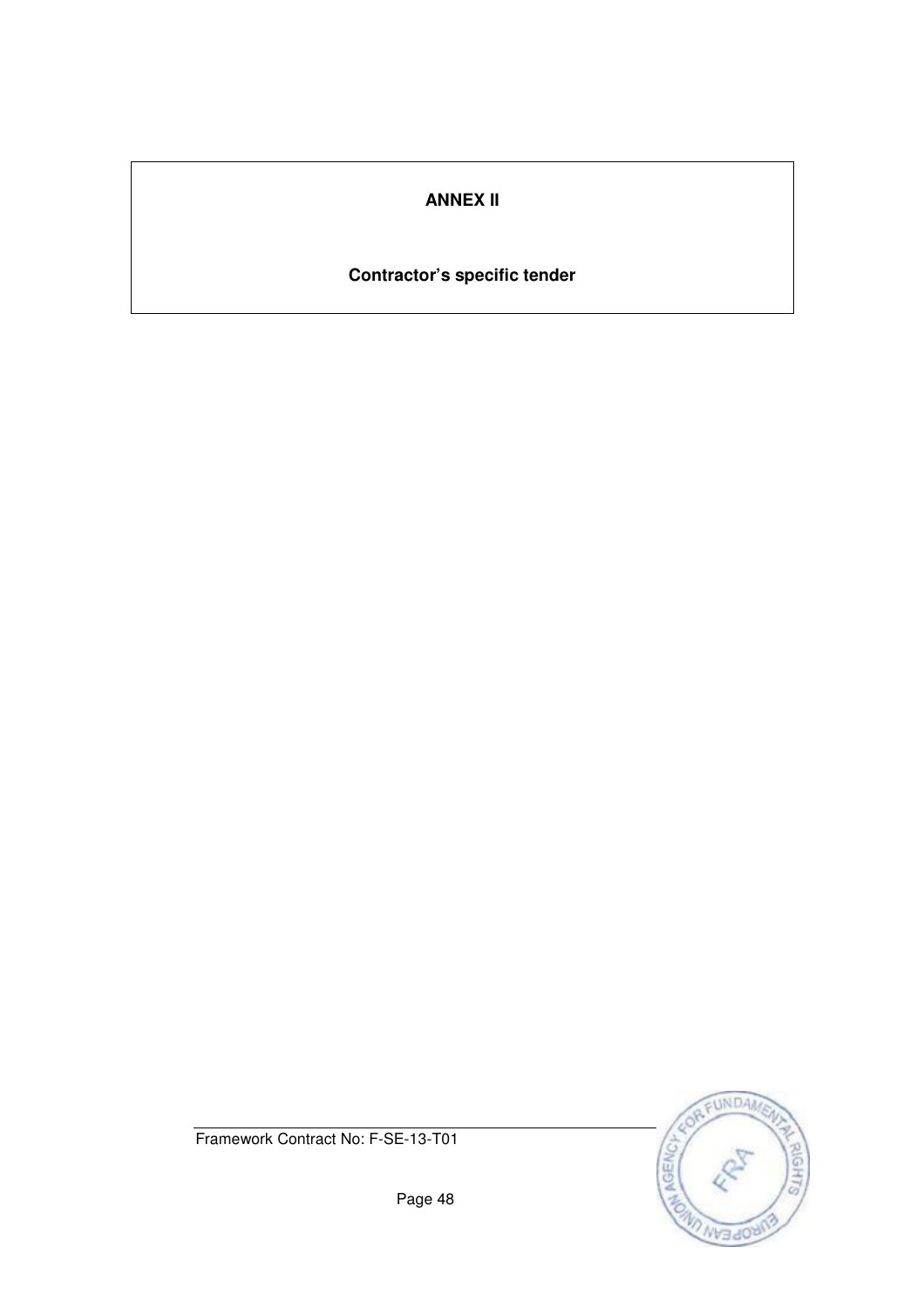**ANNEX II**

**Contractor's specific tender**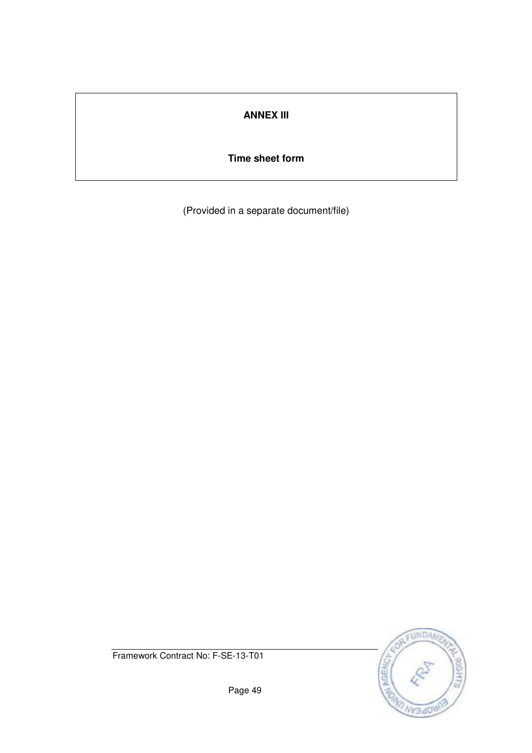**ANNEX III**

**Time sheet form**

(Provided in a separate document/file)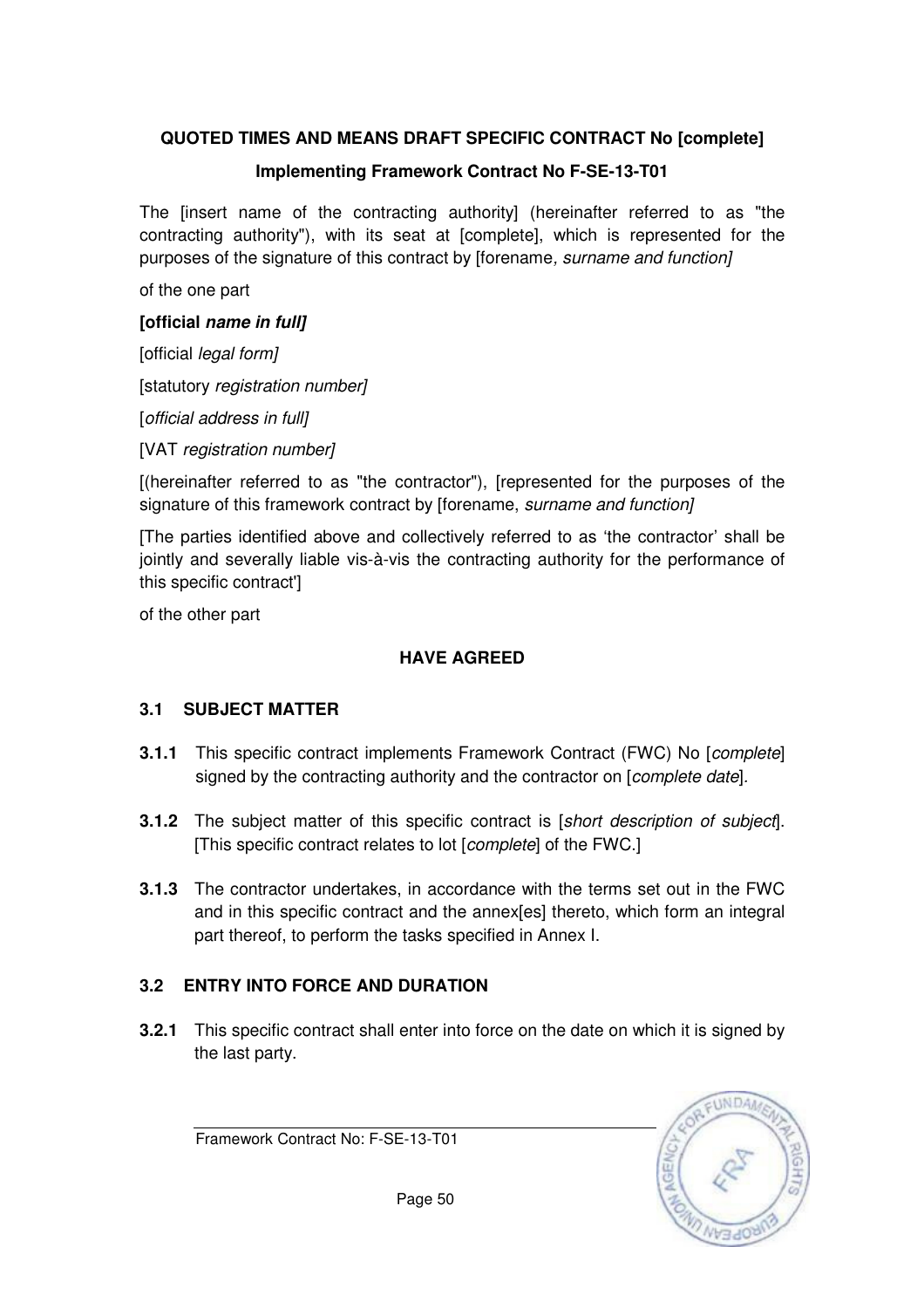**QUOTED TIMES AND MEANS DRAFT SPECIFIC CONTRACT No [complete]**

**Implementing Framework Contract No F-SE-13-T01**

The [insert name of the contracting authority] (hereinafter referred to as "the contracting authority"), with its seat at [complete], which is represented for the purposes of the signature of this contract by [forename, *surname and function]*

of the one part

**[official *name in full]***

[official *legal form]*

[statutory *registration number]*

[*official address in full]*

[VAT *registration number]*

[(hereinafter referred to as "the contractor"), [represented for the purposes of the signature of this framework contract by [forename, *surname and function]*

[The parties identified above and collectively referred to as 'the contractor' shall be jointly and severally liable vis-à-vis the contracting authority for the performance of this specific contract']

of the other part

**HAVE AGREED**

## 3.1 SUBJECT MATTER

**3.1.1** This specific contract implements Framework Contract (FWC) No [*complete*] signed by the contracting authority and the contractor on [*complete date*].

**3.1.2** The subject matter of this specific contract is [*short description of subject*]. [This specific contract relates to lot [*complete*] of the FWC.]

**3.1.3** The contractor undertakes, in accordance with the terms set out in the FWC and in this specific contract and the annex[es] thereto, which form an integral part thereof, to perform the tasks specified in Annex I.

## 3.2 ENTRY INTO FORCE AND DURATION

**3.2.1** This specific contract shall enter into force on the date on which it is signed by the last party.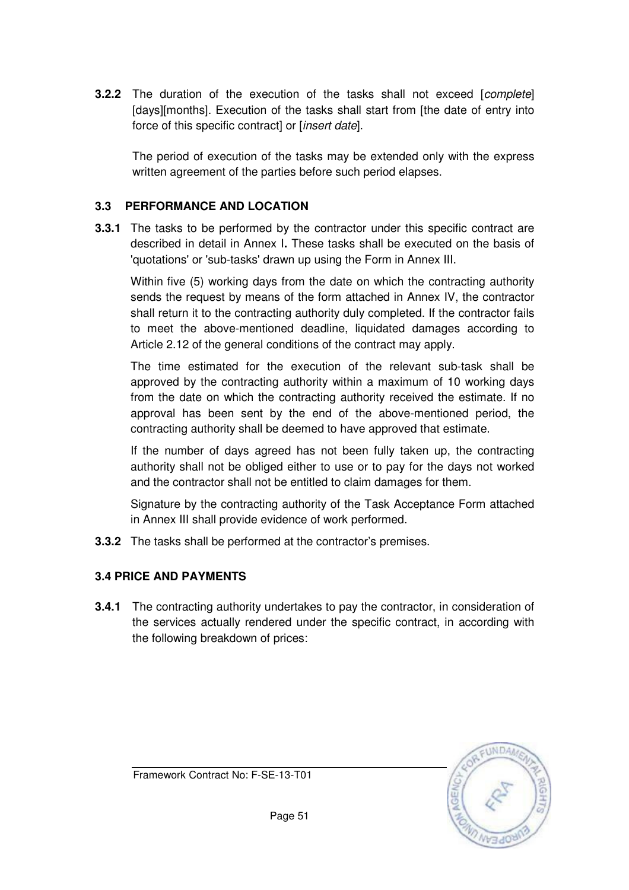**3.2.2** The duration of the execution of the tasks shall not exceed [*complete*] [days][months]. Execution of the tasks shall start from [the date of entry into force of this specific contract] or [*insert date*].

The period of execution of the tasks may be extended only with the express written agreement of the parties before such period elapses.

### 3.3 PERFORMANCE AND LOCATION

**3.3.1** The tasks to be performed by the contractor under this specific contract are described in detail in Annex I**.** These tasks shall be executed on the basis of 'quotations' or 'sub-tasks' drawn up using the Form in Annex III.

Within five (5) working days from the date on which the contracting authority sends the request by means of the form attached in Annex IV, the contractor shall return it to the contracting authority duly completed. If the contractor fails to meet the above-mentioned deadline, liquidated damages according to Article 2.12 of the general conditions of the contract may apply.

The time estimated for the execution of the relevant sub-task shall be approved by the contracting authority within a maximum of 10 working days from the date on which the contracting authority received the estimate. If no approval has been sent by the end of the above-mentioned period, the contracting authority shall be deemed to have approved that estimate.

If the number of days agreed has not been fully taken up, the contracting authority shall not be obliged either to use or to pay for the days not worked and the contractor shall not be entitled to claim damages for them.

Signature by the contracting authority of the Task Acceptance Form attached in Annex III shall provide evidence of work performed.

**3.3.2** The tasks shall be performed at the contractor's premises.

### 3.4 PRICE AND PAYMENTS

**3.4.1** The contracting authority undertakes to pay the contractor, in consideration of the services actually rendered under the specific contract, in according with the following breakdown of prices:

Framework Contract No: F-SE-13-T01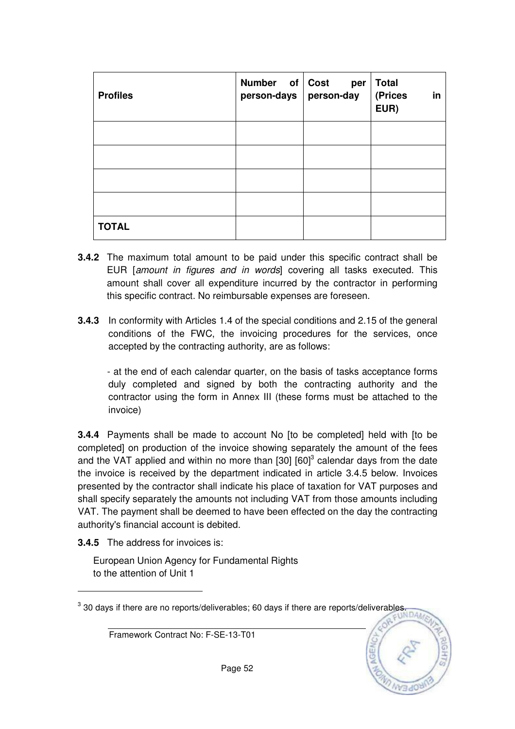| Profiles | Number of person-days | Cost per person-day | Total (Prices in EUR) |
|---|---|---|---|
| | | | |
| | | | |
| | | | |
| | | | |
| **TOTAL** | | | |

**3.4.2** The maximum total amount to be paid under this specific contract shall be EUR [*amount in figures and in words*] covering all tasks executed. This amount shall cover all expenditure incurred by the contractor in performing this specific contract. No reimbursable expenses are foreseen.

**3.4.3** In conformity with Articles 1.4 of the special conditions and 2.15 of the general conditions of the FWC, the invoicing procedures for the services, once accepted by the contracting authority, are as follows:

- at the end of each calendar quarter, on the basis of tasks acceptance forms duly completed and signed by both the contracting authority and the contractor using the form in Annex III (these forms must be attached to the invoice)

**3.4.4** Payments shall be made to account No [to be completed] held with [to be completed] on production of the invoice showing separately the amount of the fees and the VAT applied and within no more than [30] [60][3] calendar days from the date the invoice is received by the department indicated in article 3.4.5 below. Invoices presented by the contractor shall indicate his place of taxation for VAT purposes and shall specify separately the amounts not including VAT from those amounts including VAT. The payment shall be deemed to have been effected on the day the contracting authority's financial account is debited.

**3.4.5** The address for invoices is:

European Union Agency for Fundamental Rights
to the attention of Unit 1

[3] 30 days if there are no reports/deliverables; 60 days if there are reports/deliverables.

Framework Contract No: F-SE-13-T01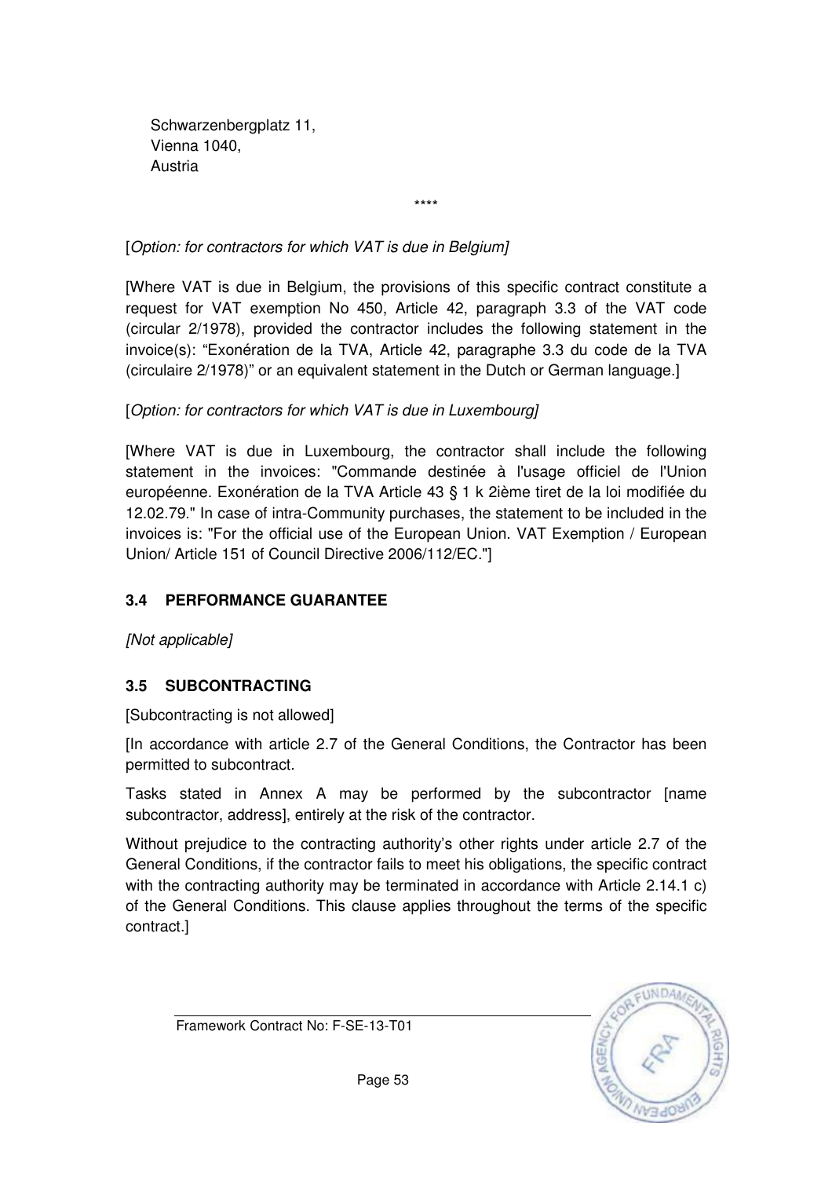Schwarzenbergplatz 11,
Vienna 1040,
Austria

****

[*Option: for contractors for which VAT is due in Belgium]*

[Where VAT is due in Belgium, the provisions of this specific contract constitute a request for VAT exemption No 450, Article 42, paragraph 3.3 of the VAT code (circular 2/1978), provided the contractor includes the following statement in the invoice(s): "Exonération de la TVA, Article 42, paragraphe 3.3 du code de la TVA (circulaire 2/1978)" or an equivalent statement in the Dutch or German language.]

[*Option: for contractors for which VAT is due in Luxembourg]*

[Where VAT is due in Luxembourg, the contractor shall include the following statement in the invoices: "Commande destinée à l'usage officiel de l'Union européenne. Exonération de la TVA Article 43 § 1 k 2ième tiret de la loi modifiée du 12.02.79." In case of intra-Community purchases, the statement to be included in the invoices is: "For the official use of the European Union. VAT Exemption / European Union/ Article 151 of Council Directive 2006/112/EC."]

### 3.4 PERFORMANCE GUARANTEE

*[Not applicable]*

### 3.5 SUBCONTRACTING

[Subcontracting is not allowed]

[In accordance with article 2.7 of the General Conditions, the Contractor has been permitted to subcontract.

Tasks stated in Annex A may be performed by the subcontractor [name subcontractor, address], entirely at the risk of the contractor.

Without prejudice to the contracting authority's other rights under article 2.7 of the General Conditions, if the contractor fails to meet his obligations, the specific contract with the contracting authority may be terminated in accordance with Article 2.14.1 c) of the General Conditions. This clause applies throughout the terms of the specific contract.]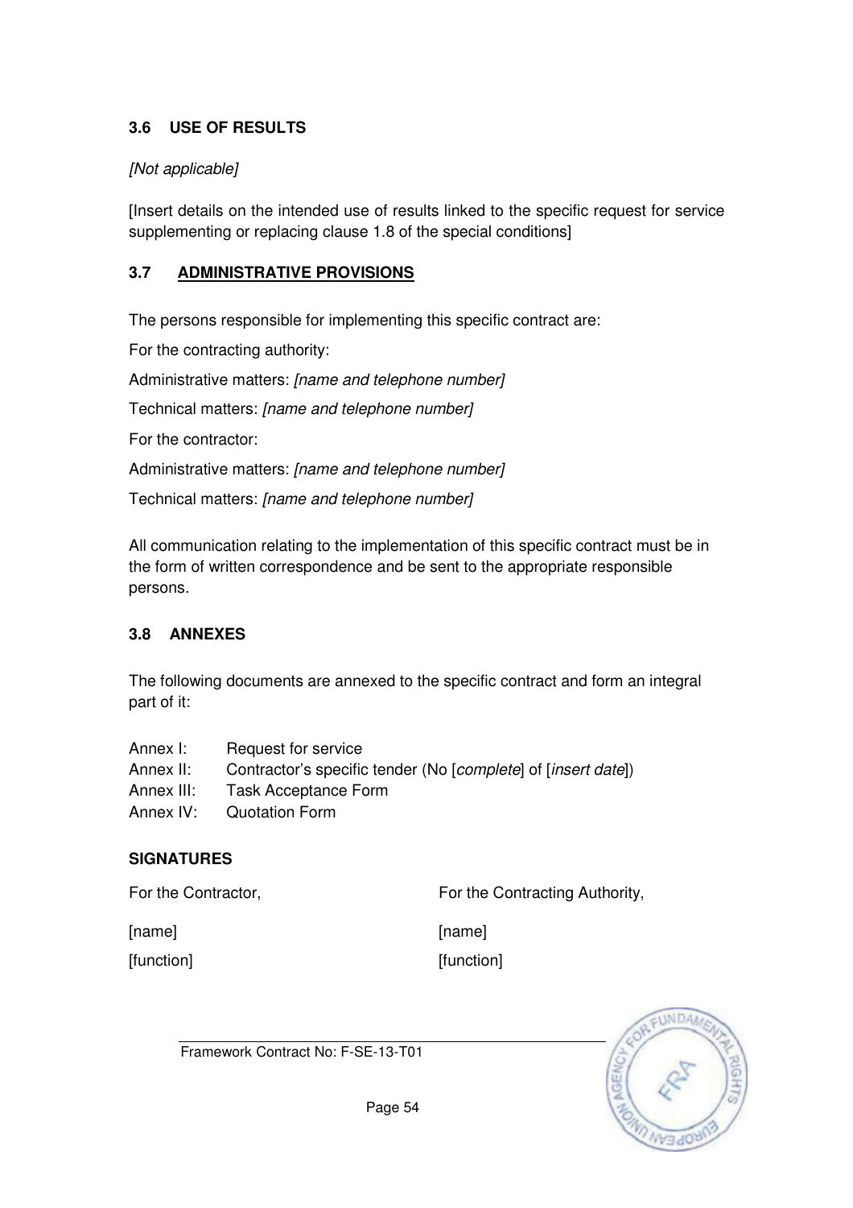### 3.6 USE OF RESULTS

*[Not applicable]*

[Insert details on the intended use of results linked to the specific request for service supplementing or replacing clause 1.8 of the special conditions]

### 3.7 **ADMINISTRATIVE PROVISIONS**

The persons responsible for implementing this specific contract are:

For the contracting authority:

Administrative matters: *[name and telephone number]*

Technical matters: *[name and telephone number]*

For the contractor:

Administrative matters: *[name and telephone number]*

Technical matters: *[name and telephone number]*

All communication relating to the implementation of this specific contract must be in the form of written correspondence and be sent to the appropriate responsible persons.

### 3.8 ANNEXES

The following documents are annexed to the specific contract and form an integral part of it:

Annex I: Request for service
Annex II: Contractor's specific tender (No [*complete*] of [*insert date*])
Annex III: Task Acceptance Form
Annex IV: Quotation Form

**SIGNATURES**

| For the Contractor, | For the Contracting Authority, |
|---|---|
| [name] | [name] |
| [function] | [function] |

Framework Contract No: F-SE-13-T01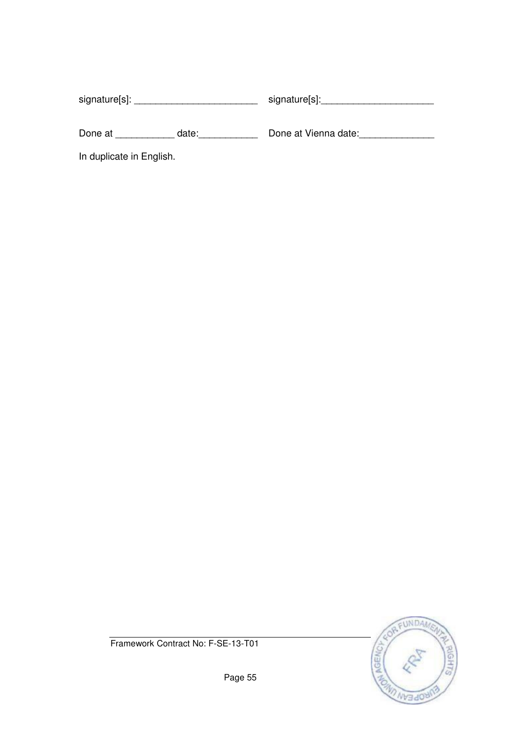| | |
|---|---|
| signature[s]: _______________________ | signature[s]:_____________________ |
| Done at ___________ date:___________ | Done at Vienna date:______________ |

In duplicate in English.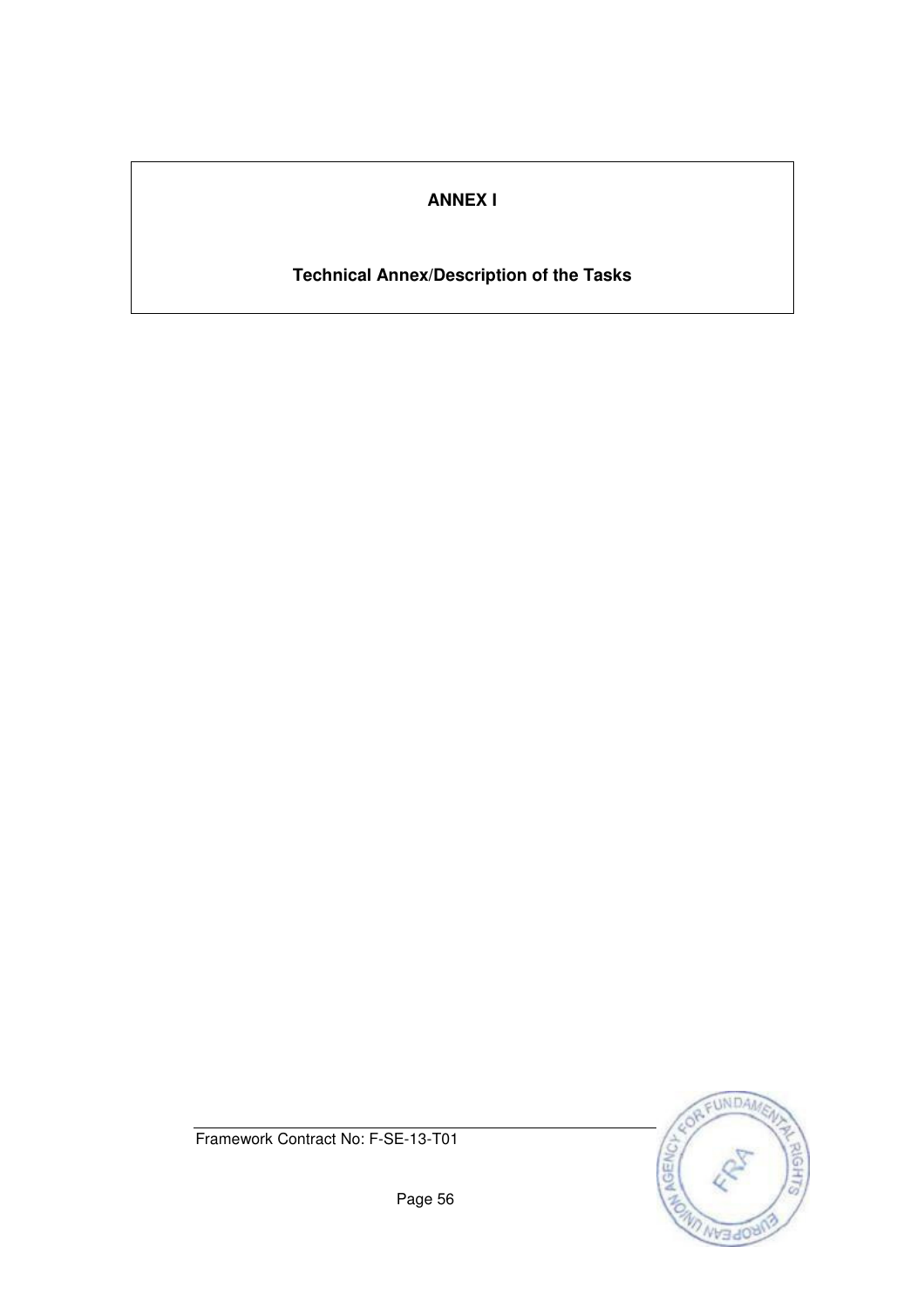**ANNEX I**

**Technical Annex/Description of the Tasks**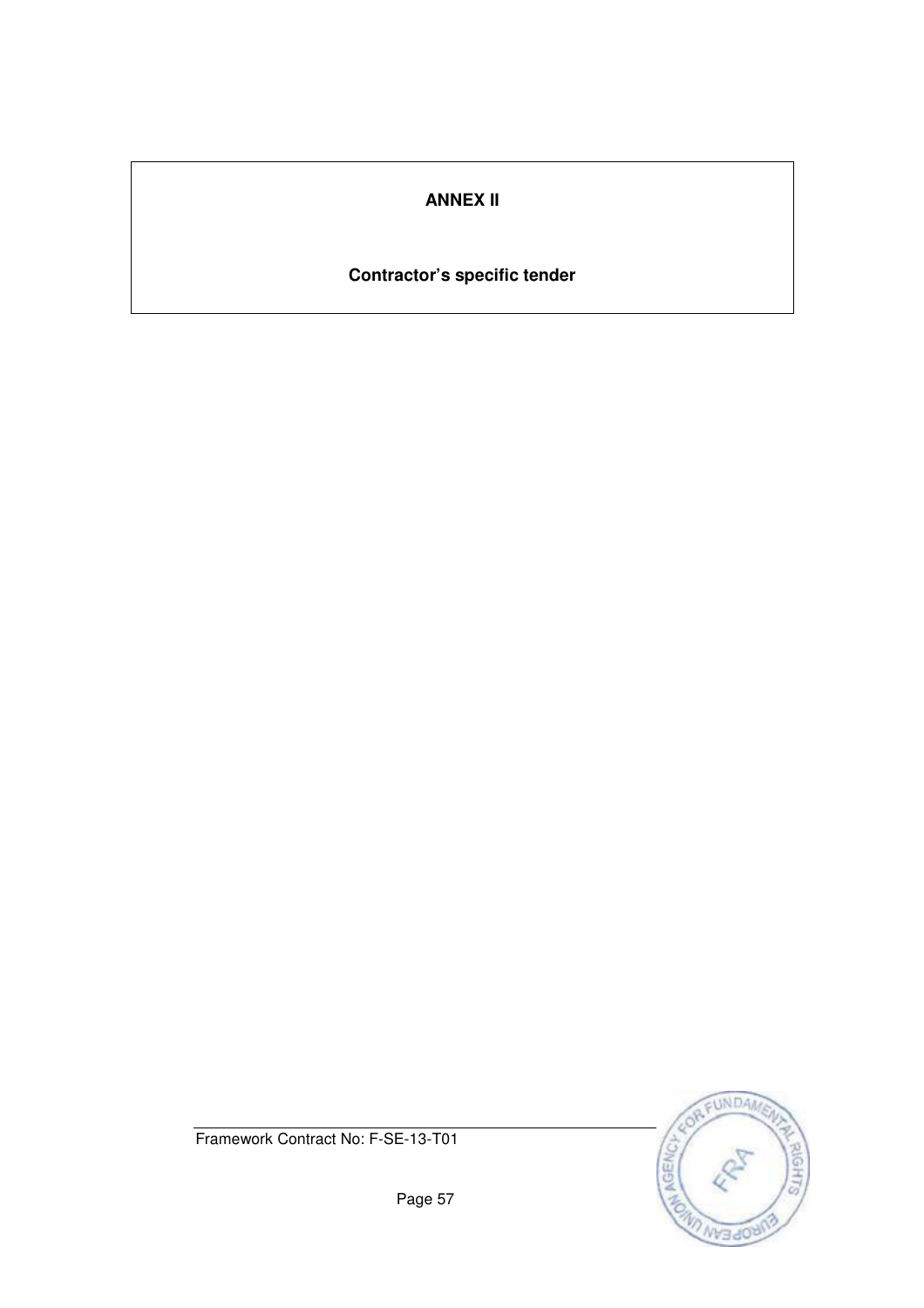**ANNEX II**

**Contractor's specific tender**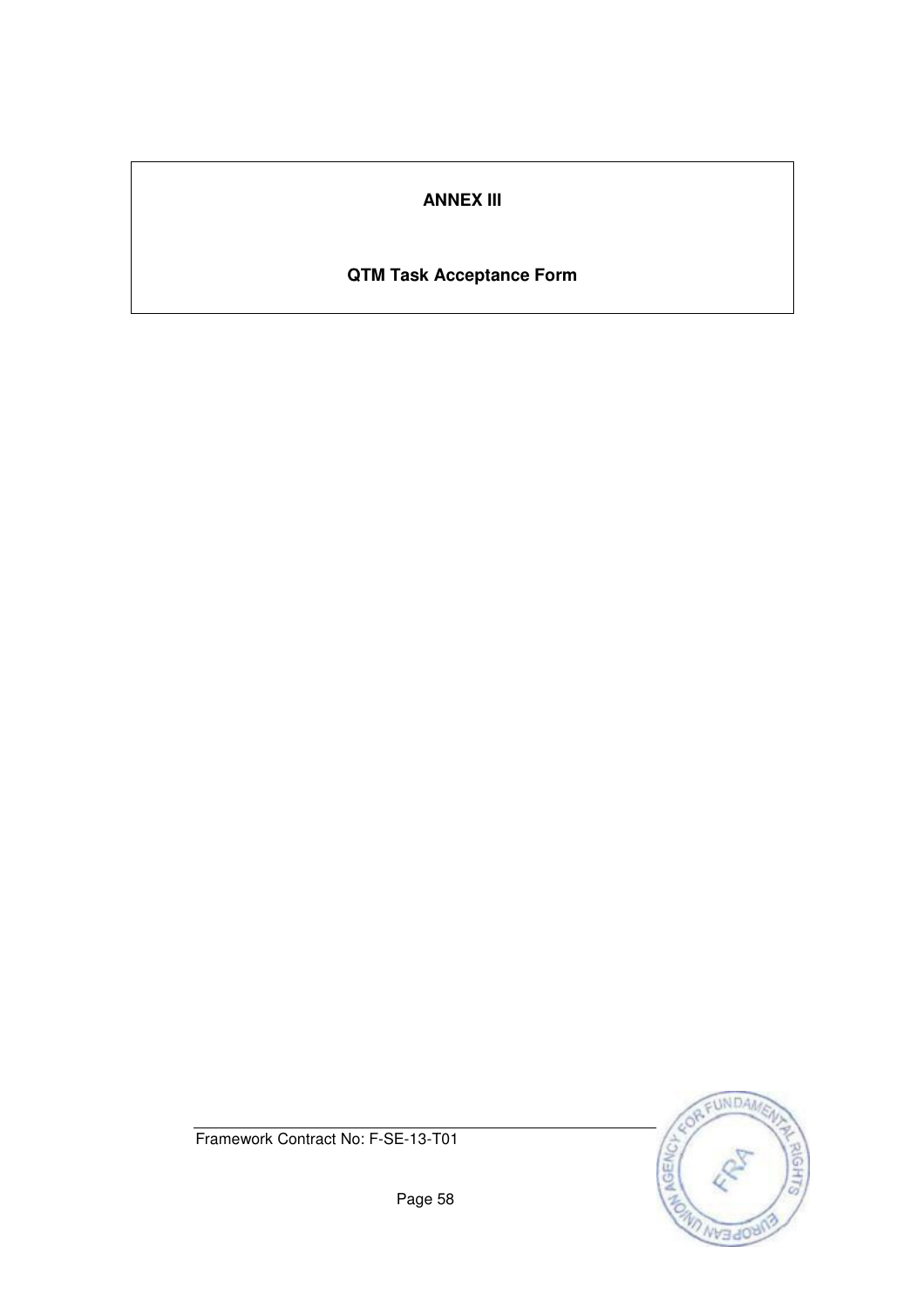**ANNEX III**

**QTM Task Acceptance Form**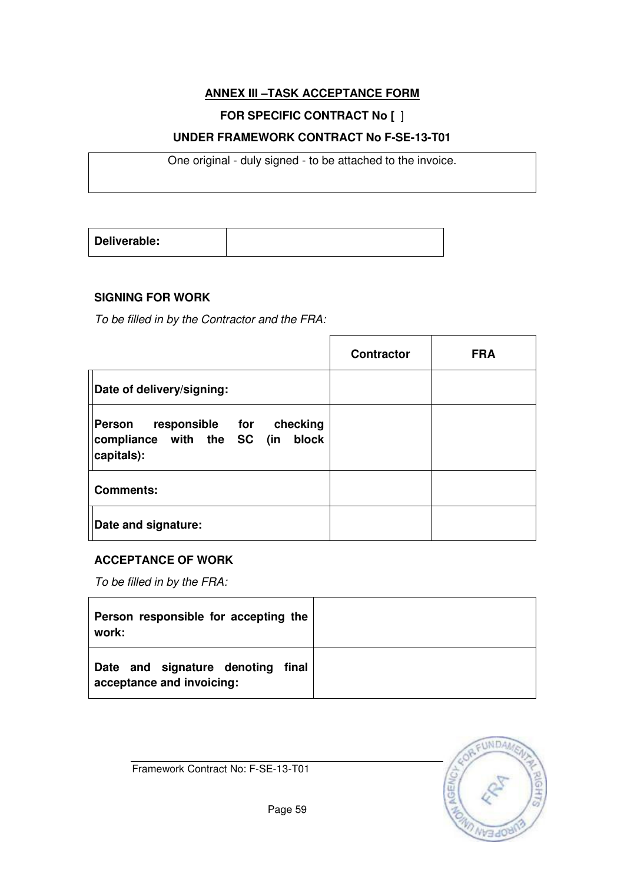**ANNEX III –TASK ACCEPTANCE FORM**

**FOR SPECIFIC CONTRACT No [ ]**

**UNDER FRAMEWORK CONTRACT No F-SE-13-T01**

| One original - duly signed - to be attached to the invoice. |
|---|

| **Deliverable:** | |
|---|---|

**SIGNING FOR WORK**

*To be filled in by the Contractor and the FRA:*

| | **Contractor** | **FRA** |
|---|---|---|
| **Date of delivery/signing:** | | |
| **Person responsible for checking compliance with the SC (in block capitals):** | | |
| **Comments:** | | |
| **Date and signature:** | | |

**ACCEPTANCE OF WORK**

*To be filled in by the FRA:*

| **Person responsible for accepting the work:** | |
|---|---|
| **Date and signature denoting final acceptance and invoicing:** | |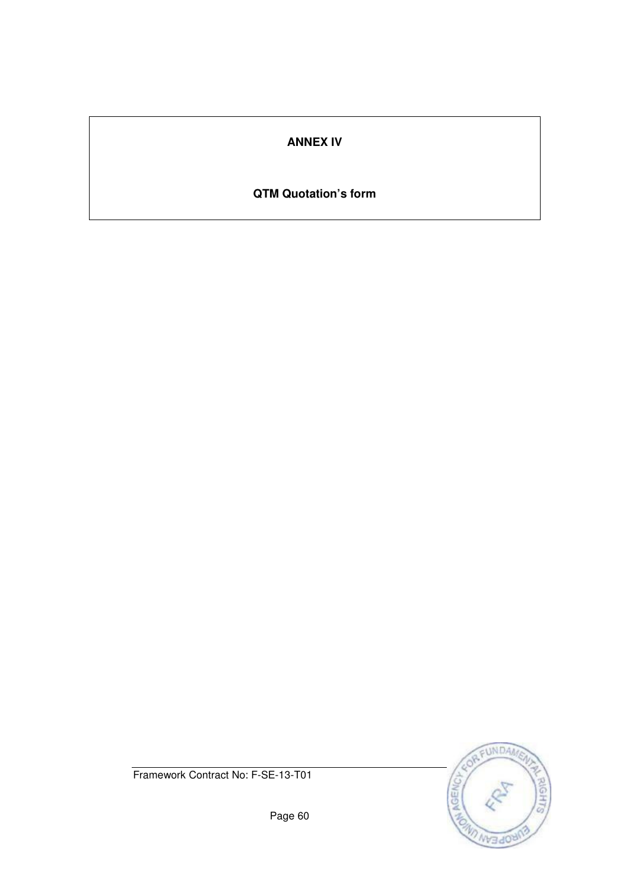**ANNEX IV**

**QTM Quotation's form**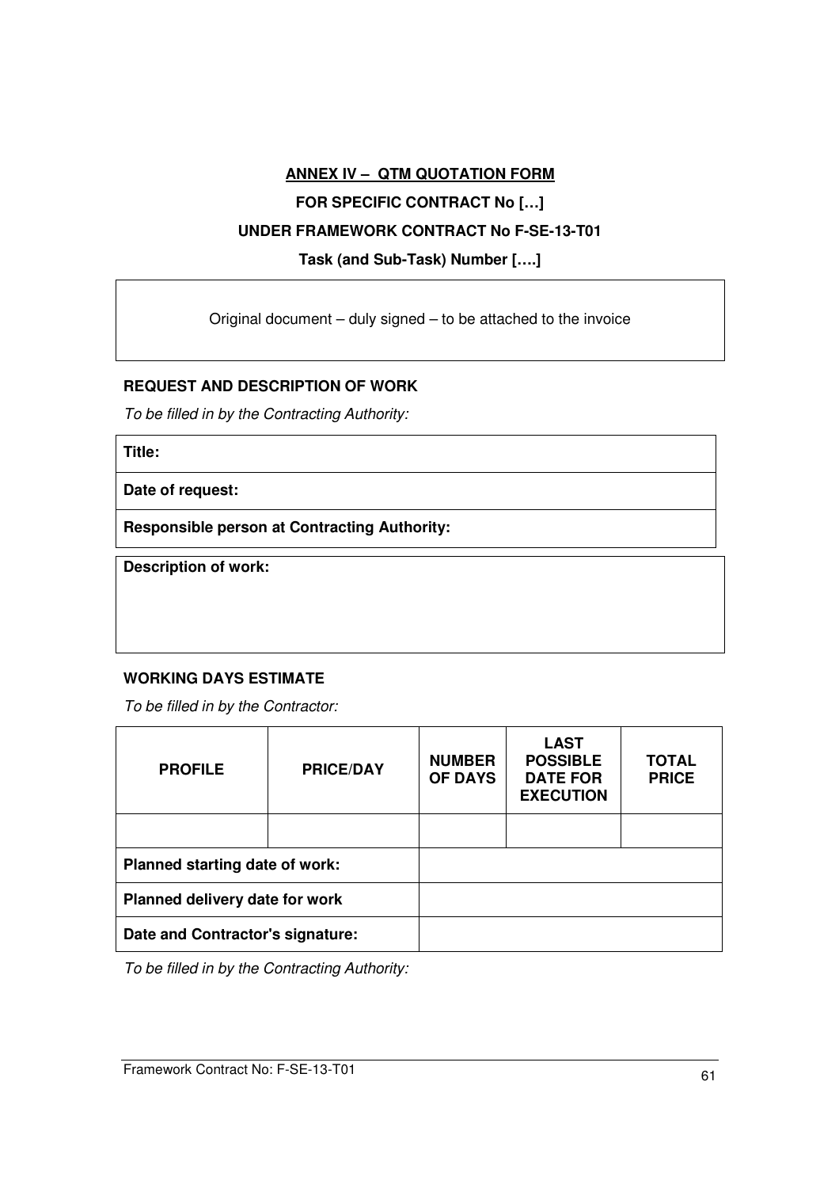**ANNEX IV – QTM QUOTATION FORM**

**FOR SPECIFIC CONTRACT No […]**

**UNDER FRAMEWORK CONTRACT No F-SE-13-T01**

**Task (and Sub-Task) Number [….]**

| Original document – duly signed – to be attached to the invoice |
|---|

**REQUEST AND DESCRIPTION OF WORK**

*To be filled in by the Contracting Authority:*

| **Title:** |
|---|
| **Date of request:** |
| **Responsible person at Contracting Authority:** |

| **Description of work:** |
|---|

**WORKING DAYS ESTIMATE**

*To be filled in by the Contractor:*

| **PROFILE** | **PRICE/DAY** | **NUMBER OF DAYS** | **LAST POSSIBLE DATE FOR EXECUTION** | **TOTAL PRICE** |
|---|---|---|---|---|
| | | | | |
| **Planned starting date of work:** | | | | |
| **Planned delivery date for work** | | | | |
| **Date and Contractor's signature:** | | | | |

*To be filled in by the Contracting Authority:*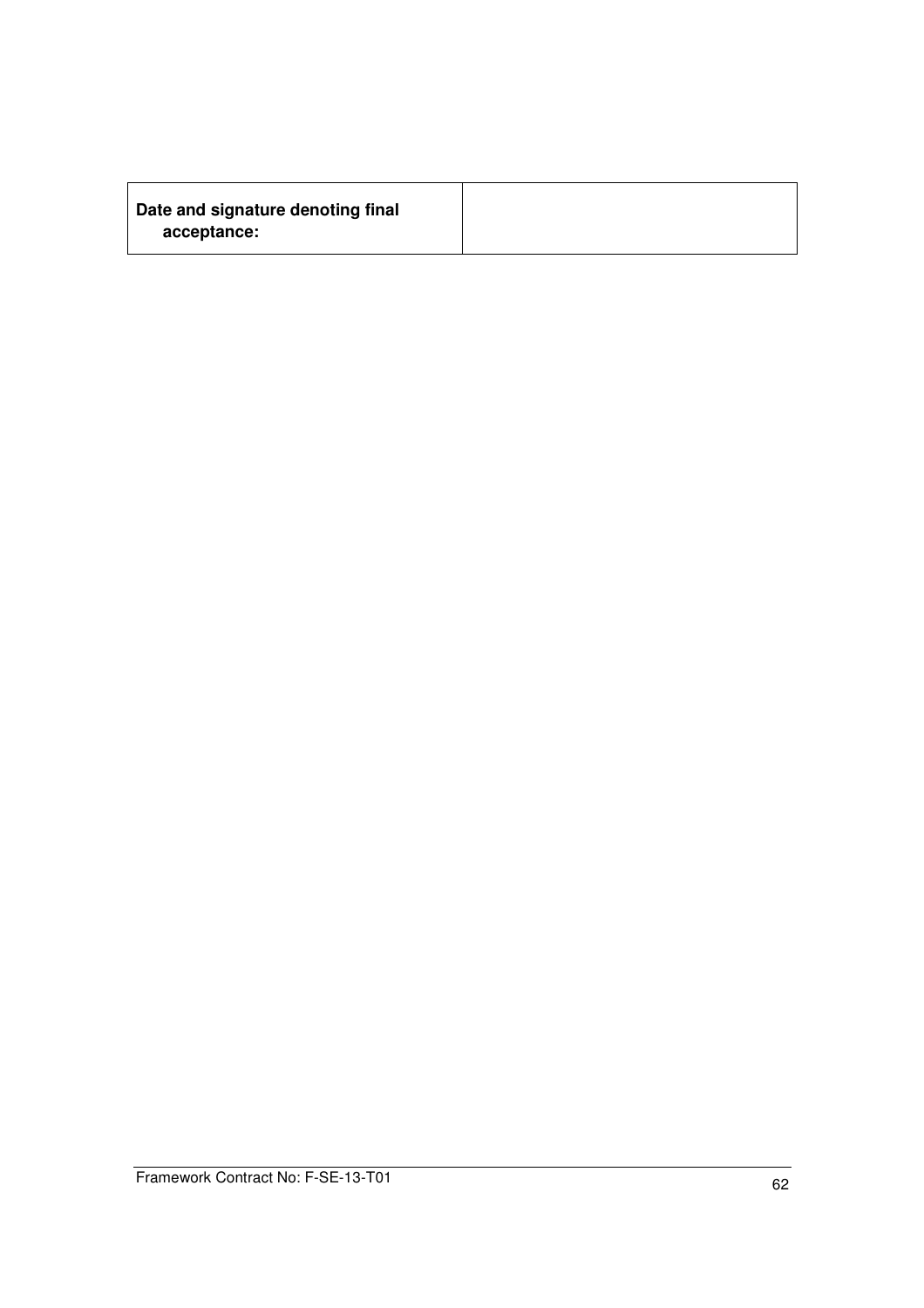| **Date and signature denoting final acceptance:** | |
|---|---|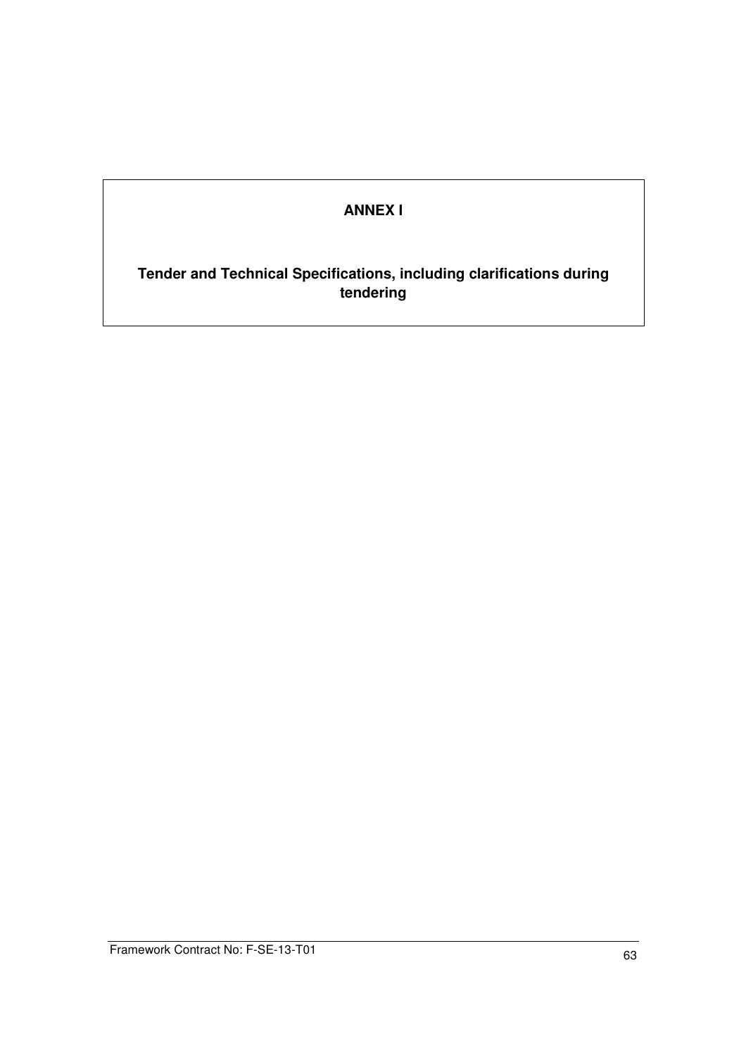**ANNEX I**

**Tender and Technical Specifications, including clarifications during tendering**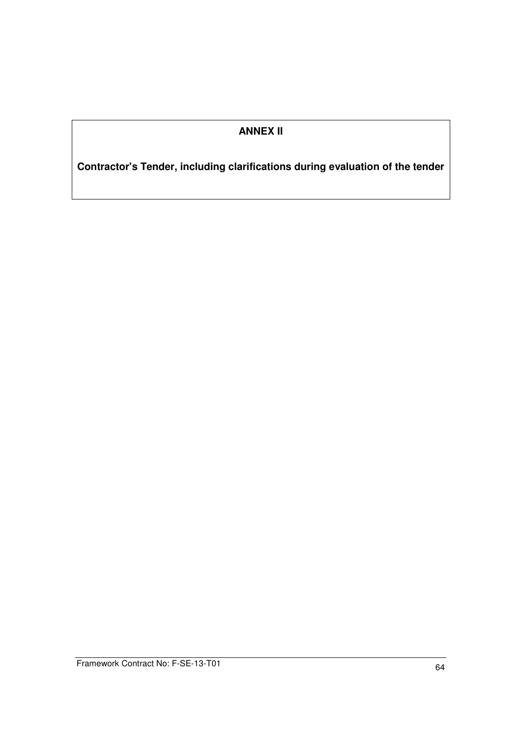# ANNEX II

**Contractor's Tender, including clarifications during evaluation of the tender**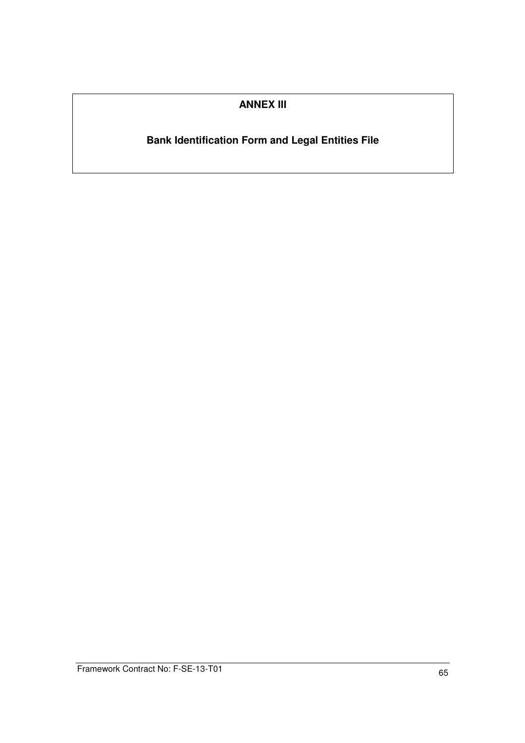# ANNEX III

## Bank Identification Form and Legal Entities File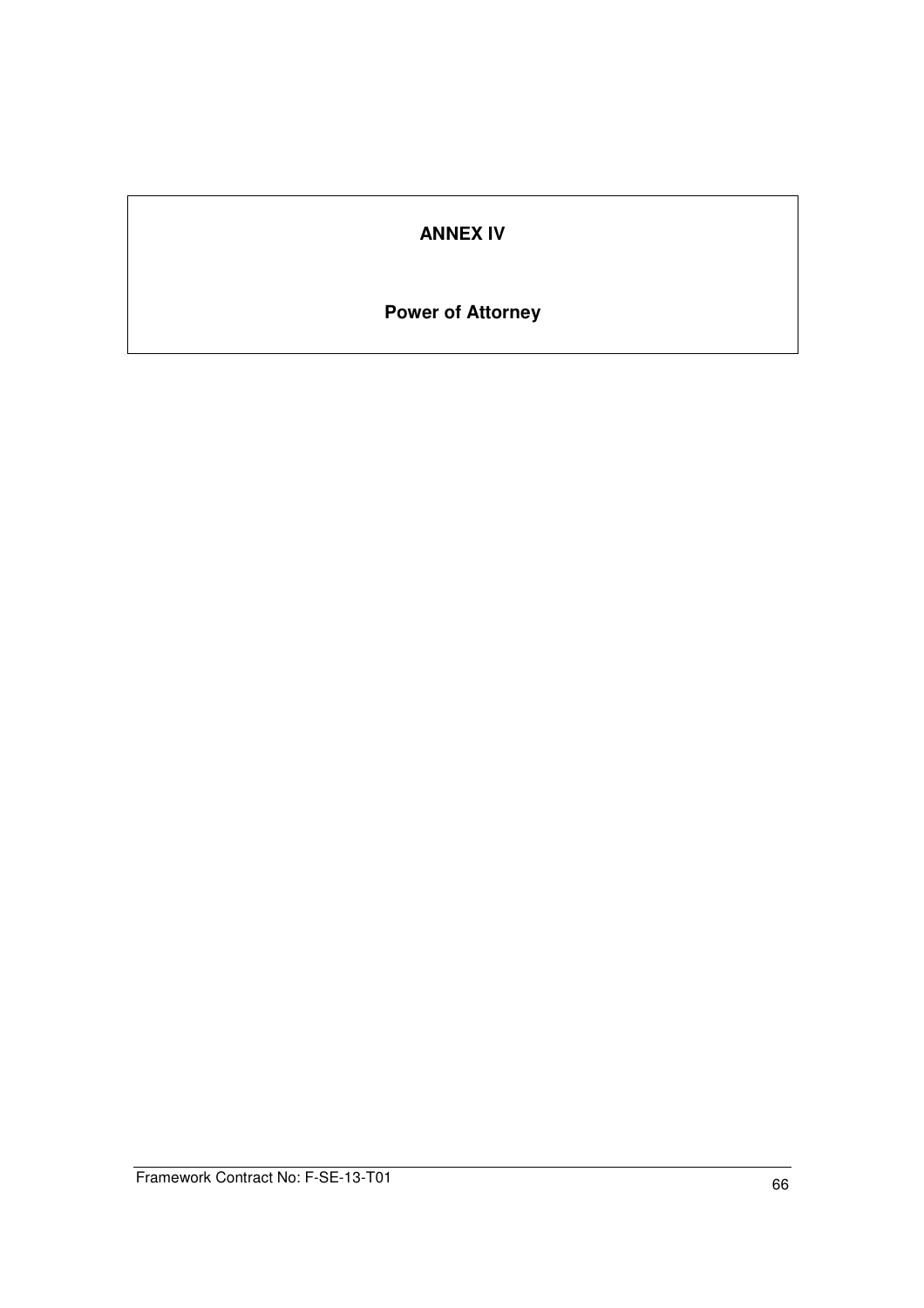# ANNEX IV

## Power of Attorney